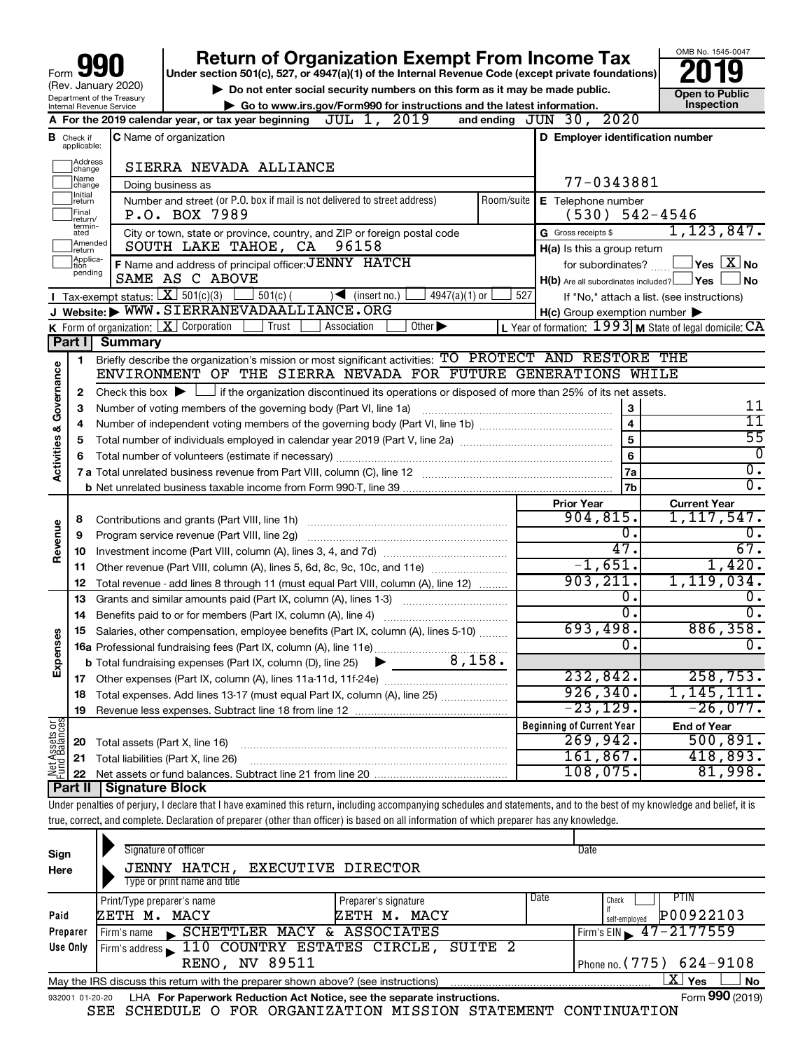Form **990** (Rev. January 2020) Department of the Treasury Internal Revenue Service

# Return of Organization Exempt From Income Tax

Under section 501(c), 527, or 4947(a)(1) of the Internal Revenue Code (except private foundations)

▶ Do not enter social security numbers on this form as it may be made public.

▶ Go to www.irs.gov/Form990 for instructions and the latest information.

OMB No. 1545-0047 **2019** Open to Public Inspection

**A** For the 2019 calendar year, or tax year beginning JUL 1, 2019 and ending JUN 30, 2020

**B** Check if applicable: Address change, Name change, Initial return, Final return/terminated, Amended return, Application pending

**C** Name of organization: SIERRA NEVADA ALLIANCE

Doing business as

Number and street (or P.O. box if mail is not delivered to street address): P.O. BOX 7989 | Room/suite

City or town, state or province, country, and ZIP or foreign postal code: SOUTH LAKE TAHOE, CA 96158

**D** Employer identification number: 77-0343881

**E** Telephone number: (530) 542-4546

**G** Gross receipts $ 1,123,847.

**F** Name and address of principal officer: JENNY HATCH SAME AS C ABOVE

**H(a)** Is this a group return for subordinates? ☐ Yes ☒ No

**H(b)** Are all subordinates included? ☐ Yes ☐ No If "No," attach a list. (see instructions)

**H(c)** Group exemption number ▶

**I** Tax-exempt status: ☒ 501(c)(3) ☐ 501(c) ( ) ◀ (insert no.) ☐ 4947(a)(1) or ☐ 527

**J** Website: ▶ WWW.SIERRANEVADAALLIANCE.ORG

**K** Form of organization: ☒ Corporation ☐ Trust ☐ Association ☐ Other ▶

**L** Year of formation: 1993 **M** State of legal domicile: CA

## Part I Summary

**Activities & Governance**

1 Briefly describe the organization's mission or most significant activities: TO PROTECT AND RESTORE THE ENVIRONMENT OF THE SIERRA NEVADA FOR FUTURE GENERATIONS WHILE

2 Check this box ▶ ☐ if the organization discontinued its operations or disposed of more than 25% of its net assets.

| | | | |
|---|---|---|---|
| 3 | Number of voting members of the governing body (Part VI, line 1a) | 3 | 11 |
| 4 | Number of independent voting members of the governing body (Part VI, line 1b) | 4 | 11 |
| 5 | Total number of individuals employed in calendar year 2019 (Part V, line 2a) | 5 | 55 |
| 6 | Total number of volunteers (estimate if necessary) | 6 | 0 |
| 7a | Total unrelated business revenue from Part VIII, column (C), line 12 | 7a | 0. |
| b | Net unrelated business taxable income from Form 990-T, line 39 | 7b | 0. |

| | | Prior Year | Current Year |
|---|---|---|---|
| **Revenue** | | | |
| 8 | Contributions and grants (Part VIII, line 1h) | 904,815. | 1,117,547. |
| 9 | Program service revenue (Part VIII, line 2g) | 0. | 0. |
| 10 | Investment income (Part VIII, column (A), lines 3, 4, and 7d) | 47. | 67. |
| 11 | Other revenue (Part VIII, column (A), lines 5, 6d, 8c, 9c, 10c, and 11e) | -1,651. | 1,420. |
| 12 | Total revenue - add lines 8 through 11 (must equal Part VIII, column (A), line 12) | 903,211. | 1,119,034. |
| **Expenses** | | | |
| 13 | Grants and similar amounts paid (Part IX, column (A), lines 1-3) | 0. | 0. |
| 14 | Benefits paid to or for members (Part IX, column (A), line 4) | 0. | 0. |
| 15 | Salaries, other compensation, employee benefits (Part IX, column (A), lines 5-10) | 693,498. | 886,358. |
| 16a | Professional fundraising fees (Part IX, column (A), line 11e) | 0. | 0. |
| b | Total fundraising expenses (Part IX, column (D), line 25) ▶ 8,158. | | |
| 17 | Other expenses (Part IX, column (A), lines 11a-11d, 11f-24e) | 232,842. | 258,753. |
| 18 | Total expenses. Add lines 13-17 (must equal Part IX, column (A), line 25) | 926,340. | 1,145,111. |
| 19 | Revenue less expenses. Subtract line 18 from line 12 | -23,129. | -26,077. |

| **Net Assets or Fund Balances** | | Beginning of Current Year | End of Year |
|---|---|---|---|
| 20 | Total assets (Part X, line 16) | 269,942. | 500,891. |
| 21 | Total liabilities (Part X, line 26) | 161,867. | 418,893. |
| 22 | Net assets or fund balances. Subtract line 21 from line 20 | 108,075. | 81,998. |

## Part II Signature Block

Under penalties of perjury, I declare that I have examined this return, including accompanying schedules and statements, and to the best of my knowledge and belief, it is true, correct, and complete. Declaration of preparer (other than officer) is based on all information of which preparer has any knowledge.

**Sign Here**

Signature of officer | Date

JENNY HATCH, EXECUTIVE DIRECTOR

Type or print name and title

| **Paid Preparer Use Only** | | | | |
|---|---|---|---|---|
| Print/Type preparer's name: ZETH M. MACY | Preparer's signature: ZETH M. MACY | Date | Check ☐ if self-employed | PTIN: P00922103 |
| Firm's name ▶ SCHETTLER MACY & ASSOCIATES | | | Firm's EIN ▶ 47-2177559 | |
| Firm's address ▶ 110 COUNTRY ESTATES CIRCLE, SUITE 2 RENO, NV 89511 | | | Phone no. (775) 624-9108 | |

May the IRS discuss this return with the preparer shown above? (see instructions) ☒ Yes ☐ No

932001 01-20-20 LHA For Paperwork Reduction Act Notice, see the separate instructions. Form **990** (2019)

SEE SCHEDULE O FOR ORGANIZATION MISSION STATEMENT CONTINUATION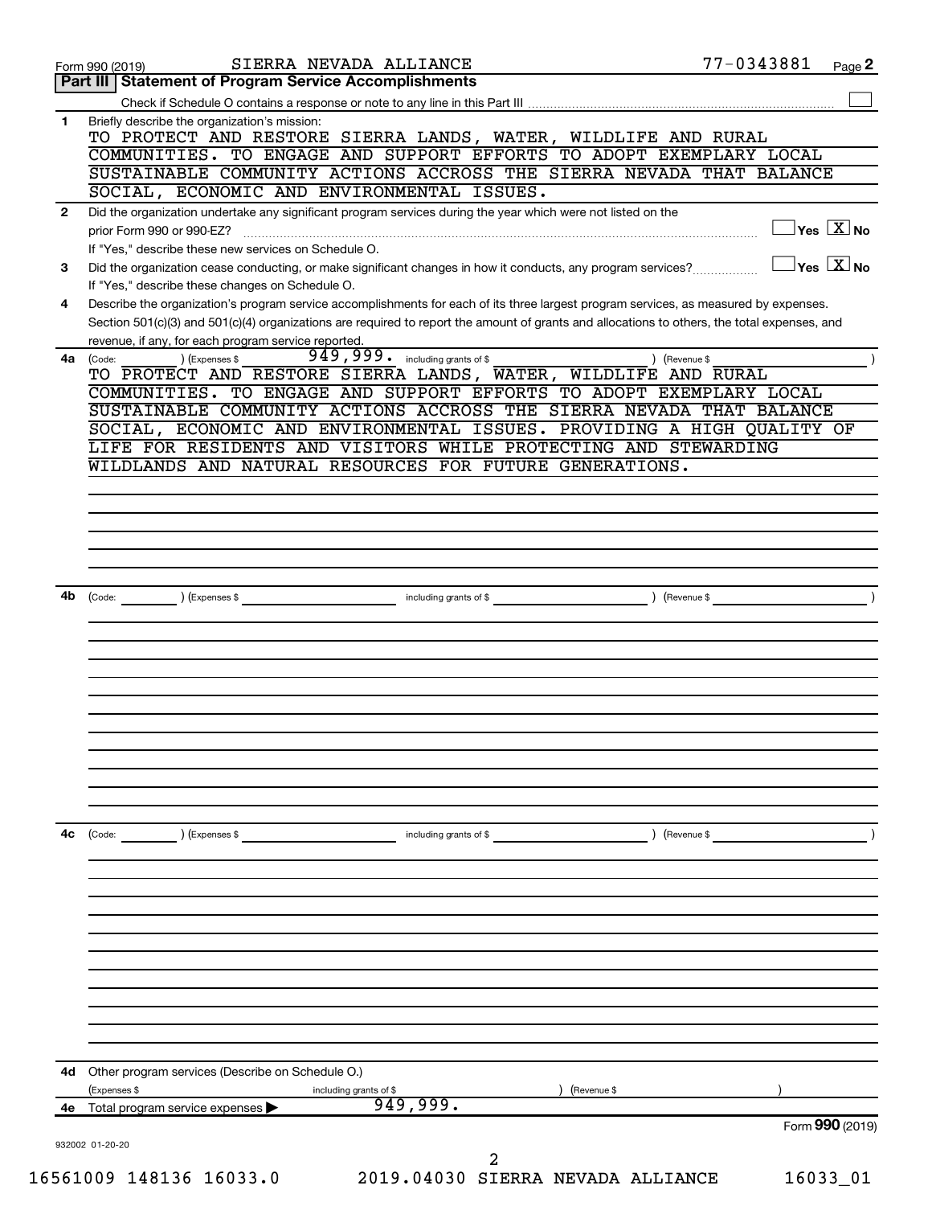Form 990 (2019) SIERRA NEVADA ALLIANCE 77-0343881 Page 2

## Part III | Statement of Program Service Accomplishments

Check if Schedule O contains a response or note to any line in this Part III ☐

**1** Briefly describe the organization's mission:

TO PROTECT AND RESTORE SIERRA LANDS, WATER, WILDLIFE AND RURAL COMMUNITIES. TO ENGAGE AND SUPPORT EFFORTS TO ADOPT EXEMPLARY LOCAL SUSTAINABLE COMMUNITY ACTIONS ACCROSS THE SIERRA NEVADA THAT BALANCE SOCIAL, ECONOMIC AND ENVIRONMENTAL ISSUES.

**2** Did the organization undertake any significant program services during the year which were not listed on the prior Form 990 or 990-EZ? ☐ Yes ☒ No

If "Yes," describe these new services on Schedule O.

**3** Did the organization cease conducting, or make significant changes in how it conducts, any program services? ☐ Yes ☒ No

If "Yes," describe these changes on Schedule O.

**4** Describe the organization's program service accomplishments for each of its three largest program services, as measured by expenses. Section 501(c)(3) and 501(c)(4) organizations are required to report the amount of grants and allocations to others, the total expenses, and revenue, if any, for each program service reported.

**4a** (Code: ) (Expenses $ 949,999. including grants of $ ) (Revenue $ )

TO PROTECT AND RESTORE SIERRA LANDS, WATER, WILDLIFE AND RURAL COMMUNITIES. TO ENGAGE AND SUPPORT EFFORTS TO ADOPT EXEMPLARY LOCAL SUSTAINABLE COMMUNITY ACTIONS ACCROSS THE SIERRA NEVADA THAT BALANCE SOCIAL, ECONOMIC AND ENVIRONMENTAL ISSUES. PROVIDING A HIGH QUALITY OF LIFE FOR RESIDENTS AND VISITORS WHILE PROTECTING AND STEWARDING WILDLANDS AND NATURAL RESOURCES FOR FUTURE GENERATIONS.

**4b** (Code: ) (Expenses $ including grants of $ ) (Revenue $ )

**4c** (Code: ) (Expenses $ including grants of $ ) (Revenue $ )

**4d** Other program services (Describe on Schedule O.)

(Expenses $ including grants of $ ) (Revenue $ )

**4e** Total program service expenses ▶ 949,999.

Form 990 (2019)

932002 01-20-20

16561009 148136 16033.0 2019.04030 SIERRA NEVADA ALLIANCE 16033_01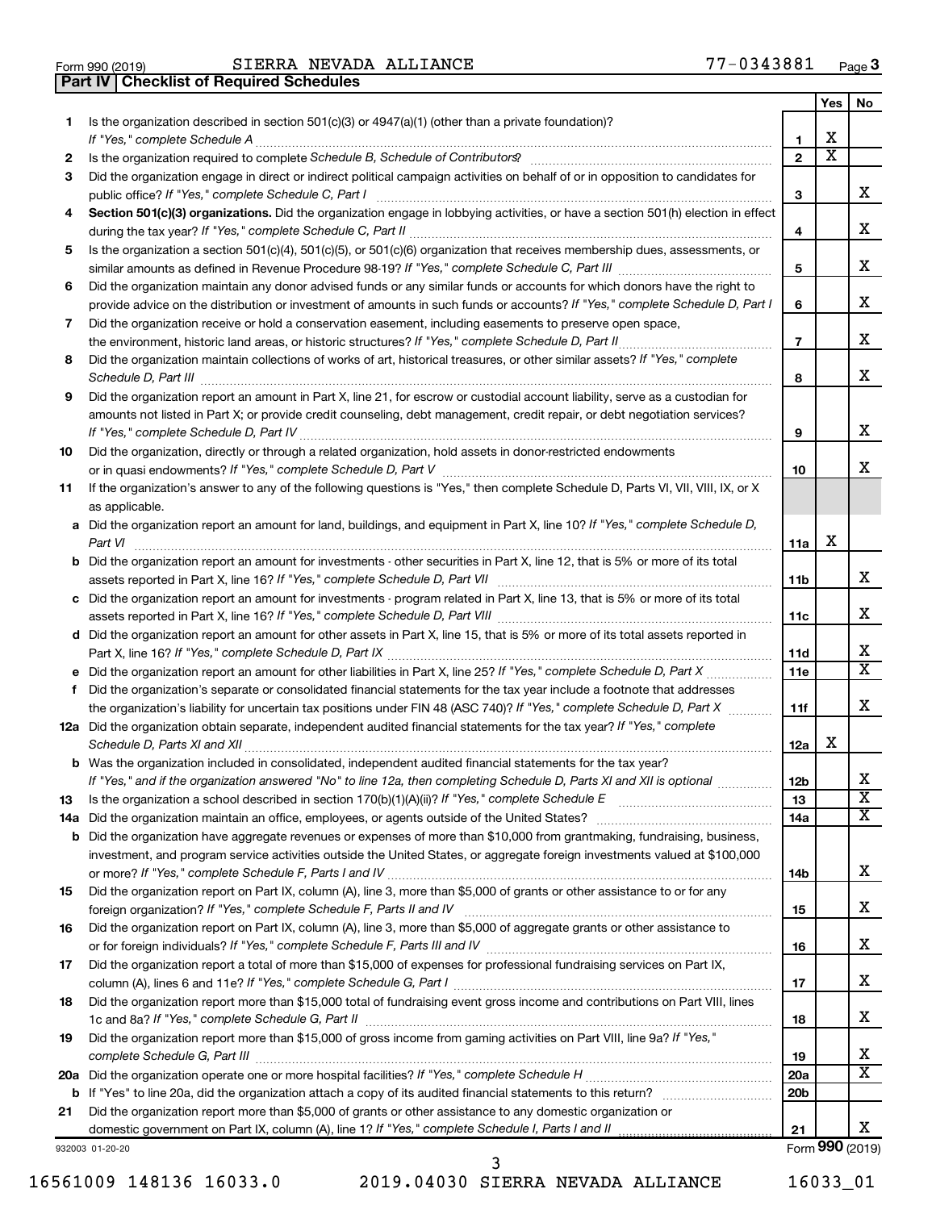Form 990 (2019) SIERRA NEVADA ALLIANCE 77-0343881 Page 3

## Part IV | Checklist of Required Schedules

| | | | Yes | No |
|---|---|---|---|---|
| 1 | Is the organization described in section 501(c)(3) or 4947(a)(1) (other than a private foundation)? *If "Yes," complete Schedule A* | 1 | X | |
| 2 | Is the organization required to complete *Schedule B, Schedule of Contributors*? | 2 | X | |
| 3 | Did the organization engage in direct or indirect political campaign activities on behalf of or in opposition to candidates for public office? *If "Yes," complete Schedule C, Part I* | 3 | | X |
| 4 | **Section 501(c)(3) organizations.** Did the organization engage in lobbying activities, or have a section 501(h) election in effect during the tax year? *If "Yes," complete Schedule C, Part II* | 4 | | X |
| 5 | Is the organization a section 501(c)(4), 501(c)(5), or 501(c)(6) organization that receives membership dues, assessments, or similar amounts as defined in Revenue Procedure 98-19? *If "Yes," complete Schedule C, Part III* | 5 | | X |
| 6 | Did the organization maintain any donor advised funds or any similar funds or accounts for which donors have the right to provide advice on the distribution or investment of amounts in such funds or accounts? *If "Yes," complete Schedule D, Part I* | 6 | | X |
| 7 | Did the organization receive or hold a conservation easement, including easements to preserve open space, the environment, historic land areas, or historic structures? *If "Yes," complete Schedule D, Part II* | 7 | | X |
| 8 | Did the organization maintain collections of works of art, historical treasures, or other similar assets? *If "Yes," complete Schedule D, Part III* | 8 | | X |
| 9 | Did the organization report an amount in Part X, line 21, for escrow or custodial account liability, serve as a custodian for amounts not listed in Part X; or provide credit counseling, debt management, credit repair, or debt negotiation services? *If "Yes," complete Schedule D, Part IV* | 9 | | X |
| 10 | Did the organization, directly or through a related organization, hold assets in donor-restricted endowments or in quasi endowments? *If "Yes," complete Schedule D, Part V* | 10 | | X |
| 11 | If the organization's answer to any of the following questions is "Yes," then complete Schedule D, Parts VI, VII, VIII, IX, or X as applicable. | | | |
| a | Did the organization report an amount for land, buildings, and equipment in Part X, line 10? *If "Yes," complete Schedule D, Part VI* | 11a | X | |
| b | Did the organization report an amount for investments - other securities in Part X, line 12, that is 5% or more of its total assets reported in Part X, line 16? *If "Yes," complete Schedule D, Part VII* | 11b | | X |
| c | Did the organization report an amount for investments - program related in Part X, line 13, that is 5% or more of its total assets reported in Part X, line 16? *If "Yes," complete Schedule D, Part VIII* | 11c | | X |
| d | Did the organization report an amount for other assets in Part X, line 15, that is 5% or more of its total assets reported in Part X, line 16? *If "Yes," complete Schedule D, Part IX* | 11d | | X |
| e | Did the organization report an amount for other liabilities in Part X, line 25? *If "Yes," complete Schedule D, Part X* | 11e | | X |
| f | Did the organization's separate or consolidated financial statements for the tax year include a footnote that addresses the organization's liability for uncertain tax positions under FIN 48 (ASC 740)? *If "Yes," complete Schedule D, Part X* | 11f | | X |
| 12a | Did the organization obtain separate, independent audited financial statements for the tax year? *If "Yes," complete Schedule D, Parts XI and XII* | 12a | X | |
| b | Was the organization included in consolidated, independent audited financial statements for the tax year? *If "Yes," and if the organization answered "No" to line 12a, then completing Schedule D, Parts XI and XII is optional* | 12b | | X |
| 13 | Is the organization a school described in section 170(b)(1)(A)(ii)? *If "Yes," complete Schedule E* | 13 | | X |
| 14a | Did the organization maintain an office, employees, or agents outside of the United States? | 14a | | X |
| b | Did the organization have aggregate revenues or expenses of more than $10,000 from grantmaking, fundraising, business, investment, and program service activities outside the United States, or aggregate foreign investments valued at $100,000 or more? *If "Yes," complete Schedule F, Parts I and IV* | 14b | | X |
| 15 | Did the organization report on Part IX, column (A), line 3, more than $5,000 of grants or other assistance to or for any foreign organization? *If "Yes," complete Schedule F, Parts II and IV* | 15 | | X |
| 16 | Did the organization report on Part IX, column (A), line 3, more than $5,000 of aggregate grants or other assistance to or for foreign individuals? *If "Yes," complete Schedule F, Parts III and IV* | 16 | | X |
| 17 | Did the organization report a total of more than $15,000 of expenses for professional fundraising services on Part IX, column (A), lines 6 and 11e? *If "Yes," complete Schedule G, Part I* | 17 | | X |
| 18 | Did the organization report more than $15,000 total of fundraising event gross income and contributions on Part VIII, lines 1c and 8a? *If "Yes," complete Schedule G, Part II* | 18 | | X |
| 19 | Did the organization report more than $15,000 of gross income from gaming activities on Part VIII, line 9a? *If "Yes," complete Schedule G, Part III* | 19 | | X |
| 20a | Did the organization operate one or more hospital facilities? *If "Yes," complete Schedule H* | 20a | | X |
| b | If "Yes" to line 20a, did the organization attach a copy of its audited financial statements to this return? | 20b | | |
| 21 | Did the organization report more than $5,000 of grants or other assistance to any domestic organization or domestic government on Part IX, column (A), line 1? *If "Yes," complete Schedule I, Parts I and II* | 21 | | X |

932003 01-20-20 Form **990** (2019)

16561009 148136 16033.0 2019.04030 SIERRA NEVADA ALLIANCE 16033_01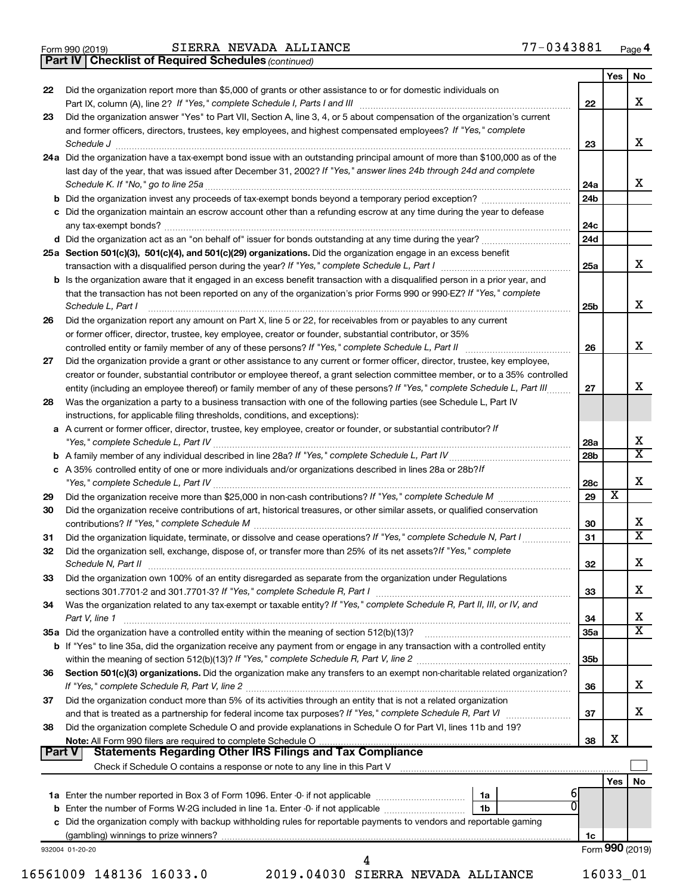Form 990 (2019) SIERRA NEVADA ALLIANCE 77-0343881 Page 4

**Part IV | Checklist of Required Schedules** *(continued)*

| | | | Yes | No |
|---|---|---|---|---|
| 22 | Did the organization report more than $5,000 of grants or other assistance to or for domestic individuals on Part IX, column (A), line 2? *If "Yes," complete Schedule I, Parts I and III* | 22 | | X |
| 23 | Did the organization answer "Yes" to Part VII, Section A, line 3, 4, or 5 about compensation of the organization's current and former officers, directors, trustees, key employees, and highest compensated employees? *If "Yes," complete Schedule J* | 23 | | X |
| 24a | Did the organization have a tax-exempt bond issue with an outstanding principal amount of more than $100,000 as of the last day of the year, that was issued after December 31, 2002? *If "Yes," answer lines 24b through 24d and complete Schedule K. If "No," go to line 25a* | 24a | | X |
| b | Did the organization invest any proceeds of tax-exempt bonds beyond a temporary period exception? | 24b | | |
| c | Did the organization maintain an escrow account other than a refunding escrow at any time during the year to defease any tax-exempt bonds? | 24c | | |
| d | Did the organization act as an "on behalf of" issuer for bonds outstanding at any time during the year? | 24d | | |
| 25a | **Section 501(c)(3), 501(c)(4), and 501(c)(29) organizations.** Did the organization engage in an excess benefit transaction with a disqualified person during the year? *If "Yes," complete Schedule L, Part I* | 25a | | X |
| b | Is the organization aware that it engaged in an excess benefit transaction with a disqualified person in a prior year, and that the transaction has not been reported on any of the organization's prior Forms 990 or 990-EZ? *If "Yes," complete Schedule L, Part I* | 25b | | X |
| 26 | Did the organization report any amount on Part X, line 5 or 22, for receivables from or payables to any current or former officer, director, trustee, key employee, creator or founder, substantial contributor, or 35% controlled entity or family member of any of these persons? *If "Yes," complete Schedule L, Part II* | 26 | | X |
| 27 | Did the organization provide a grant or other assistance to any current or former officer, director, trustee, key employee, creator or founder, substantial contributor or employee thereof, a grant selection committee member, or to a 35% controlled entity (including an employee thereof) or family member of any of these persons? *If "Yes," complete Schedule L, Part III* | 27 | | X |
| 28 | Was the organization a party to a business transaction with one of the following parties (see Schedule L, Part IV instructions, for applicable filing thresholds, conditions, and exceptions): | | | |
| a | A current or former officer, director, trustee, key employee, creator or founder, or substantial contributor? *If "Yes," complete Schedule L, Part IV* | 28a | | X |
| b | A family member of any individual described in line 28a? *If "Yes," complete Schedule L, Part IV* | 28b | | X |
| c | A 35% controlled entity of one or more individuals and/or organizations described in lines 28a or 28b? *If "Yes," complete Schedule L, Part IV* | 28c | | X |
| 29 | Did the organization receive more than $25,000 in non-cash contributions? *If "Yes," complete Schedule M* | 29 | X | |
| 30 | Did the organization receive contributions of art, historical treasures, or other similar assets, or qualified conservation contributions? *If "Yes," complete Schedule M* | 30 | | X |
| 31 | Did the organization liquidate, terminate, or dissolve and cease operations? *If "Yes," complete Schedule N, Part I* | 31 | | X |
| 32 | Did the organization sell, exchange, dispose of, or transfer more than 25% of its net assets? *If "Yes," complete Schedule N, Part II* | 32 | | X |
| 33 | Did the organization own 100% of an entity disregarded as separate from the organization under Regulations sections 301.7701-2 and 301.7701-3? *If "Yes," complete Schedule R, Part I* | 33 | | X |
| 34 | Was the organization related to any tax-exempt or taxable entity? *If "Yes," complete Schedule R, Part II, III, or IV, and Part V, line 1* | 34 | | X |
| 35a | Did the organization have a controlled entity within the meaning of section 512(b)(13)? | 35a | | X |
| b | If "Yes" to line 35a, did the organization receive any payment from or engage in any transaction with a controlled entity within the meaning of section 512(b)(13)? *If "Yes," complete Schedule R, Part V, line 2* | 35b | | |
| 36 | **Section 501(c)(3) organizations.** Did the organization make any transfers to an exempt non-charitable related organization? *If "Yes," complete Schedule R, Part V, line 2* | 36 | | X |
| 37 | Did the organization conduct more than 5% of its activities through an entity that is not a related organization and that is treated as a partnership for federal income tax purposes? *If "Yes," complete Schedule R, Part VI* | 37 | | X |
| 38 | Did the organization complete Schedule O and provide explanations in Schedule O for Part VI, lines 11b and 19? **Note:** All Form 990 filers are required to complete Schedule O | 38 | X | |

**Part V | Statements Regarding Other IRS Filings and Tax Compliance**

Check if Schedule O contains a response or note to any line in this Part V ☐

| | | | | | Yes | No |
|---|---|---|---|---|---|---|
| 1a | Enter the number reported in Box 3 of Form 1096. Enter -0- if not applicable | 1a | 6 | | | |
| b | Enter the number of Forms W-2G included in line 1a. Enter -0- if not applicable | 1b | 0 | | | |
| c | Did the organization comply with backup withholding rules for reportable payments to vendors and reportable gaming (gambling) winnings to prize winners? | | | 1c | | |

932004 01-20-20 Form **990** (2019)

16561009 148136 16033.0 2019.04030 SIERRA NEVADA ALLIANCE 16033_01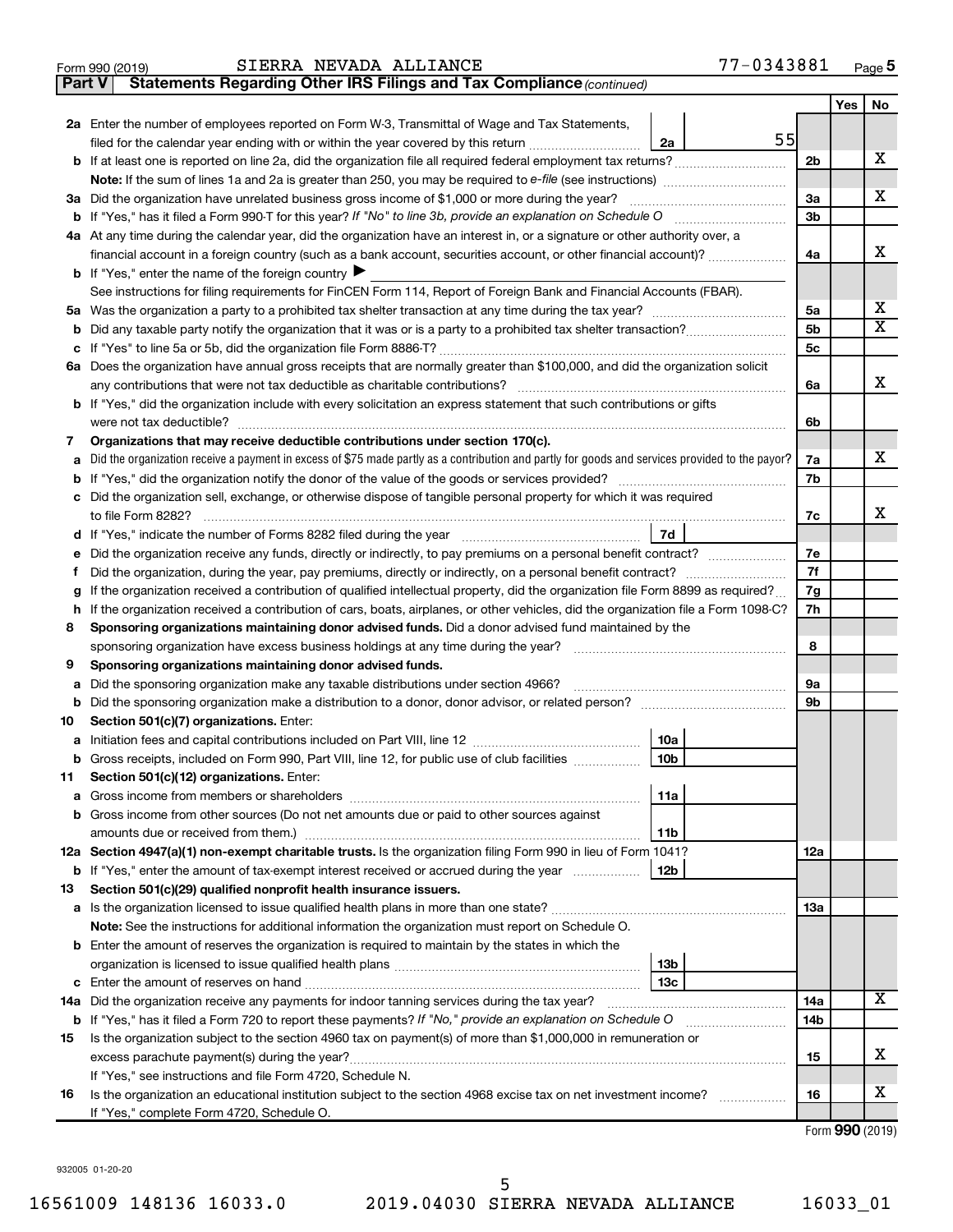Form 990 (2019) SIERRA NEVADA ALLIANCE 77-0343881 Page 5

**Part V Statements Regarding Other IRS Filings and Tax Compliance** *(continued)*

| | | | | Yes | No |
|---|---|---|---|---|---|
| **2a** | Enter the number of employees reported on Form W-3, Transmittal of Wage and Tax Statements, filed for the calendar year ending with or within the year covered by this return | 2a | 55 | | |
| **b** | If at least one is reported on line 2a, did the organization file all required federal employment tax returns? | 2b | | | X |
| | **Note:** If the sum of lines 1a and 2a is greater than 250, you may be required to *e-file* (see instructions) | | | | |
| **3a** | Did the organization have unrelated business gross income of $1,000 or more during the year? | 3a | | | X |
| **b** | If "Yes," has it filed a Form 990-T for this year? *If "No" to line 3b, provide an explanation on Schedule O* | 3b | | | |
| **4a** | At any time during the calendar year, did the organization have an interest in, or a signature or other authority over, a financial account in a foreign country (such as a bank account, securities account, or other financial account)? | 4a | | | X |
| **b** | If "Yes," enter the name of the foreign country ▶ | | | | |
| | See instructions for filing requirements for FinCEN Form 114, Report of Foreign Bank and Financial Accounts (FBAR). | | | | |
| **5a** | Was the organization a party to a prohibited tax shelter transaction at any time during the tax year? | 5a | | | X |
| **b** | Did any taxable party notify the organization that it was or is a party to a prohibited tax shelter transaction? | 5b | | | X |
| **c** | If "Yes" to line 5a or 5b, did the organization file Form 8886-T? | 5c | | | |
| **6a** | Does the organization have annual gross receipts that are normally greater than $100,000, and did the organization solicit any contributions that were not tax deductible as charitable contributions? | 6a | | | X |
| **b** | If "Yes," did the organization include with every solicitation an express statement that such contributions or gifts were not tax deductible? | 6b | | | |
| **7** | **Organizations that may receive deductible contributions under section 170(c).** | | | | |
| **a** | Did the organization receive a payment in excess of $75 made partly as a contribution and partly for goods and services provided to the payor? | 7a | | | X |
| **b** | If "Yes," did the organization notify the donor of the value of the goods or services provided? | 7b | | | |
| **c** | Did the organization sell, exchange, or otherwise dispose of tangible personal property for which it was required to file Form 8282? | 7c | | | X |
| **d** | If "Yes," indicate the number of Forms 8282 filed during the year | 7d | | | |
| **e** | Did the organization receive any funds, directly or indirectly, to pay premiums on a personal benefit contract? | 7e | | | |
| **f** | Did the organization, during the year, pay premiums, directly or indirectly, on a personal benefit contract? | 7f | | | |
| **g** | If the organization received a contribution of qualified intellectual property, did the organization file Form 8899 as required? | 7g | | | |
| **h** | If the organization received a contribution of cars, boats, airplanes, or other vehicles, did the organization file a Form 1098-C? | 7h | | | |
| **8** | **Sponsoring organizations maintaining donor advised funds.** Did a donor advised fund maintained by the sponsoring organization have excess business holdings at any time during the year? | 8 | | | |
| **9** | **Sponsoring organizations maintaining donor advised funds.** | | | | |
| **a** | Did the sponsoring organization make any taxable distributions under section 4966? | 9a | | | |
| **b** | Did the sponsoring organization make a distribution to a donor, donor advisor, or related person? | 9b | | | |
| **10** | **Section 501(c)(7) organizations.** Enter: | | | | |
| **a** | Initiation fees and capital contributions included on Part VIII, line 12 | 10a | | | |
| **b** | Gross receipts, included on Form 990, Part VIII, line 12, for public use of club facilities | 10b | | | |
| **11** | **Section 501(c)(12) organizations.** Enter: | | | | |
| **a** | Gross income from members or shareholders | 11a | | | |
| **b** | Gross income from other sources (Do not net amounts due or paid to other sources against amounts due or received from them.) | 11b | | | |
| **12a** | **Section 4947(a)(1) non-exempt charitable trusts.** Is the organization filing Form 990 in lieu of Form 1041? | 12a | | | |
| **b** | If "Yes," enter the amount of tax-exempt interest received or accrued during the year | 12b | | | |
| **13** | **Section 501(c)(29) qualified nonprofit health insurance issuers.** | | | | |
| **a** | Is the organization licensed to issue qualified health plans in more than one state? | 13a | | | |
| | **Note:** See the instructions for additional information the organization must report on Schedule O. | | | | |
| **b** | Enter the amount of reserves the organization is required to maintain by the states in which the organization is licensed to issue qualified health plans | 13b | | | |
| **c** | Enter the amount of reserves on hand | 13c | | | |
| **14a** | Did the organization receive any payments for indoor tanning services during the tax year? | 14a | | | X |
| **b** | If "Yes," has it filed a Form 720 to report these payments? *If "No," provide an explanation on Schedule O* | 14b | | | |
| **15** | Is the organization subject to the section 4960 tax on payment(s) of more than $1,000,000 in remuneration or excess parachute payment(s) during the year? | 15 | | | X |
| | If "Yes," see instructions and file Form 4720, Schedule N. | | | | |
| **16** | Is the organization an educational institution subject to the section 4968 excise tax on net investment income? | 16 | | | X |
| | If "Yes," complete Form 4720, Schedule O. | | | | |

Form **990** (2019)

932005 01-20-20

16561009 148136 16033.0 2019.04030 SIERRA NEVADA ALLIANCE 16033_01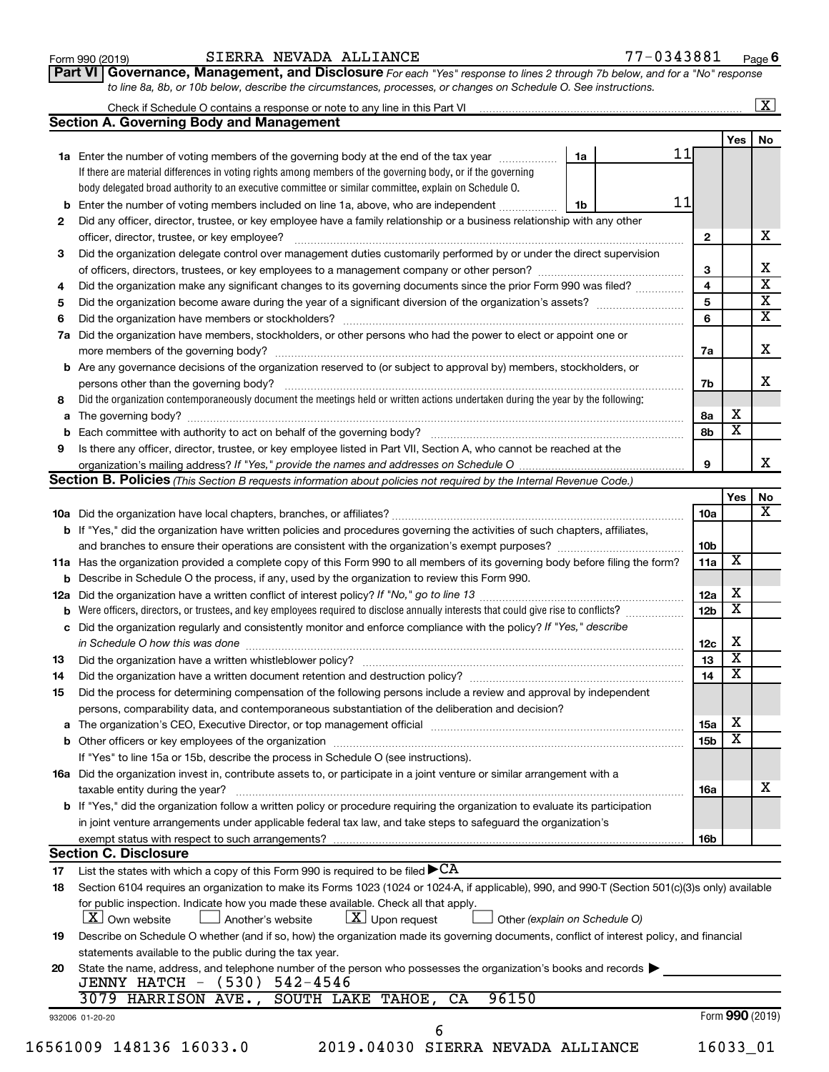Form 990 (2019) SIERRA NEVADA ALLIANCE 77-0343881 Page 6

**Part VI Governance, Management, and Disclosure** *For each "Yes" response to lines 2 through 7b below, and for a "No" response to line 8a, 8b, or 10b below, describe the circumstances, processes, or changes on Schedule O. See instructions.*

Check if Schedule O contains a response or note to any line in this Part VI ..... [X]

## Section A. Governing Body and Management

| | | | | Yes | No |
|---|---|---|---|---|---|
| **1a** | Enter the number of voting members of the governing body at the end of the tax year ..... | 1a | 11 | | |
| | If there are material differences in voting rights among members of the governing body, or if the governing body delegated broad authority to an executive committee or similar committee, explain on Schedule O. | | | | |
| **b** | Enter the number of voting members included on line 1a, above, who are independent ..... | 1b | 11 | | |
| **2** | Did any officer, director, trustee, or key employee have a family relationship or a business relationship with any other officer, director, trustee, or key employee? ..... | 2 | | | X |
| **3** | Did the organization delegate control over management duties customarily performed by or under the direct supervision of officers, directors, trustees, or key employees to a management company or other person? ..... | 3 | | | X |
| **4** | Did the organization make any significant changes to its governing documents since the prior Form 990 was filed? ..... | 4 | | | X |
| **5** | Did the organization become aware during the year of a significant diversion of the organization's assets? ..... | 5 | | | X |
| **6** | Did the organization have members or stockholders? ..... | 6 | | | X |
| **7a** | Did the organization have members, stockholders, or other persons who had the power to elect or appoint one or more members of the governing body? ..... | 7a | | | X |
| **b** | Are any governance decisions of the organization reserved to (or subject to approval by) members, stockholders, or persons other than the governing body? ..... | 7b | | | X |
| **8** | Did the organization contemporaneously document the meetings held or written actions undertaken during the year by the following: | | | | |
| **a** | The governing body? ..... | 8a | | X | |
| **b** | Each committee with authority to act on behalf of the governing body? ..... | 8b | | X | |
| **9** | Is there any officer, director, trustee, or key employee listed in Part VII, Section A, who cannot be reached at the organization's mailing address? *If "Yes," provide the names and addresses on Schedule O* ..... | 9 | | | X |

## Section B. Policies *(This Section B requests information about policies not required by the Internal Revenue Code.)*

| | | | Yes | No |
|---|---|---|---|---|
| **10a** | Did the organization have local chapters, branches, or affiliates? ..... | 10a | | X |
| **b** | If "Yes," did the organization have written policies and procedures governing the activities of such chapters, affiliates, and branches to ensure their operations are consistent with the organization's exempt purposes? ..... | 10b | | |
| **11a** | Has the organization provided a complete copy of this Form 990 to all members of its governing body before filing the form? | 11a | X | |
| **b** | Describe in Schedule O the process, if any, used by the organization to review this Form 990. | | | |
| **12a** | Did the organization have a written conflict of interest policy? *If "No," go to line 13* ..... | 12a | X | |
| **b** | Were officers, directors, or trustees, and key employees required to disclose annually interests that could give rise to conflicts? ..... | 12b | X | |
| **c** | Did the organization regularly and consistently monitor and enforce compliance with the policy? *If "Yes," describe in Schedule O how this was done* ..... | 12c | X | |
| **13** | Did the organization have a written whistleblower policy? ..... | 13 | X | |
| **14** | Did the organization have a written document retention and destruction policy? ..... | 14 | X | |
| **15** | Did the process for determining compensation of the following persons include a review and approval by independent persons, comparability data, and contemporaneous substantiation of the deliberation and decision? | | | |
| **a** | The organization's CEO, Executive Director, or top management official ..... | 15a | X | |
| **b** | Other officers or key employees of the organization ..... | 15b | X | |
| | If "Yes" to line 15a or 15b, describe the process in Schedule O (see instructions). | | | |
| **16a** | Did the organization invest in, contribute assets to, or participate in a joint venture or similar arrangement with a taxable entity during the year? ..... | 16a | | X |
| **b** | If "Yes," did the organization follow a written policy or procedure requiring the organization to evaluate its participation in joint venture arrangements under applicable federal tax law, and take steps to safeguard the organization's exempt status with respect to such arrangements? ..... | 16b | | |

## Section C. Disclosure

**17** List the states with which a copy of this Form 990 is required to be filed ▶ CA

**18** Section 6104 requires an organization to make its Forms 1023 (1024 or 1024-A, if applicable), 990, and 990-T (Section 501(c)(3)s only) available for public inspection. Indicate how you made these available. Check all that apply.

[X] Own website [ ] Another's website [X] Upon request [ ] Other *(explain on Schedule O)*

**19** Describe on Schedule O whether (and if so, how) the organization made its governing documents, conflict of interest policy, and financial statements available to the public during the tax year.

**20** State the name, address, and telephone number of the person who possesses the organization's books and records ▶
JENNY HATCH - (530) 542-4546
3079 HARRISON AVE., SOUTH LAKE TAHOE, CA 96150

932006 01-20-20 Form **990** (2019)

16561009 148136 16033.0 2019.04030 SIERRA NEVADA ALLIANCE 16033_01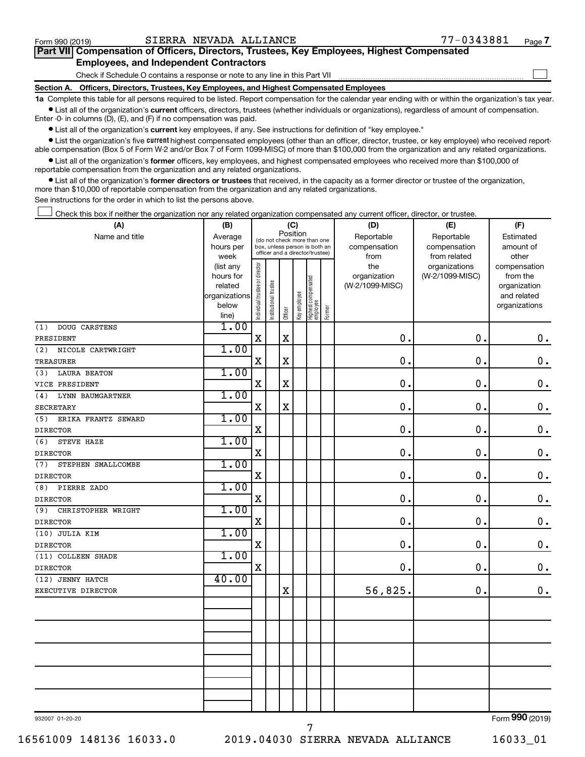Form 990 (2019) SIERRA NEVADA ALLIANCE 77-0343881 Page 7

## Part VII Compensation of Officers, Directors, Trustees, Key Employees, Highest Compensated Employees, and Independent Contractors

Check if Schedule O contains a response or note to any line in this Part VII ☐

### Section A. Officers, Directors, Trustees, Key Employees, and Highest Compensated Employees

**1a** Complete this table for all persons required to be listed. Report compensation for the calendar year ending with or within the organization's tax year.

- List all of the organization's **current** officers, directors, trustees (whether individuals or organizations), regardless of amount of compensation. Enter -0- in columns (D), (E), and (F) if no compensation was paid.
- List all of the organization's **current** key employees, if any. See instructions for definition of "key employee."
- List the organization's five **current** highest compensated employees (other than an officer, director, trustee, or key employee) who received reportable compensation (Box 5 of Form W-2 and/or Box 7 of Form 1099-MISC) of more than $100,000 from the organization and any related organizations.
- List all of the organization's **former** officers, key employees, and highest compensated employees who received more than $100,000 of reportable compensation from the organization and any related organizations.
- List all of the organization's **former directors or trustees** that received, in the capacity as a former director or trustee of the organization, more than $10,000 of reportable compensation from the organization and any related organizations.

See instructions for the order in which to list the persons above.

☐ Check this box if neither the organization nor any related organization compensated any current officer, director, or trustee.

| (A) Name and title | (B) Average hours per week (list any hours for related organizations below line) | (C) Position (do not check more than one box, unless person is both an officer and a director/trustee) | | | | | | (D) Reportable compensation from the organization (W-2/1099-MISC) | (E) Reportable compensation from related organizations (W-2/1099-MISC) | (F) Estimated amount of other compensation from the organization and related organizations |
|---|---|---|---|---|---|---|---|---|---|---|
| | | Individual trustee or director | Institutional trustee | Officer | Key employee | Highest compensated employee | Former | | | |
| (1) DOUG CARSTENS<br>PRESIDENT | 1.00 | X | | X | | | | 0. | 0. | 0. |
| (2) NICOLE CARTWRIGHT<br>TREASURER | 1.00 | X | | X | | | | 0. | 0. | 0. |
| (3) LAURA BEATON<br>VICE PRESIDENT | 1.00 | X | | X | | | | 0. | 0. | 0. |
| (4) LYNN BAUMGARTNER<br>SECRETARY | 1.00 | X | | X | | | | 0. | 0. | 0. |
| (5) ERIKA FRANTZ SEWARD<br>DIRECTOR | 1.00 | X | | | | | | 0. | 0. | 0. |
| (6) STEVE HAZE<br>DIRECTOR | 1.00 | X | | | | | | 0. | 0. | 0. |
| (7) STEPHEN SMALLCOMBE<br>DIRECTOR | 1.00 | X | | | | | | 0. | 0. | 0. |
| (8) PIERRE ZADO<br>DIRECTOR | 1.00 | X | | | | | | 0. | 0. | 0. |
| (9) CHRISTOPHER WRIGHT<br>DIRECTOR | 1.00 | X | | | | | | 0. | 0. | 0. |
| (10) JULIA KIM<br>DIRECTOR | 1.00 | X | | | | | | 0. | 0. | 0. |
| (11) COLLEEN SHADE<br>DIRECTOR | 1.00 | X | | | | | | 0. | 0. | 0. |
| (12) JENNY HATCH<br>EXECUTIVE DIRECTOR | 40.00 | | | X | | | | 56,825. | 0. | 0. |
| | | | | | | | | | | |
| | | | | | | | | | | |
| | | | | | | | | | | |
| | | | | | | | | | | |
| | | | | | | | | | | |

932007 01-20-20 Form 990 (2019)

16561009 148136 16033.0 2019.04030 SIERRA NEVADA ALLIANCE 16033_01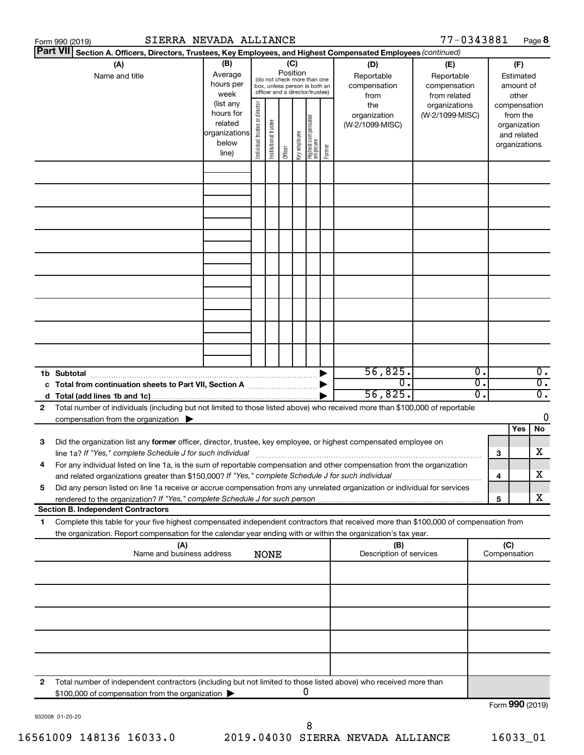Form 990 (2019) SIERRA NEVADA ALLIANCE 77-0343881

## Part VII Section A. Officers, Directors, Trustees, Key Employees, and Highest Compensated Employees *(continued)*

| (A) Name and title | (B) Average hours per week (list any hours for related organizations below line) | (C) Position: Individual trustee or director | Institutional trustee | Officer | Key employee | Highest compensated employee | Former | (D) Reportable compensation from the organization (W-2/1099-MISC) | (E) Reportable compensation from related organizations (W-2/1099-MISC) | (F) Estimated amount of other compensation from the organization and related organizations |
|---|---|---|---|---|---|---|---|---|---|---|
| | | | | | | | | | | |
| | | | | | | | | | | |
| | | | | | | | | | | |
| | | | | | | | | | | |
| | | | | | | | | | | |
| | | | | | | | | | | |
| | | | | | | | | | | |
| | | | | | | | | | | |
| | | | | | | | | | | |
| **1b Subtotal** | | | | | | | | 56,825. | 0. | 0. |
| **c Total from continuation sheets to Part VII, Section A** | | | | | | | | 0. | 0. | 0. |
| **d Total (add lines 1b and 1c)** | | | | | | | | 56,825. | 0. | 0. |

**2** Total number of individuals (including but not limited to those listed above) who received more than $100,000 of reportable compensation from the organization ▶ 0

| | | Yes | No |
|---|---|---|---|
| **3** Did the organization list any **former** officer, director, trustee, key employee, or highest compensated employee on line 1a? *If "Yes," complete Schedule J for such individual* | 3 | | X |
| **4** For any individual listed on line 1a, is the sum of reportable compensation and other compensation from the organization and related organizations greater than $150,000? *If "Yes," complete Schedule J for such individual* | 4 | | X |
| **5** Did any person listed on line 1a receive or accrue compensation from any unrelated organization or individual for services rendered to the organization? *If "Yes," complete Schedule J for such person* | 5 | | X |

### Section B. Independent Contractors

**1** Complete this table for your five highest compensated independent contractors that received more than $100,000 of compensation from the organization. Report compensation for the calendar year ending with or within the organization's tax year.

| (A) Name and business address NONE | (B) Description of services | (C) Compensation |
|---|---|---|
| | | |
| | | |
| | | |
| | | |
| | | |

**2** Total number of independent contractors (including but not limited to those listed above) who received more than $100,000 of compensation from the organization ▶ 0

Form **990** (2019)

932008 01-20-20

16561009 148136 16033.0 2019.04030 SIERRA NEVADA ALLIANCE 16033_01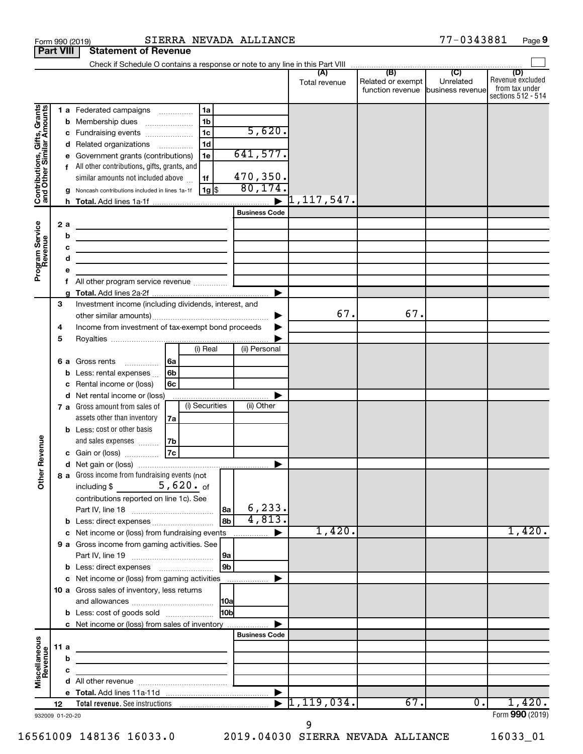Form 990 (2019) SIERRA NEVADA ALLIANCE 77-0343881 Page **9**

## Part VIII Statement of Revenue

Check if Schedule O contains a response or note to any line in this Part VIII ☐

| | | | | (A) Total revenue | (B) Related or exempt function revenue | (C) Unrelated business revenue | (D) Revenue excluded from tax under sections 512 - 514 |
|---|---|---|---|---|---|---|---|
| **Contributions, Gifts, Grants and Other Similar Amounts** | 1 a Federated campaigns | 1a | | | | | |
| | b Membership dues | 1b | | | | | |
| | c Fundraising events | 1c | 5,620. | | | | |
| | d Related organizations | 1d | | | | | |
| | e Government grants (contributions) | 1e | 641,577. | | | | |
| | f All other contributions, gifts, grants, and similar amounts not included above | 1f | 470,350. | | | | |
| | g Noncash contributions included in lines 1a-1f | 1g $ | 80,174. | | | | |
| | h **Total.** Add lines 1a-1f | | ▶ | 1,117,547. | | | |
| **Program Service Revenue** | | | **Business Code** | | | | |
| | 2 a | | | | | | |
| | b | | | | | | |
| | c | | | | | | |
| | d | | | | | | |
| | e | | | | | | |
| | f All other program service revenue | | | | | | |
| | g **Total.** Add lines 2a-2f | | ▶ | | | | |
| **Other Revenue** | 3 Investment income (including dividends, interest, and other similar amounts) | | ▶ | 67. | 67. | | |
| | 4 Income from investment of tax-exempt bond proceeds | | ▶ | | | | |
| | 5 Royalties | | ▶ | | | | |
| | | (i) Real | (ii) Personal | | | | |
| | 6 a Gross rents 6a | | | | | | |
| | b Less: rental expenses 6b | | | | | | |
| | c Rental income or (loss) 6c | | | | | | |
| | d Net rental income or (loss) | | ▶ | | | | |
| | | (i) Securities | (ii) Other | | | | |
| | 7 a Gross amount from sales of assets other than inventory 7a | | | | | | |
| | b Less: cost or other basis and sales expenses 7b | | | | | | |
| | c Gain or (loss) 7c | | | | | | |
| | d Net gain or (loss) | | ▶ | | | | |
| | 8 a Gross income from fundraising events (not including $ 5,620. of contributions reported on line 1c). See Part IV, line 18 | 8a | 6,233. | | | | |
| | b Less: direct expenses | 8b | 4,813. | | | | |
| | c Net income or (loss) from fundraising events | | ▶ | 1,420. | | | 1,420. |
| | 9 a Gross income from gaming activities. See Part IV, line 19 | 9a | | | | | |
| | b Less: direct expenses | 9b | | | | | |
| | c Net income or (loss) from gaming activities | | ▶ | | | | |
| | 10 a Gross sales of inventory, less returns and allowances | 10a | | | | | |
| | b Less: cost of goods sold | 10b | | | | | |
| | c Net income or (loss) from sales of inventory | | ▶ | | | | |
| **Miscellaneous Revenue** | | | **Business Code** | | | | |
| | 11 a | | | | | | |
| | b | | | | | | |
| | c | | | | | | |
| | d All other revenue | | | | | | |
| | e **Total.** Add lines 11a-11d | | ▶ | | | | |
| | 12 **Total revenue.** See instructions | | ▶ | 1,119,034. | 67. | 0. | 1,420. |

932009 01-20-20 Form **990** (2019)

16561009 148136 16033.0 2019.04030 SIERRA NEVADA ALLIANCE 16033_01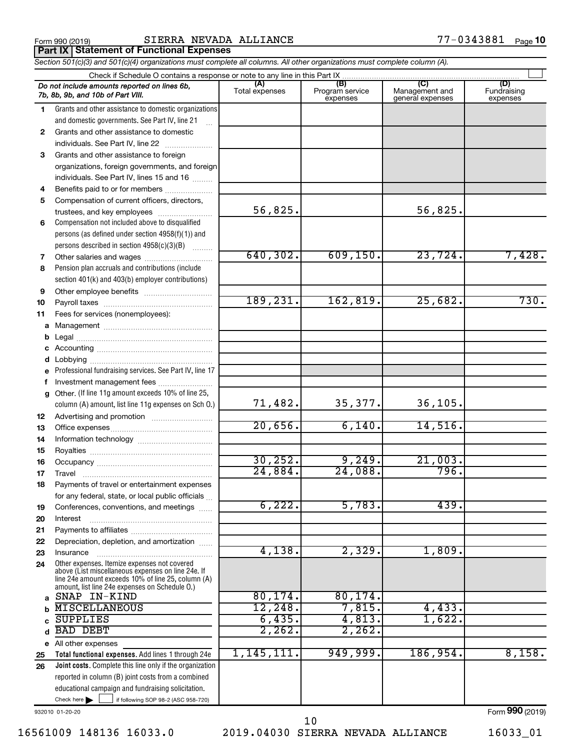Form 990 (2019) SIERRA NEVADA ALLIANCE 77-0343881 Page 10

**Part IX Statement of Functional Expenses**

*Section 501(c)(3) and 501(c)(4) organizations must complete all columns. All other organizations must complete column (A).*

Check if Schedule O contains a response or note to any line in this Part IX

| *Do not include amounts reported on lines 6b, 7b, 8b, 9b, and 10b of Part VIII.* | (A) Total expenses | (B) Program service expenses | (C) Management and general expenses | (D) Fundraising expenses |
|---|---|---|---|---|
| 1 Grants and other assistance to domestic organizations and domestic governments. See Part IV, line 21 | | | | |
| 2 Grants and other assistance to domestic individuals. See Part IV, line 22 | | | | |
| 3 Grants and other assistance to foreign organizations, foreign governments, and foreign individuals. See Part IV, lines 15 and 16 | | | | |
| 4 Benefits paid to or for members | | | | |
| 5 Compensation of current officers, directors, trustees, and key employees | 56,825. | | 56,825. | |
| 6 Compensation not included above to disqualified persons (as defined under section 4958(f)(1)) and persons described in section 4958(c)(3)(B) | | | | |
| 7 Other salaries and wages | 640,302. | 609,150. | 23,724. | 7,428. |
| 8 Pension plan accruals and contributions (include section 401(k) and 403(b) employer contributions) | | | | |
| 9 Other employee benefits | | | | |
| 10 Payroll taxes | 189,231. | 162,819. | 25,682. | 730. |
| 11 Fees for services (nonemployees): | | | | |
| a Management | | | | |
| b Legal | | | | |
| c Accounting | | | | |
| d Lobbying | | | | |
| e Professional fundraising services. See Part IV, line 17 | | | | |
| f Investment management fees | | | | |
| g Other. (If line 11g amount exceeds 10% of line 25, column (A) amount, list line 11g expenses on Sch O.) | 71,482. | 35,377. | 36,105. | |
| 12 Advertising and promotion | | | | |
| 13 Office expenses | 20,656. | 6,140. | 14,516. | |
| 14 Information technology | | | | |
| 15 Royalties | | | | |
| 16 Occupancy | 30,252. | 9,249. | 21,003. | |
| 17 Travel | 24,884. | 24,088. | 796. | |
| 18 Payments of travel or entertainment expenses for any federal, state, or local public officials | | | | |
| 19 Conferences, conventions, and meetings | 6,222. | 5,783. | 439. | |
| 20 Interest | | | | |
| 21 Payments to affiliates | | | | |
| 22 Depreciation, depletion, and amortization | | | | |
| 23 Insurance | 4,138. | 2,329. | 1,809. | |
| 24 Other expenses. Itemize expenses not covered above (List miscellaneous expenses on line 24e. If line 24e amount exceeds 10% of line 25, column (A) amount, list line 24e expenses on Schedule O.) | | | | |
| a SNAP IN-KIND | 80,174. | 80,174. | | |
| b MISCELLANEOUS | 12,248. | 7,815. | 4,433. | |
| c SUPPLIES | 6,435. | 4,813. | 1,622. | |
| d BAD DEBT | 2,262. | 2,262. | | |
| e All other expenses | | | | |
| 25 **Total functional expenses.** Add lines 1 through 24e | 1,145,111. | 949,999. | 186,954. | 8,158. |
| 26 **Joint costs.** Complete this line only if the organization reported in column (B) joint costs from a combined educational campaign and fundraising solicitation. Check here ☐ if following SOP 98-2 (ASC 958-720) | | | | |

932010 01-20-20

Form **990** (2019)

16561009 148136 16033.0 2019.04030 SIERRA NEVADA ALLIANCE 16033_01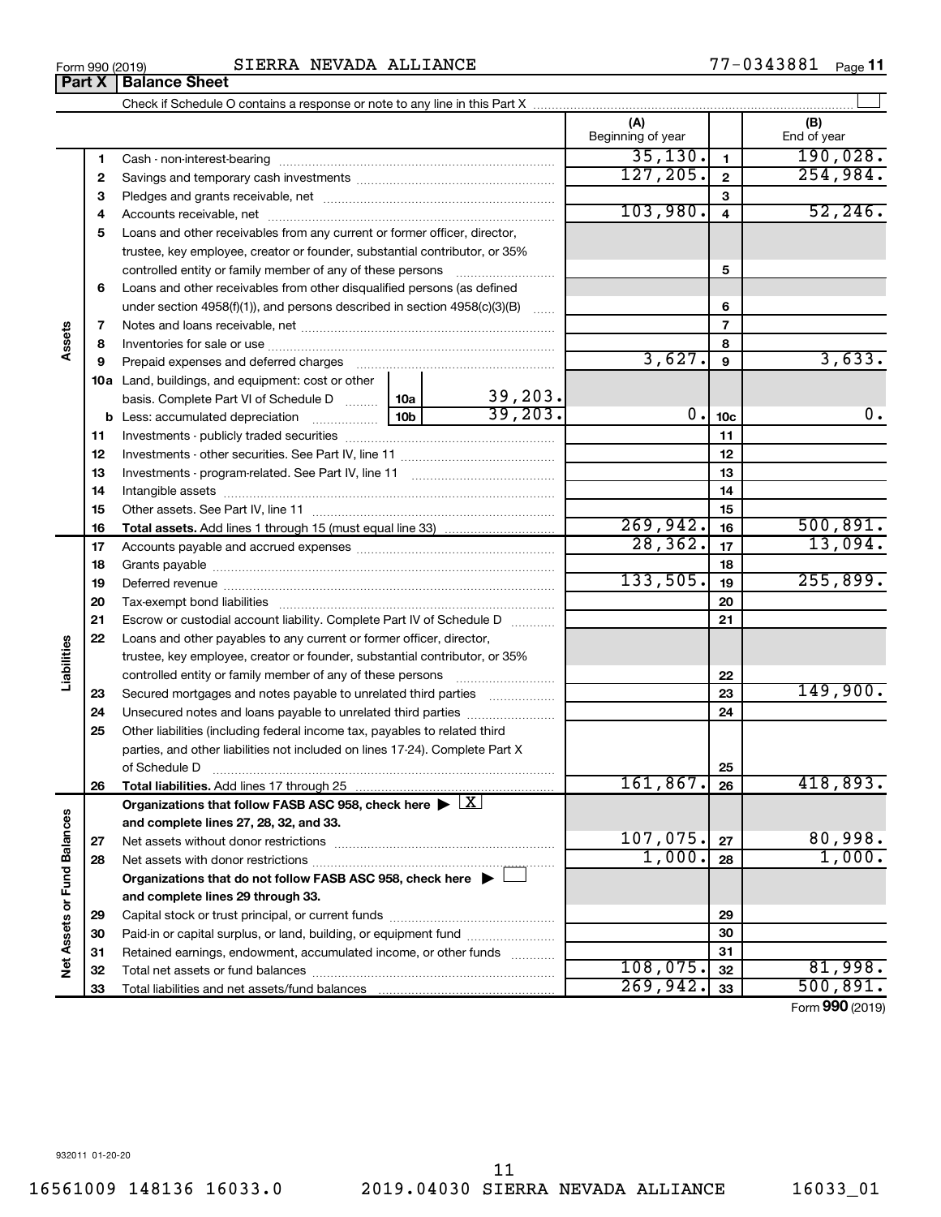Form 990 (2019) SIERRA NEVADA ALLIANCE 77-0343881 Page 11

**Part X Balance Sheet**

Check if Schedule O contains a response or note to any line in this Part X ☐

| | | | (A) Beginning of year | | (B) End of year |
|---|---|---|---|---|---|
| Assets | 1 | Cash - non-interest-bearing | 35,130. | 1 | 190,028. |
| | 2 | Savings and temporary cash investments | 127,205. | 2 | 254,984. |
| | 3 | Pledges and grants receivable, net | | 3 | |
| | 4 | Accounts receivable, net | 103,980. | 4 | 52,246. |
| | 5 | Loans and other receivables from any current or former officer, director, trustee, key employee, creator or founder, substantial contributor, or 35% controlled entity or family member of any of these persons | | 5 | |
| | 6 | Loans and other receivables from other disqualified persons (as defined under section 4958(f)(1)), and persons described in section 4958(c)(3)(B) | | 6 | |
| | 7 | Notes and loans receivable, net | | 7 | |
| | 8 | Inventories for sale or use | | 8 | |
| | 9 | Prepaid expenses and deferred charges | 3,627. | 9 | 3,633. |
| | 10a | Land, buildings, and equipment: cost or other basis. Complete Part VI of Schedule D — 10a: 39,203. | | | |
| | b | Less: accumulated depreciation — 10b: 39,203. | 0. | 10c | 0. |
| | 11 | Investments - publicly traded securities | | 11 | |
| | 12 | Investments - other securities. See Part IV, line 11 | | 12 | |
| | 13 | Investments - program-related. See Part IV, line 11 | | 13 | |
| | 14 | Intangible assets | | 14 | |
| | 15 | Other assets. See Part IV, line 11 | | 15 | |
| | 16 | **Total assets.** Add lines 1 through 15 (must equal line 33) | 269,942. | 16 | 500,891. |
| Liabilities | 17 | Accounts payable and accrued expenses | 28,362. | 17 | 13,094. |
| | 18 | Grants payable | | 18 | |
| | 19 | Deferred revenue | 133,505. | 19 | 255,899. |
| | 20 | Tax-exempt bond liabilities | | 20 | |
| | 21 | Escrow or custodial account liability. Complete Part IV of Schedule D | | 21 | |
| | 22 | Loans and other payables to any current or former officer, director, trustee, key employee, creator or founder, substantial contributor, or 35% controlled entity or family member of any of these persons | | 22 | |
| | 23 | Secured mortgages and notes payable to unrelated third parties | | 23 | 149,900. |
| | 24 | Unsecured notes and loans payable to unrelated third parties | | 24 | |
| | 25 | Other liabilities (including federal income tax, payables to related third parties, and other liabilities not included on lines 17-24). Complete Part X of Schedule D | | 25 | |
| | 26 | **Total liabilities.** Add lines 17 through 25 | 161,867. | 26 | 418,893. |
| Net Assets or Fund Balances | | **Organizations that follow FASB ASC 958, check here** ▶ ☒ **and complete lines 27, 28, 32, and 33.** | | | |
| | 27 | Net assets without donor restrictions | 107,075. | 27 | 80,998. |
| | 28 | Net assets with donor restrictions | 1,000. | 28 | 1,000. |
| | | **Organizations that do not follow FASB ASC 958, check here** ▶ ☐ **and complete lines 29 through 33.** | | | |
| | 29 | Capital stock or trust principal, or current funds | | 29 | |
| | 30 | Paid-in or capital surplus, or land, building, or equipment fund | | 30 | |
| | 31 | Retained earnings, endowment, accumulated income, or other funds | | 31 | |
| | 32 | Total net assets or fund balances | 108,075. | 32 | 81,998. |
| | 33 | Total liabilities and net assets/fund balances | 269,942. | 33 | 500,891. |

Form **990** (2019)

932011 01-20-20

16561009 148136 16033.0 2019.04030 SIERRA NEVADA ALLIANCE 16033_01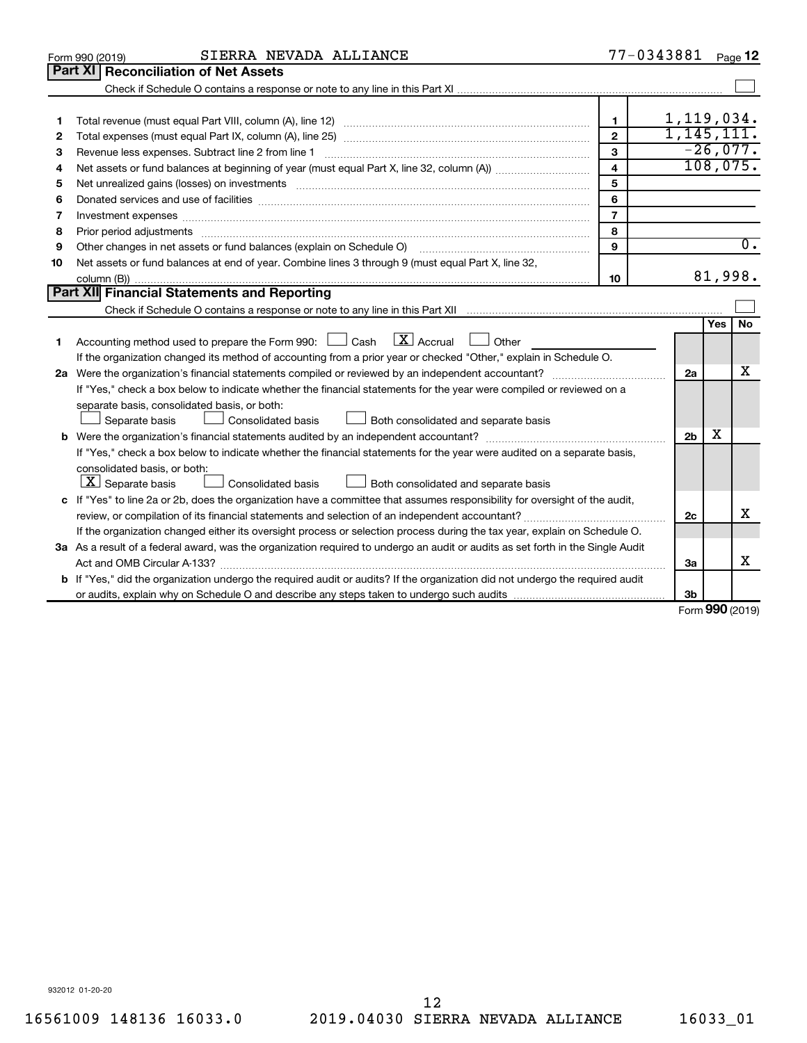Form 990 (2019) SIERRA NEVADA ALLIANCE 77-0343881 Page 12

## Part XI Reconciliation of Net Assets

Check if Schedule O contains a response or note to any line in this Part XI ☐

| | | | |
|---|---|---|---|
| 1 | Total revenue (must equal Part VIII, column (A), line 12) | 1 | 1,119,034. |
| 2 | Total expenses (must equal Part IX, column (A), line 25) | 2 | 1,145,111. |
| 3 | Revenue less expenses. Subtract line 2 from line 1 | 3 | -26,077. |
| 4 | Net assets or fund balances at beginning of year (must equal Part X, line 32, column (A)) | 4 | 108,075. |
| 5 | Net unrealized gains (losses) on investments | 5 | |
| 6 | Donated services and use of facilities | 6 | |
| 7 | Investment expenses | 7 | |
| 8 | Prior period adjustments | 8 | |
| 9 | Other changes in net assets or fund balances (explain on Schedule O) | 9 | 0. |
| 10 | Net assets or fund balances at end of year. Combine lines 3 through 9 (must equal Part X, line 32, column (B)) | 10 | 81,998. |

## Part XII Financial Statements and Reporting

Check if Schedule O contains a response or note to any line in this Part XII ☐

| | | | Yes | No |
|---|---|---|---|---|
| 1 | Accounting method used to prepare the Form 990: ☐ Cash ☒ Accrual ☐ Other<br>If the organization changed its method of accounting from a prior year or checked "Other," explain in Schedule O. | | | |
| 2a | Were the organization's financial statements compiled or reviewed by an independent accountant? | 2a | | X |
| | If "Yes," check a box below to indicate whether the financial statements for the year were compiled or reviewed on a separate basis, consolidated basis, or both:<br>☐ Separate basis ☐ Consolidated basis ☐ Both consolidated and separate basis | | | |
| b | Were the organization's financial statements audited by an independent accountant? | 2b | X | |
| | If "Yes," check a box below to indicate whether the financial statements for the year were audited on a separate basis, consolidated basis, or both:<br>☒ Separate basis ☐ Consolidated basis ☐ Both consolidated and separate basis | | | |
| c | If "Yes" to line 2a or 2b, does the organization have a committee that assumes responsibility for oversight of the audit, review, or compilation of its financial statements and selection of an independent accountant? | 2c | | X |
| | If the organization changed either its oversight process or selection process during the tax year, explain on Schedule O. | | | |
| 3a | As a result of a federal award, was the organization required to undergo an audit or audits as set forth in the Single Audit Act and OMB Circular A-133? | 3a | | X |
| b | If "Yes," did the organization undergo the required audit or audits? If the organization did not undergo the required audit or audits, explain why on Schedule O and describe any steps taken to undergo such audits | 3b | | |

Form **990** (2019)

932012 01-20-20

16561009 148136 16033.0 2019.04030 SIERRA NEVADA ALLIANCE 16033_01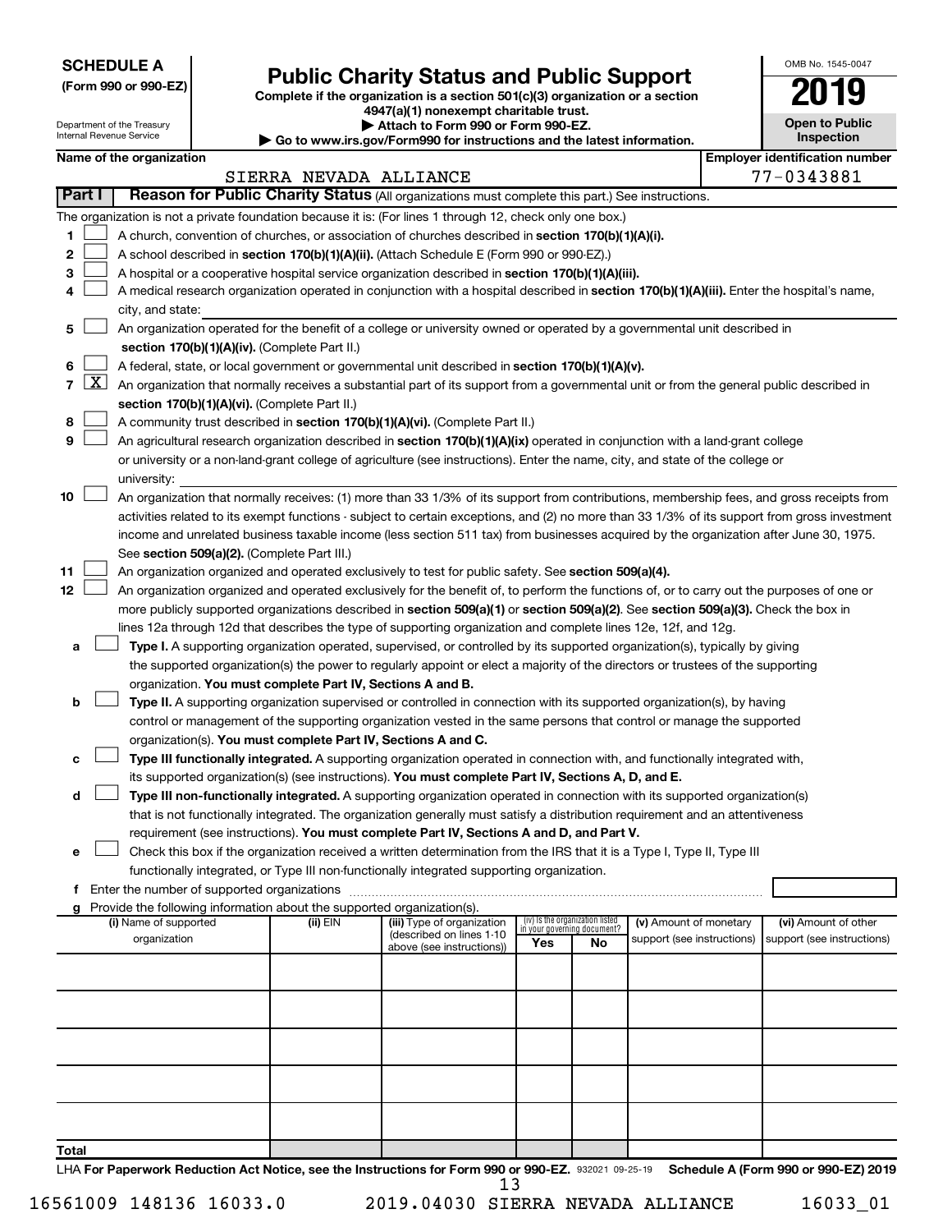**SCHEDULE A**
**(Form 990 or 990-EZ)**

Department of the Treasury
Internal Revenue Service

# Public Charity Status and Public Support

**Complete if the organization is a section 501(c)(3) organization or a section 4947(a)(1) nonexempt charitable trust.**
**▶ Attach to Form 990 or Form 990-EZ.**
**▶ Go to www.irs.gov/Form990 for instructions and the latest information.**

OMB No. 1545-0047

**2019**

**Open to Public Inspection**

**Name of the organization**
SIERRA NEVADA ALLIANCE

**Employer identification number**
77-0343881

**Part I** **Reason for Public Charity Status** (All organizations must complete this part.) See instructions.

The organization is not a private foundation because it is: (For lines 1 through 12, check only one box.)

1 [ ] A church, convention of churches, or association of churches described in **section 170(b)(1)(A)(i).**

2 [ ] A school described in **section 170(b)(1)(A)(ii).** (Attach Schedule E (Form 990 or 990-EZ).)

3 [ ] A hospital or a cooperative hospital service organization described in **section 170(b)(1)(A)(iii).**

4 [ ] A medical research organization operated in conjunction with a hospital described in **section 170(b)(1)(A)(iii).** Enter the hospital's name, city, and state:

5 [ ] An organization operated for the benefit of a college or university owned or operated by a governmental unit described in **section 170(b)(1)(A)(iv).** (Complete Part II.)

6 [ ] A federal, state, or local government or governmental unit described in **section 170(b)(1)(A)(v).**

7 [X] An organization that normally receives a substantial part of its support from a governmental unit or from the general public described in **section 170(b)(1)(A)(vi).** (Complete Part II.)

8 [ ] A community trust described in **section 170(b)(1)(A)(vi).** (Complete Part II.)

9 [ ] An agricultural research organization described in **section 170(b)(1)(A)(ix)** operated in conjunction with a land-grant college or university or a non-land-grant college of agriculture (see instructions). Enter the name, city, and state of the college or university:

10 [ ] An organization that normally receives: (1) more than 33 1/3% of its support from contributions, membership fees, and gross receipts from activities related to its exempt functions - subject to certain exceptions, and (2) no more than 33 1/3% of its support from gross investment income and unrelated business taxable income (less section 511 tax) from businesses acquired by the organization after June 30, 1975. See **section 509(a)(2).** (Complete Part III.)

11 [ ] An organization organized and operated exclusively to test for public safety. See **section 509(a)(4).**

12 [ ] An organization organized and operated exclusively for the benefit of, to perform the functions of, or to carry out the purposes of one or more publicly supported organizations described in **section 509(a)(1)** or **section 509(a)(2)**. See **section 509(a)(3).** Check the box in lines 12a through 12d that describes the type of supporting organization and complete lines 12e, 12f, and 12g.

a [ ] **Type I.** A supporting organization operated, supervised, or controlled by its supported organization(s), typically by giving the supported organization(s) the power to regularly appoint or elect a majority of the directors or trustees of the supporting organization. **You must complete Part IV, Sections A and B.**

b [ ] **Type II.** A supporting organization supervised or controlled in connection with its supported organization(s), by having control or management of the supporting organization vested in the same persons that control or manage the supported organization(s). **You must complete Part IV, Sections A and C.**

c [ ] **Type III functionally integrated.** A supporting organization operated in connection with, and functionally integrated with, its supported organization(s) (see instructions). **You must complete Part IV, Sections A, D, and E.**

d [ ] **Type III non-functionally integrated.** A supporting organization operated in connection with its supported organization(s) that is not functionally integrated. The organization generally must satisfy a distribution requirement and an attentiveness requirement (see instructions). **You must complete Part IV, Sections A and D, and Part V.**

e [ ] Check this box if the organization received a written determination from the IRS that it is a Type I, Type II, Type III functionally integrated, or Type III non-functionally integrated supporting organization.

f Enter the number of supported organizations

g Provide the following information about the supported organization(s).

| (i) Name of supported organization | (ii) EIN | (iii) Type of organization (described on lines 1-10 above (see instructions)) | (iv) Is the organization listed in your governing document? Yes | No | (v) Amount of monetary support (see instructions) | (vi) Amount of other support (see instructions) |
|---|---|---|---|---|---|---|
| | | | | | | |
| | | | | | | |
| | | | | | | |
| | | | | | | |
| | | | | | | |
| **Total** | | | | | | |

LHA **For Paperwork Reduction Act Notice, see the Instructions for Form 990 or 990-EZ.** 932021 09-25-19 **Schedule A (Form 990 or 990-EZ) 2019**

16561009 148136 16033.0 2019.04030 SIERRA NEVADA ALLIANCE 16033_01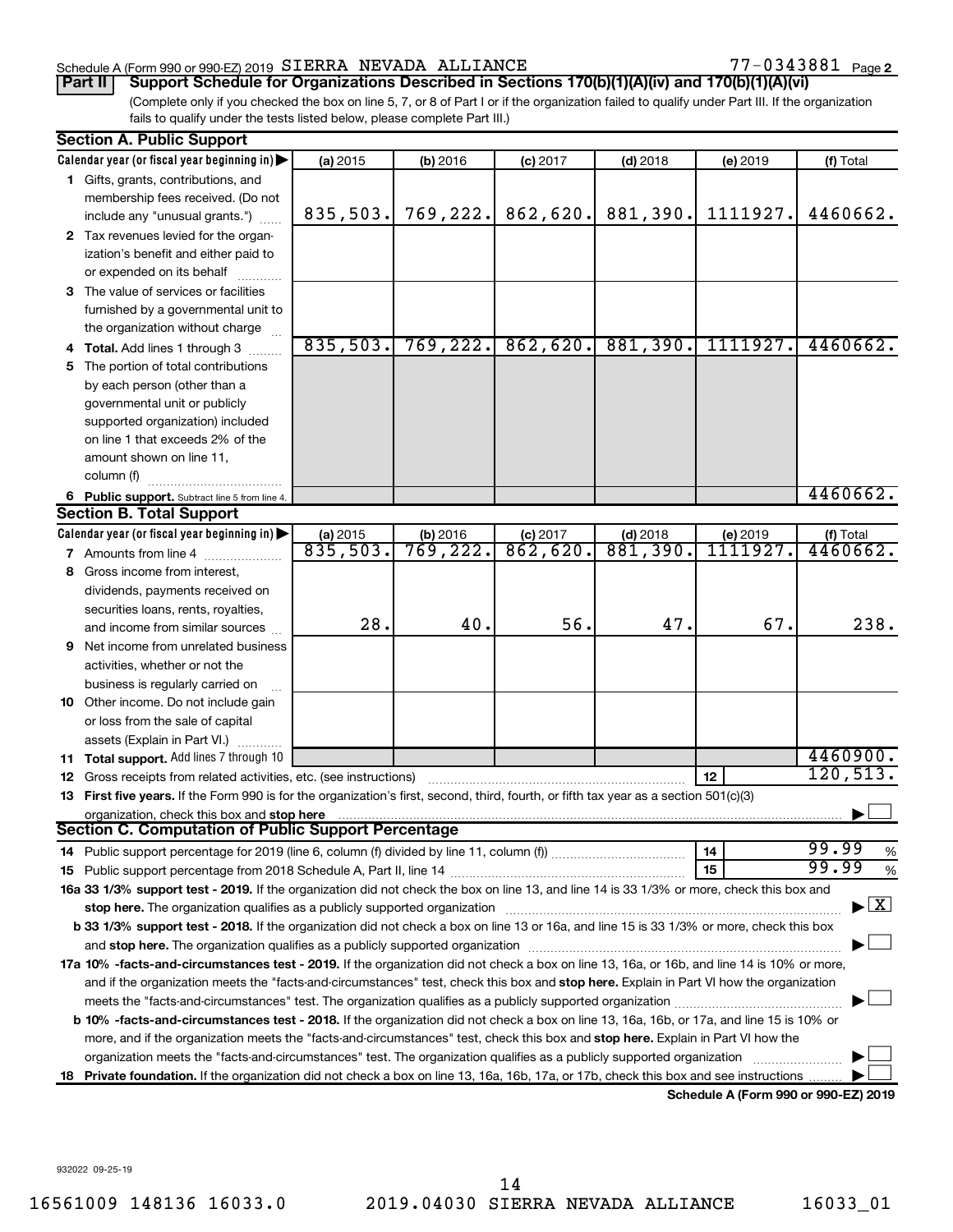Schedule A (Form 990 or 990-EZ) 2019 SIERRA NEVADA ALLIANCE 77-0343881 Page 2

**Part II Support Schedule for Organizations Described in Sections 170(b)(1)(A)(iv) and 170(b)(1)(A)(vi)**

(Complete only if you checked the box on line 5, 7, or 8 of Part I or if the organization failed to qualify under Part III. If the organization fails to qualify under the tests listed below, please complete Part III.)

**Section A. Public Support**

| Calendar year (or fiscal year beginning in) | (a) 2015 | (b) 2016 | (c) 2017 | (d) 2018 | (e) 2019 | (f) Total |
|---|---|---|---|---|---|---|
| 1 Gifts, grants, contributions, and membership fees received. (Do not include any "unusual grants.") | 835,503. | 769,222. | 862,620. | 881,390. | 1111927. | 4460662. |
| 2 Tax revenues levied for the organization's benefit and either paid to or expended on its behalf | | | | | | |
| 3 The value of services or facilities furnished by a governmental unit to the organization without charge | | | | | | |
| 4 Total. Add lines 1 through 3 | 835,503. | 769,222. | 862,620. | 881,390. | 1111927. | 4460662. |
| 5 The portion of total contributions by each person (other than a governmental unit or publicly supported organization) included on line 1 that exceeds 2% of the amount shown on line 11, column (f) | | | | | | |
| 6 Public support. Subtract line 5 from line 4. | | | | | | 4460662. |

**Section B. Total Support**

| Calendar year (or fiscal year beginning in) | (a) 2015 | (b) 2016 | (c) 2017 | (d) 2018 | (e) 2019 | (f) Total |
|---|---|---|---|---|---|---|
| 7 Amounts from line 4 | 835,503. | 769,222. | 862,620. | 881,390. | 1111927. | 4460662. |
| 8 Gross income from interest, dividends, payments received on securities loans, rents, royalties, and income from similar sources | 28. | 40. | 56. | 47. | 67. | 238. |
| 9 Net income from unrelated business activities, whether or not the business is regularly carried on | | | | | | |
| 10 Other income. Do not include gain or loss from the sale of capital assets (Explain in Part VI.) | | | | | | |
| 11 Total support. Add lines 7 through 10 | | | | | | 4460900. |
| 12 Gross receipts from related activities, etc. (see instructions) | | | | | 12 | 120,513. |

13 **First five years.** If the Form 990 is for the organization's first, second, third, fourth, or fifth tax year as a section 501(c)(3) organization, check this box and **stop here** ☐

**Section C. Computation of Public Support Percentage**

| | | |
|---|---|---|
| 14 Public support percentage for 2019 (line 6, column (f) divided by line 11, column (f)) | 14 | 99.99 % |
| 15 Public support percentage from 2018 Schedule A, Part II, line 14 | 15 | 99.99 % |

**16a 33 1/3% support test - 2019.** If the organization did not check the box on line 13, and line 14 is 33 1/3% or more, check this box and **stop here.** The organization qualifies as a publicly supported organization ☒

**b 33 1/3% support test - 2018.** If the organization did not check a box on line 13 or 16a, and line 15 is 33 1/3% or more, check this box and **stop here.** The organization qualifies as a publicly supported organization ☐

**17a 10% -facts-and-circumstances test - 2019.** If the organization did not check a box on line 13, 16a, or 16b, and line 14 is 10% or more, and if the organization meets the "facts-and-circumstances" test, check this box and **stop here.** Explain in Part VI how the organization meets the "facts-and-circumstances" test. The organization qualifies as a publicly supported organization ☐

**b 10% -facts-and-circumstances test - 2018.** If the organization did not check a box on line 13, 16a, 16b, or 17a, and line 15 is 10% or more, and if the organization meets the "facts-and-circumstances" test, check this box and **stop here.** Explain in Part VI how the organization meets the "facts-and-circumstances" test. The organization qualifies as a publicly supported organization ☐

**18 Private foundation.** If the organization did not check a box on line 13, 16a, 16b, 17a, or 17b, check this box and see instructions ☐

**Schedule A (Form 990 or 990-EZ) 2019**

932022 09-25-19

16561009 148136 16033.0 2019.04030 SIERRA NEVADA ALLIANCE 16033_01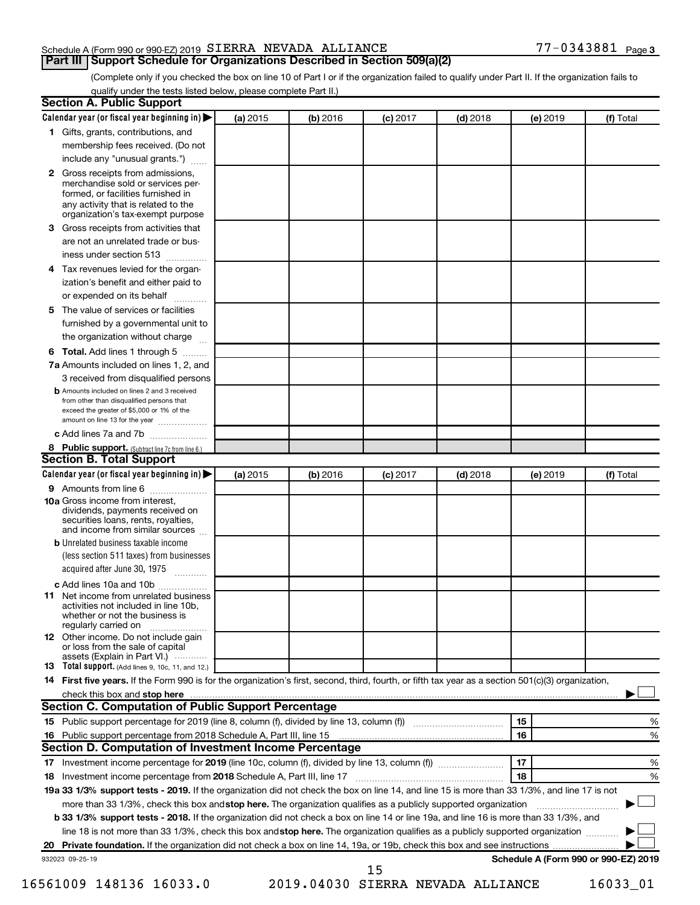Schedule A (Form 990 or 990-EZ) 2019 SIERRA NEVADA ALLIANCE 77-0343881 Page 3

## Part III | Support Schedule for Organizations Described in Section 509(a)(2)

(Complete only if you checked the box on line 10 of Part I or if the organization failed to qualify under Part II. If the organization fails to qualify under the tests listed below, please complete Part II.)

### Section A. Public Support

| Calendar year (or fiscal year beginning in) ▶ | (a) 2015 | (b) 2016 | (c) 2017 | (d) 2018 | (e) 2019 | (f) Total |
|---|---|---|---|---|---|---|
| **1** Gifts, grants, contributions, and membership fees received. (Do not include any "unusual grants.") | | | | | | |
| **2** Gross receipts from admissions, merchandise sold or services performed, or facilities furnished in any activity that is related to the organization's tax-exempt purpose | | | | | | |
| **3** Gross receipts from activities that are not an unrelated trade or business under section 513 | | | | | | |
| **4** Tax revenues levied for the organization's benefit and either paid to or expended on its behalf | | | | | | |
| **5** The value of services or facilities furnished by a governmental unit to the organization without charge | | | | | | |
| **6 Total.** Add lines 1 through 5 | | | | | | |
| **7a** Amounts included on lines 1, 2, and 3 received from disqualified persons | | | | | | |
| **b** Amounts included on lines 2 and 3 received from other than disqualified persons that exceed the greater of $5,000 or 1% of the amount on line 13 for the year | | | | | | |
| **c** Add lines 7a and 7b | | | | | | |
| **8 Public support.** (Subtract line 7c from line 6.) | | | | | | |

### Section B. Total Support

| Calendar year (or fiscal year beginning in) ▶ | (a) 2015 | (b) 2016 | (c) 2017 | (d) 2018 | (e) 2019 | (f) Total |
|---|---|---|---|---|---|---|
| **9** Amounts from line 6 | | | | | | |
| **10a** Gross income from interest, dividends, payments received on securities loans, rents, royalties, and income from similar sources | | | | | | |
| **b** Unrelated business taxable income (less section 511 taxes) from businesses acquired after June 30, 1975 | | | | | | |
| **c** Add lines 10a and 10b | | | | | | |
| **11** Net income from unrelated business activities not included in line 10b, whether or not the business is regularly carried on | | | | | | |
| **12** Other income. Do not include gain or loss from the sale of capital assets (Explain in Part VI.) | | | | | | |
| **13 Total support.** (Add lines 9, 10c, 11, and 12.) | | | | | | |

**14 First five years.** If the Form 990 is for the organization's first, second, third, fourth, or fifth tax year as a section 501(c)(3) organization, check this box and **stop here** ▶ ☐

### Section C. Computation of Public Support Percentage

| | | | |
|---|---|---|---|
| **15** Public support percentage for 2019 (line 8, column (f), divided by line 13, column (f)) | 15 | | % |
| **16** Public support percentage from 2018 Schedule A, Part III, line 15 | 16 | | % |

### Section D. Computation of Investment Income Percentage

| | | | |
|---|---|---|---|
| **17** Investment income percentage for **2019** (line 10c, column (f), divided by line 13, column (f)) | 17 | | % |
| **18** Investment income percentage from **2018** Schedule A, Part III, line 17 | 18 | | % |

**19a 33 1/3% support tests - 2019.** If the organization did not check the box on line 14, and line 15 is more than 33 1/3%, and line 17 is not more than 33 1/3%, check this box and **stop here.** The organization qualifies as a publicly supported organization ▶ ☐

**b 33 1/3% support tests - 2018.** If the organization did not check a box on line 14 or line 19a, and line 16 is more than 33 1/3%, and line 18 is not more than 33 1/3%, check this box and **stop here.** The organization qualifies as a publicly supported organization ▶ ☐

**20 Private foundation.** If the organization did not check a box on line 14, 19a, or 19b, check this box and see instructions ▶ ☐

932023 09-25-19 **Schedule A (Form 990 or 990-EZ) 2019**

16561009 148136 16033.0 2019.04030 SIERRA NEVADA ALLIANCE 16033_01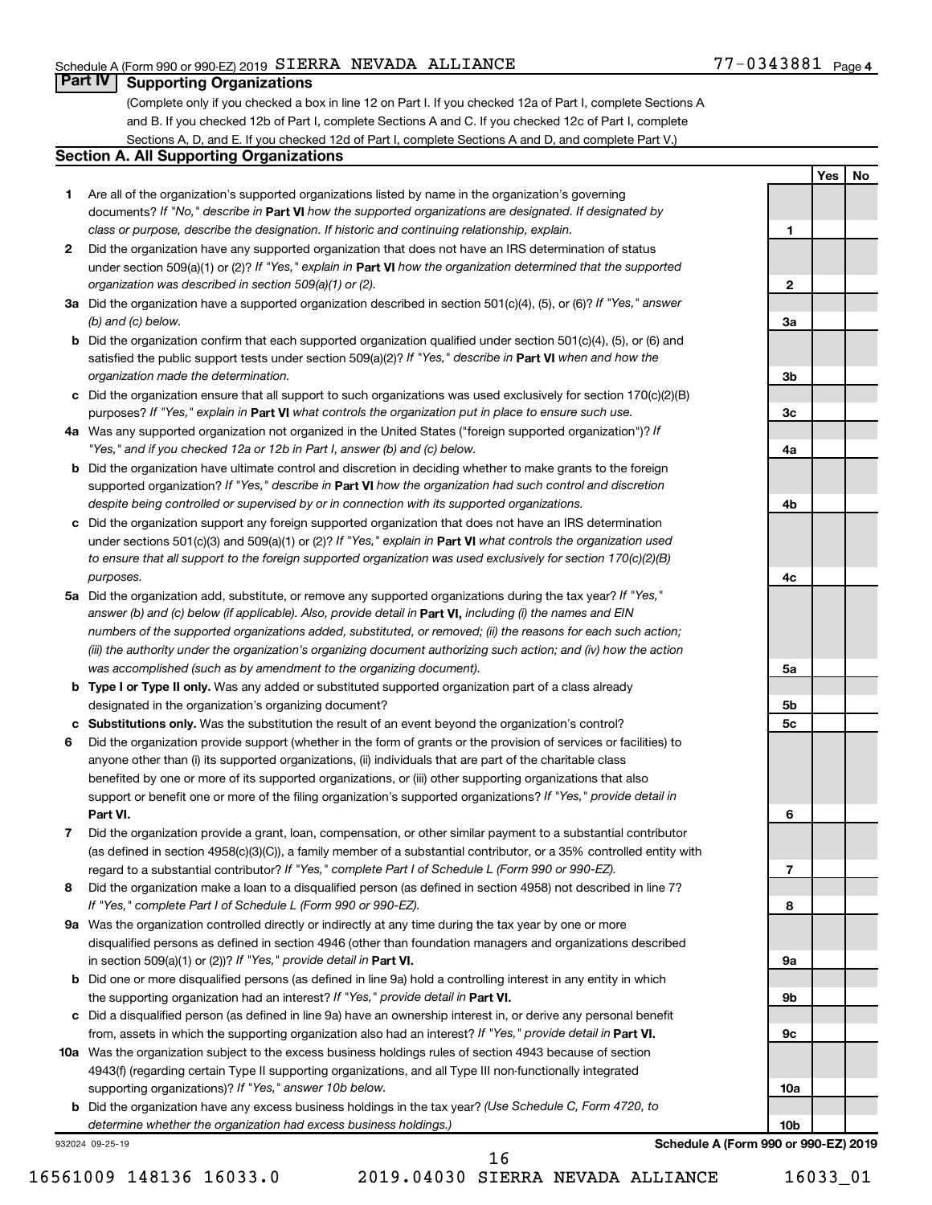Schedule A (Form 990 or 990-EZ) 2019 SIERRA NEVADA ALLIANCE 77-0343881 Page 4

## Part IV Supporting Organizations

(Complete only if you checked a box in line 12 on Part I. If you checked 12a of Part I, complete Sections A and B. If you checked 12b of Part I, complete Sections A and C. If you checked 12c of Part I, complete Sections A, D, and E. If you checked 12d of Part I, complete Sections A and D, and complete Part V.)

### Section A. All Supporting Organizations

| | | | Yes | No |
|---|---|---|---|---|
| **1** | Are all of the organization's supported organizations listed by name in the organization's governing documents? *If "No," describe in* **Part VI** *how the supported organizations are designated. If designated by class or purpose, describe the designation. If historic and continuing relationship, explain.* | 1 | | |
| **2** | Did the organization have any supported organization that does not have an IRS determination of status under section 509(a)(1) or (2)? *If "Yes," explain in* **Part VI** *how the organization determined that the supported organization was described in section 509(a)(1) or (2).* | 2 | | |
| **3a** | Did the organization have a supported organization described in section 501(c)(4), (5), or (6)? *If "Yes," answer (b) and (c) below.* | 3a | | |
| **b** | Did the organization confirm that each supported organization qualified under section 501(c)(4), (5), or (6) and satisfied the public support tests under section 509(a)(2)? *If "Yes," describe in* **Part VI** *when and how the organization made the determination.* | 3b | | |
| **c** | Did the organization ensure that all support to such organizations was used exclusively for section 170(c)(2)(B) purposes? *If "Yes," explain in* **Part VI** *what controls the organization put in place to ensure such use.* | 3c | | |
| **4a** | Was any supported organization not organized in the United States ("foreign supported organization")? *If "Yes," and if you checked 12a or 12b in Part I, answer (b) and (c) below.* | 4a | | |
| **b** | Did the organization have ultimate control and discretion in deciding whether to make grants to the foreign supported organization? *If "Yes," describe in* **Part VI** *how the organization had such control and discretion despite being controlled or supervised by or in connection with its supported organizations.* | 4b | | |
| **c** | Did the organization support any foreign supported organization that does not have an IRS determination under sections 501(c)(3) and 509(a)(1) or (2)? *If "Yes," explain in* **Part VI** *what controls the organization used to ensure that all support to the foreign supported organization was used exclusively for section 170(c)(2)(B) purposes.* | 4c | | |
| **5a** | Did the organization add, substitute, or remove any supported organizations during the tax year? *If "Yes," answer (b) and (c) below (if applicable). Also, provide detail in* **Part VI,** *including (i) the names and EIN numbers of the supported organizations added, substituted, or removed; (ii) the reasons for each such action; (iii) the authority under the organization's organizing document authorizing such action; and (iv) how the action was accomplished (such as by amendment to the organizing document).* | 5a | | |
| **b** | **Type I or Type II only.** Was any added or substituted supported organization part of a class already designated in the organization's organizing document? | 5b | | |
| **c** | **Substitutions only.** Was the substitution the result of an event beyond the organization's control? | 5c | | |
| **6** | Did the organization provide support (whether in the form of grants or the provision of services or facilities) to anyone other than (i) its supported organizations, (ii) individuals that are part of the charitable class benefited by one or more of its supported organizations, or (iii) other supporting organizations that also support or benefit one or more of the filing organization's supported organizations? *If "Yes," provide detail in* **Part VI.** | 6 | | |
| **7** | Did the organization provide a grant, loan, compensation, or other similar payment to a substantial contributor (as defined in section 4958(c)(3)(C)), a family member of a substantial contributor, or a 35% controlled entity with regard to a substantial contributor? *If "Yes," complete Part I of Schedule L (Form 990 or 990-EZ).* | 7 | | |
| **8** | Did the organization make a loan to a disqualified person (as defined in section 4958) not described in line 7? *If "Yes," complete Part I of Schedule L (Form 990 or 990-EZ).* | 8 | | |
| **9a** | Was the organization controlled directly or indirectly at any time during the tax year by one or more disqualified persons as defined in section 4946 (other than foundation managers and organizations described in section 509(a)(1) or (2))? *If "Yes," provide detail in* **Part VI.** | 9a | | |
| **b** | Did one or more disqualified persons (as defined in line 9a) hold a controlling interest in any entity in which the supporting organization had an interest? *If "Yes," provide detail in* **Part VI.** | 9b | | |
| **c** | Did a disqualified person (as defined in line 9a) have an ownership interest in, or derive any personal benefit from, assets in which the supporting organization also had an interest? *If "Yes," provide detail in* **Part VI.** | 9c | | |
| **10a** | Was the organization subject to the excess business holdings rules of section 4943 because of section 4943(f) (regarding certain Type II supporting organizations, and all Type III non-functionally integrated supporting organizations)? *If "Yes," answer 10b below.* | 10a | | |
| **b** | Did the organization have any excess business holdings in the tax year? *(Use Schedule C, Form 4720, to determine whether the organization had excess business holdings.)* | 10b | | |

932024 09-25-19 **Schedule A (Form 990 or 990-EZ) 2019**

16561009 148136 16033.0 2019.04030 SIERRA NEVADA ALLIANCE 16033_01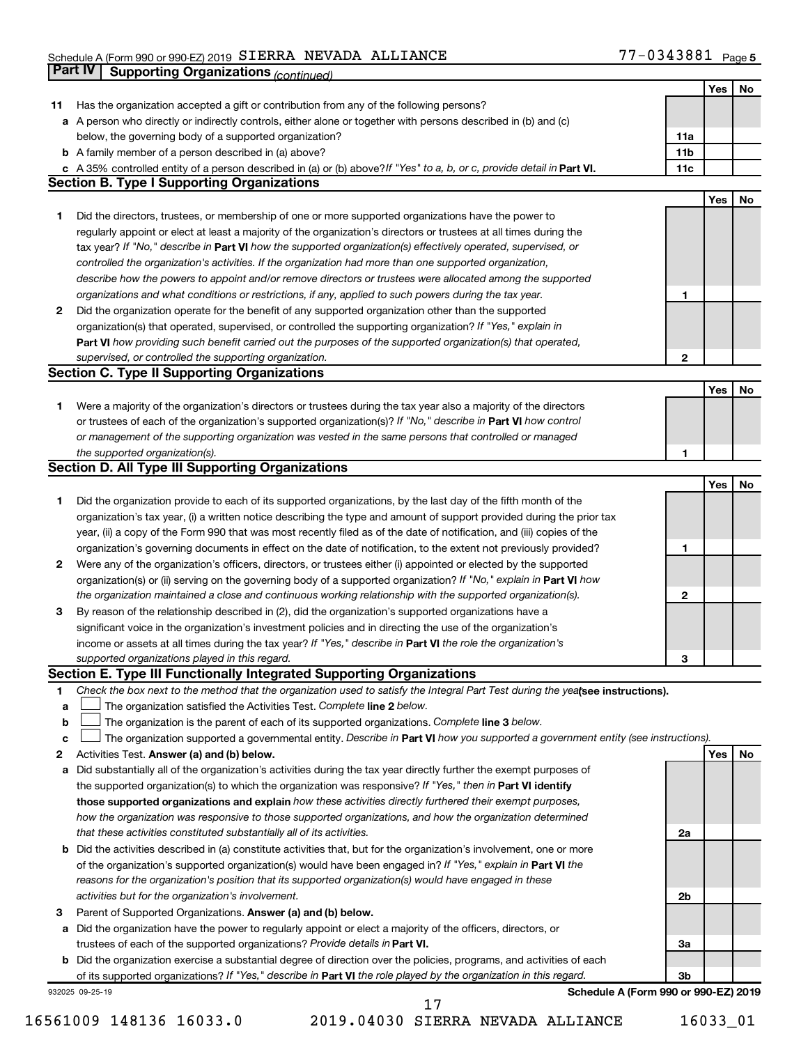Schedule A (Form 990 or 990-EZ) 2019 SIERRA NEVADA ALLIANCE 77-0343881 Page 5

## Part IV Supporting Organizations *(continued)*

| | | | Yes | No |
|---|---|---|---|---|
| **11** | Has the organization accepted a gift or contribution from any of the following persons? | | | |
| **a** | A person who directly or indirectly controls, either alone or together with persons described in (b) and (c) below, the governing body of a supported organization? | 11a | | |
| **b** | A family member of a person described in (a) above? | 11b | | |
| **c** | A 35% controlled entity of a person described in (a) or (b) above? *If "Yes" to a, b, or c, provide detail in* **Part VI.** | 11c | | |

### Section B. Type I Supporting Organizations

| | | | Yes | No |
|---|---|---|---|---|
| **1** | Did the directors, trustees, or membership of one or more supported organizations have the power to regularly appoint or elect at least a majority of the organization's directors or trustees at all times during the tax year? *If "No," describe in* **Part VI** *how the supported organization(s) effectively operated, supervised, or controlled the organization's activities. If the organization had more than one supported organization, describe how the powers to appoint and/or remove directors or trustees were allocated among the supported organizations and what conditions or restrictions, if any, applied to such powers during the tax year.* | 1 | | |
| **2** | Did the organization operate for the benefit of any supported organization other than the supported organization(s) that operated, supervised, or controlled the supporting organization? *If "Yes," explain in* **Part VI** *how providing such benefit carried out the purposes of the supported organization(s) that operated, supervised, or controlled the supporting organization.* | 2 | | |

### Section C. Type II Supporting Organizations

| | | | Yes | No |
|---|---|---|---|---|
| **1** | Were a majority of the organization's directors or trustees during the tax year also a majority of the directors or trustees of each of the organization's supported organization(s)? *If "No," describe in* **Part VI** *how control or management of the supporting organization was vested in the same persons that controlled or managed the supported organization(s).* | 1 | | |

### Section D. All Type III Supporting Organizations

| | | | Yes | No |
|---|---|---|---|---|
| **1** | Did the organization provide to each of its supported organizations, by the last day of the fifth month of the organization's tax year, (i) a written notice describing the type and amount of support provided during the prior tax year, (ii) a copy of the Form 990 that was most recently filed as of the date of notification, and (iii) copies of the organization's governing documents in effect on the date of notification, to the extent not previously provided? | 1 | | |
| **2** | Were any of the organization's officers, directors, or trustees either (i) appointed or elected by the supported organization(s) or (ii) serving on the governing body of a supported organization? *If "No," explain in* **Part VI** *how the organization maintained a close and continuous working relationship with the supported organization(s).* | 2 | | |
| **3** | By reason of the relationship described in (2), did the organization's supported organizations have a significant voice in the organization's investment policies and in directing the use of the organization's income or assets at all times during the tax year? *If "Yes," describe in* **Part VI** *the role the organization's supported organizations played in this regard.* | 3 | | |

### Section E. Type III Functionally Integrated Supporting Organizations

**1** *Check the box next to the method that the organization used to satisfy the Integral Part Test during the year* **(see instructions).**

- **a** ☐ The organization satisfied the Activities Test. *Complete* **line 2** *below.*
- **b** ☐ The organization is the parent of each of its supported organizations. *Complete* **line 3** *below.*
- **c** ☐ The organization supported a governmental entity. *Describe in* **Part VI** *how you supported a government entity (see instructions).*

| | | | Yes | No |
|---|---|---|---|---|
| **2** | Activities Test. **Answer (a) and (b) below.** | | | |
| **a** | Did substantially all of the organization's activities during the tax year directly further the exempt purposes of the supported organization(s) to which the organization was responsive? *If "Yes," then in* **Part VI identify those supported organizations and explain** *how these activities directly furthered their exempt purposes, how the organization was responsive to those supported organizations, and how the organization determined that these activities constituted substantially all of its activities.* | 2a | | |
| **b** | Did the activities described in (a) constitute activities that, but for the organization's involvement, one or more of the organization's supported organization(s) would have been engaged in? *If "Yes," explain in* **Part VI** *the reasons for the organization's position that its supported organization(s) would have engaged in these activities but for the organization's involvement.* | 2b | | |
| **3** | Parent of Supported Organizations. **Answer (a) and (b) below.** | | | |
| **a** | Did the organization have the power to regularly appoint or elect a majority of the officers, directors, or trustees of each of the supported organizations? *Provide details in* **Part VI.** | 3a | | |
| **b** | Did the organization exercise a substantial degree of direction over the policies, programs, and activities of each of its supported organizations? *If "Yes," describe in* **Part VI** *the role played by the organization in this regard.* | 3b | | |

932025 09-25-19 **Schedule A (Form 990 or 990-EZ) 2019**

16561009 148136 16033.0 2019.04030 SIERRA NEVADA ALLIANCE 16033_01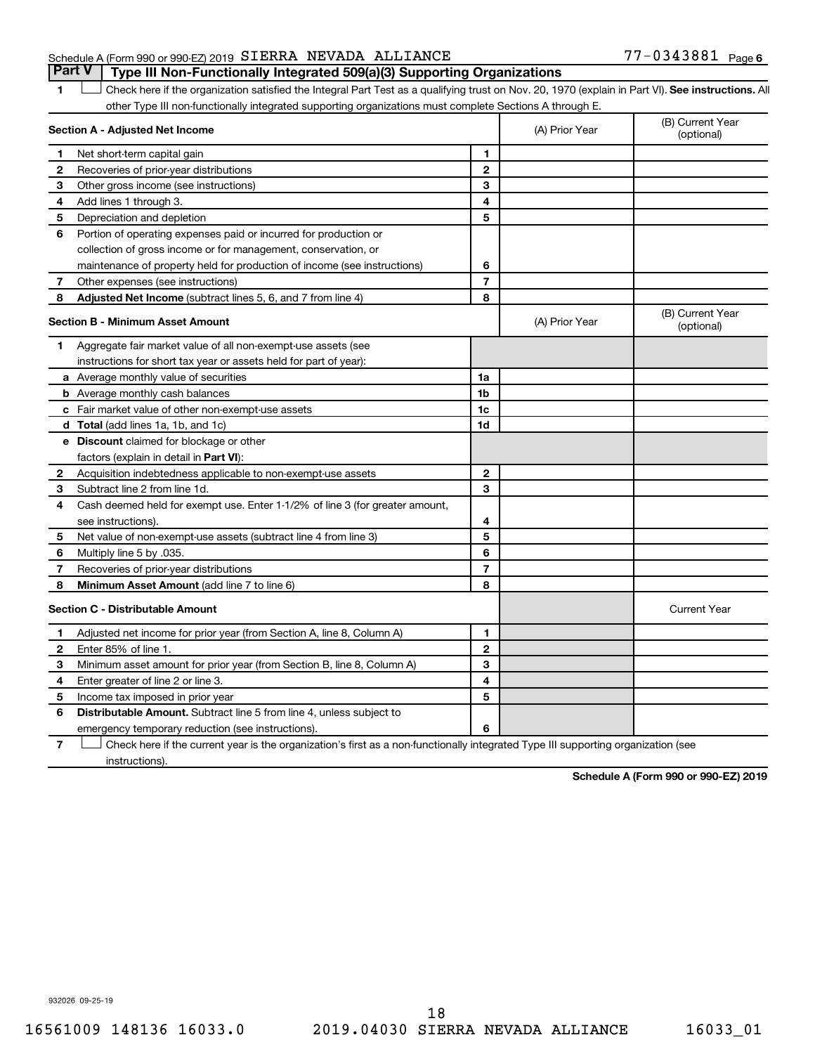Schedule A (Form 990 or 990-EZ) 2019 SIERRA NEVADA ALLIANCE 77-0343881 Page 6

## Part V | Type III Non-Functionally Integrated 509(a)(3) Supporting Organizations

1 ☐ Check here if the organization satisfied the Integral Part Test as a qualifying trust on Nov. 20, 1970 (explain in Part VI). **See instructions.** All other Type III non-functionally integrated supporting organizations must complete Sections A through E.

| **Section A - Adjusted Net Income** | | | (A) Prior Year | (B) Current Year (optional) |
|---|---|---|---|---|
| 1 | Net short-term capital gain | 1 | | |
| 2 | Recoveries of prior-year distributions | 2 | | |
| 3 | Other gross income (see instructions) | 3 | | |
| 4 | Add lines 1 through 3. | 4 | | |
| 5 | Depreciation and depletion | 5 | | |
| 6 | Portion of operating expenses paid or incurred for production or collection of gross income or for management, conservation, or maintenance of property held for production of income (see instructions) | 6 | | |
| 7 | Other expenses (see instructions) | 7 | | |
| 8 | **Adjusted Net Income** (subtract lines 5, 6, and 7 from line 4) | 8 | | |

| **Section B - Minimum Asset Amount** | | | (A) Prior Year | (B) Current Year (optional) |
|---|---|---|---|---|
| 1 | Aggregate fair market value of all non-exempt-use assets (see instructions for short tax year or assets held for part of year): | | | |
| a | Average monthly value of securities | 1a | | |
| b | Average monthly cash balances | 1b | | |
| c | Fair market value of other non-exempt-use assets | 1c | | |
| d | **Total** (add lines 1a, 1b, and 1c) | 1d | | |
| e | **Discount** claimed for blockage or other factors (explain in detail in **Part VI**): | | | |
| 2 | Acquisition indebtedness applicable to non-exempt-use assets | 2 | | |
| 3 | Subtract line 2 from line 1d. | 3 | | |
| 4 | Cash deemed held for exempt use. Enter 1-1/2% of line 3 (for greater amount, see instructions). | 4 | | |
| 5 | Net value of non-exempt-use assets (subtract line 4 from line 3) | 5 | | |
| 6 | Multiply line 5 by .035. | 6 | | |
| 7 | Recoveries of prior-year distributions | 7 | | |
| 8 | **Minimum Asset Amount** (add line 7 to line 6) | 8 | | |

| **Section C - Distributable Amount** | | | | Current Year |
|---|---|---|---|---|
| 1 | Adjusted net income for prior year (from Section A, line 8, Column A) | 1 | | |
| 2 | Enter 85% of line 1. | 2 | | |
| 3 | Minimum asset amount for prior year (from Section B, line 8, Column A) | 3 | | |
| 4 | Enter greater of line 2 or line 3. | 4 | | |
| 5 | Income tax imposed in prior year | 5 | | |
| 6 | **Distributable Amount.** Subtract line 5 from line 4, unless subject to emergency temporary reduction (see instructions). | 6 | | |

7 ☐ Check here if the current year is the organization's first as a non-functionally integrated Type III supporting organization (see instructions).

**Schedule A (Form 990 or 990-EZ) 2019**

932026 09-25-19

16561009 148136 16033.0 2019.04030 SIERRA NEVADA ALLIANCE 16033_01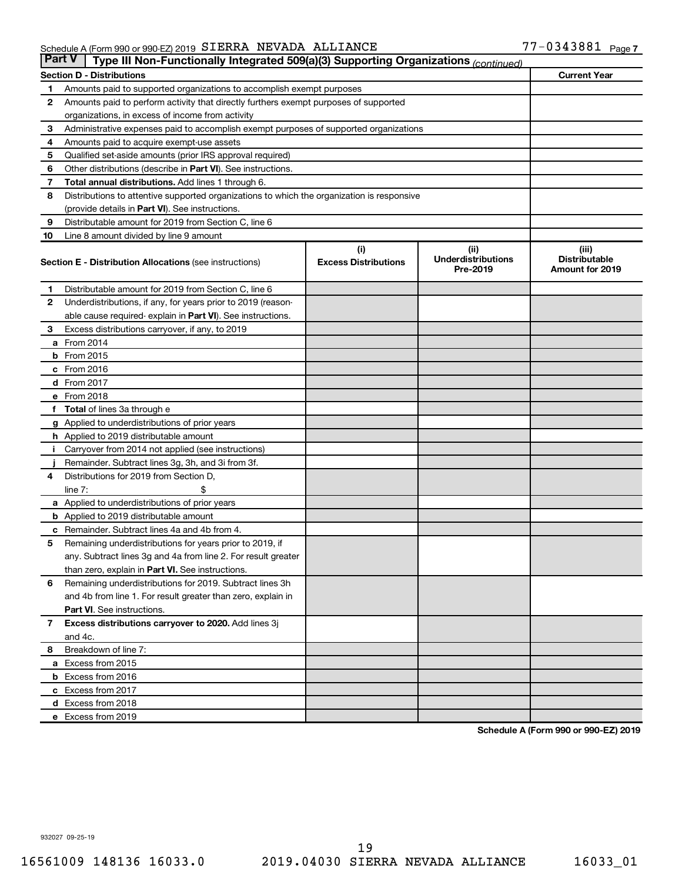Schedule A (Form 990 or 990-EZ) 2019 SIERRA NEVADA ALLIANCE 77-0343881 Page 7

**Part V | Type III Non-Functionally Integrated 509(a)(3) Supporting Organizations** *(continued)*

| **Section D - Distributions** | | **Current Year** |
|---|---|---|
| 1 | Amounts paid to supported organizations to accomplish exempt purposes | |
| 2 | Amounts paid to perform activity that directly furthers exempt purposes of supported organizations, in excess of income from activity | |
| 3 | Administrative expenses paid to accomplish exempt purposes of supported organizations | |
| 4 | Amounts paid to acquire exempt-use assets | |
| 5 | Qualified set-aside amounts (prior IRS approval required) | |
| 6 | Other distributions (describe in **Part VI**). See instructions. | |
| 7 | **Total annual distributions.** Add lines 1 through 6. | |
| 8 | Distributions to attentive supported organizations to which the organization is responsive (provide details in **Part VI**). See instructions. | |
| 9 | Distributable amount for 2019 from Section C, line 6 | |
| 10 | Line 8 amount divided by line 9 amount | |

| | **Section E - Distribution Allocations** (see instructions) | **(i) Excess Distributions** | **(ii) Underdistributions Pre-2019** | **(iii) Distributable Amount for 2019** |
|---|---|---|---|---|
| 1 | Distributable amount for 2019 from Section C, line 6 | | | |
| 2 | Underdistributions, if any, for years prior to 2019 (reasonable cause required- explain in **Part VI**). See instructions. | | | |
| 3 | Excess distributions carryover, if any, to 2019 | | | |
| a | From 2014 | | | |
| b | From 2015 | | | |
| c | From 2016 | | | |
| d | From 2017 | | | |
| e | From 2018 | | | |
| f | **Total** of lines 3a through e | | | |
| g | Applied to underdistributions of prior years | | | |
| h | Applied to 2019 distributable amount | | | |
| i | Carryover from 2014 not applied (see instructions) | | | |
| j | Remainder. Subtract lines 3g, 3h, and 3i from 3f. | | | |
| 4 | Distributions for 2019 from Section D, line 7: $ | | | |
| a | Applied to underdistributions of prior years | | | |
| b | Applied to 2019 distributable amount | | | |
| c | Remainder. Subtract lines 4a and 4b from 4. | | | |
| 5 | Remaining underdistributions for years prior to 2019, if any. Subtract lines 3g and 4a from line 2. For result greater than zero, explain in **Part VI.** See instructions. | | | |
| 6 | Remaining underdistributions for 2019. Subtract lines 3h and 4b from line 1. For result greater than zero, explain in **Part VI**. See instructions. | | | |
| 7 | **Excess distributions carryover to 2020.** Add lines 3j and 4c. | | | |
| 8 | Breakdown of line 7: | | | |
| a | Excess from 2015 | | | |
| b | Excess from 2016 | | | |
| c | Excess from 2017 | | | |
| d | Excess from 2018 | | | |
| e | Excess from 2019 | | | |

**Schedule A (Form 990 or 990-EZ) 2019**

932027 09-25-19

16561009 148136 16033.0 2019.04030 SIERRA NEVADA ALLIANCE 16033_01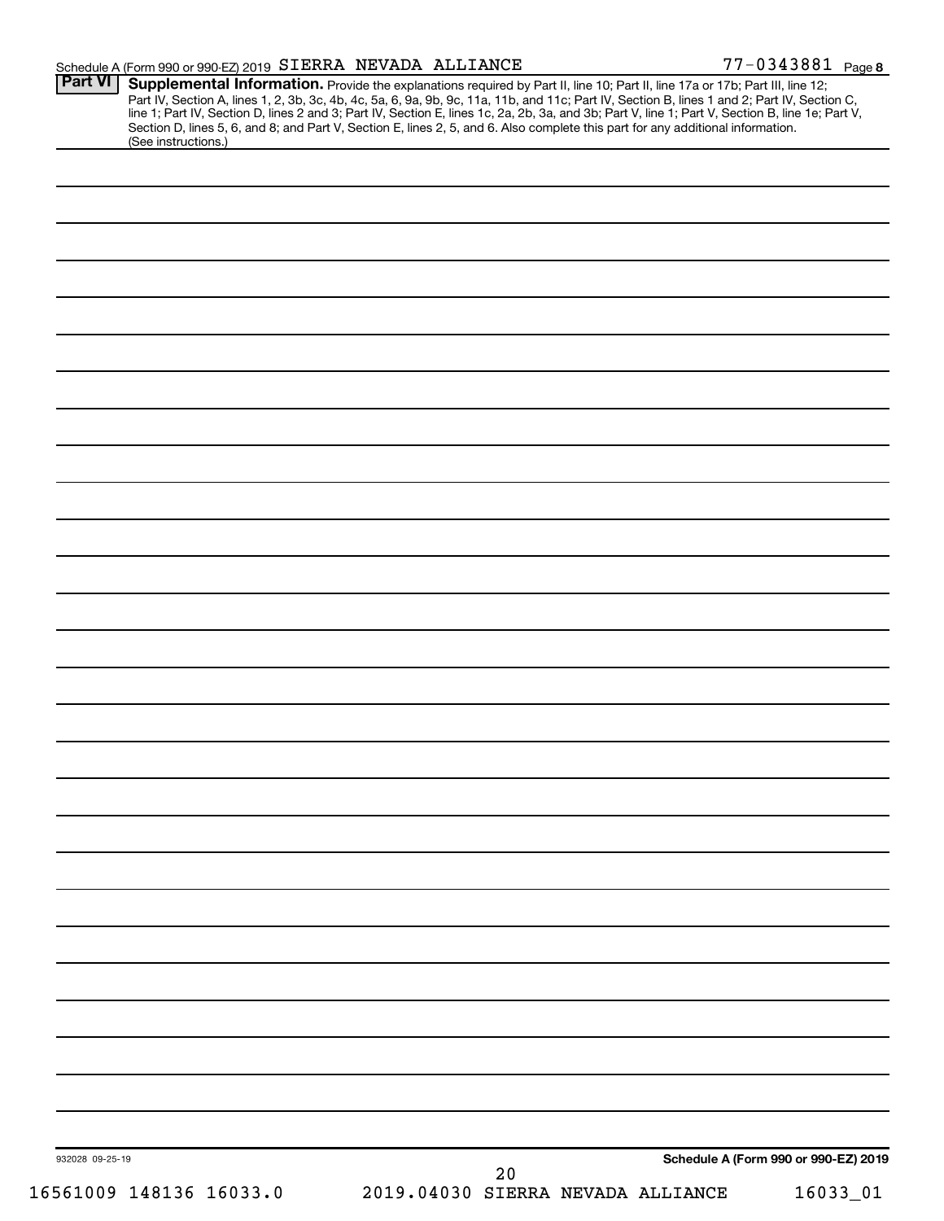Schedule A (Form 990 or 990-EZ) 2019 SIERRA NEVADA ALLIANCE 77-0343881 Page 8

**Part VI** **Supplemental Information.** Provide the explanations required by Part II, line 10; Part II, line 17a or 17b; Part III, line 12; Part IV, Section A, lines 1, 2, 3b, 3c, 4b, 4c, 5a, 6, 9a, 9b, 9c, 11a, 11b, and 11c; Part IV, Section B, lines 1 and 2; Part IV, Section C, line 1; Part IV, Section D, lines 2 and 3; Part IV, Section E, lines 1c, 2a, 2b, 3a, and 3b; Part V, line 1; Part V, Section B, line 1e; Part V, Section D, lines 5, 6, and 8; and Part V, Section E, lines 2, 5, and 6. Also complete this part for any additional information. (See instructions.)

932028 09-25-19

**Schedule A (Form 990 or 990-EZ) 2019**

16561009 148136 16033.0 2019.04030 SIERRA NEVADA ALLIANCE 16033_01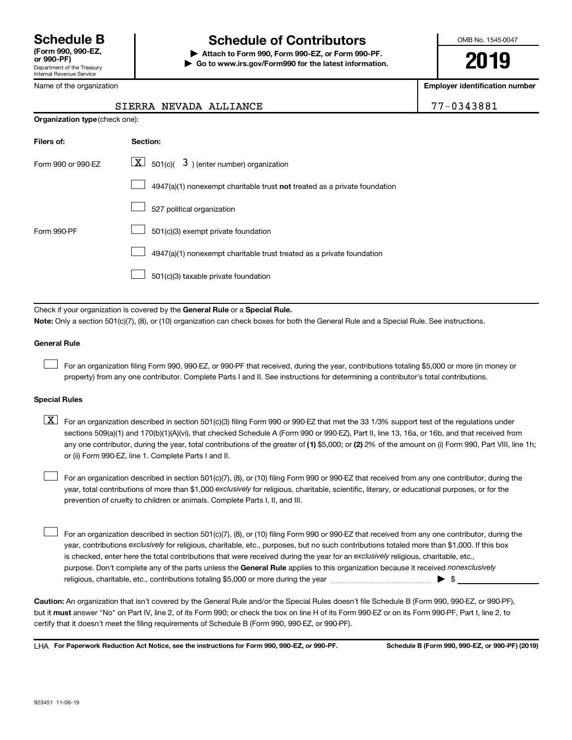# Schedule B

**(Form 990, 990-EZ, or 990-PF)**
Department of the Treasury
Internal Revenue Service

# Schedule of Contributors

**▶ Attach to Form 990, Form 990-EZ, or Form 990-PF.**
**▶ Go to www.irs.gov/Form990 for the latest information.**

OMB No. 1545-0047

**2019**

Name of the organization: SIERRA NEVADA ALLIANCE

**Employer identification number:** 77-0343881

**Organization type** (check one):

| Filers of: | Section: |
|---|---|
| Form 990 or 990-EZ | [X] 501(c)( 3 ) (enter number) organization |
| | [ ] 4947(a)(1) nonexempt charitable trust **not** treated as a private foundation |
| | [ ] 527 political organization |
| Form 990-PF | [ ] 501(c)(3) exempt private foundation |
| | [ ] 4947(a)(1) nonexempt charitable trust treated as a private foundation |
| | [ ] 501(c)(3) taxable private foundation |

Check if your organization is covered by the **General Rule** or a **Special Rule.**

**Note:** Only a section 501(c)(7), (8), or (10) organization can check boxes for both the General Rule and a Special Rule. See instructions.

**General Rule**

[ ] For an organization filing Form 990, 990-EZ, or 990-PF that received, during the year, contributions totaling $5,000 or more (in money or property) from any one contributor. Complete Parts I and II. See instructions for determining a contributor's total contributions.

**Special Rules**

[X] For an organization described in section 501(c)(3) filing Form 990 or 990-EZ that met the 33 1/3% support test of the regulations under sections 509(a)(1) and 170(b)(1)(A)(vi), that checked Schedule A (Form 990 or 990-EZ), Part II, line 13, 16a, or 16b, and that received from any one contributor, during the year, total contributions of the greater of **(1)** $5,000; or **(2)** 2% of the amount on (i) Form 990, Part VIII, line 1h; or (ii) Form 990-EZ, line 1. Complete Parts I and II.

[ ] For an organization described in section 501(c)(7), (8), or (10) filing Form 990 or 990-EZ that received from any one contributor, during the year, total contributions of more than $1,000 *exclusively* for religious, charitable, scientific, literary, or educational purposes, or for the prevention of cruelty to children or animals. Complete Parts I, II, and III.

[ ] For an organization described in section 501(c)(7), (8), or (10) filing Form 990 or 990-EZ that received from any one contributor, during the year, contributions *exclusively* for religious, charitable, etc., purposes, but no such contributions totaled more than $1,000. If this box is checked, enter here the total contributions that were received during the year for an *exclusively* religious, charitable, etc., purpose. Don't complete any of the parts unless the **General Rule** applies to this organization because it received *nonexclusively* religious, charitable, etc., contributions totaling $5,000 or more during the year ▶ $

**Caution:** An organization that isn't covered by the General Rule and/or the Special Rules doesn't file Schedule B (Form 990, 990-EZ, or 990-PF), but it **must** answer "No" on Part IV, line 2, of its Form 990; or check the box on line H of its Form 990-EZ or on its Form 990-PF, Part I, line 2, to certify that it doesn't meet the filing requirements of Schedule B (Form 990, 990-EZ, or 990-PF).

LHA **For Paperwork Reduction Act Notice, see the instructions for Form 990, 990-EZ, or 990-PF.** **Schedule B (Form 990, 990-EZ, or 990-PF) (2019)**

923451 11-06-19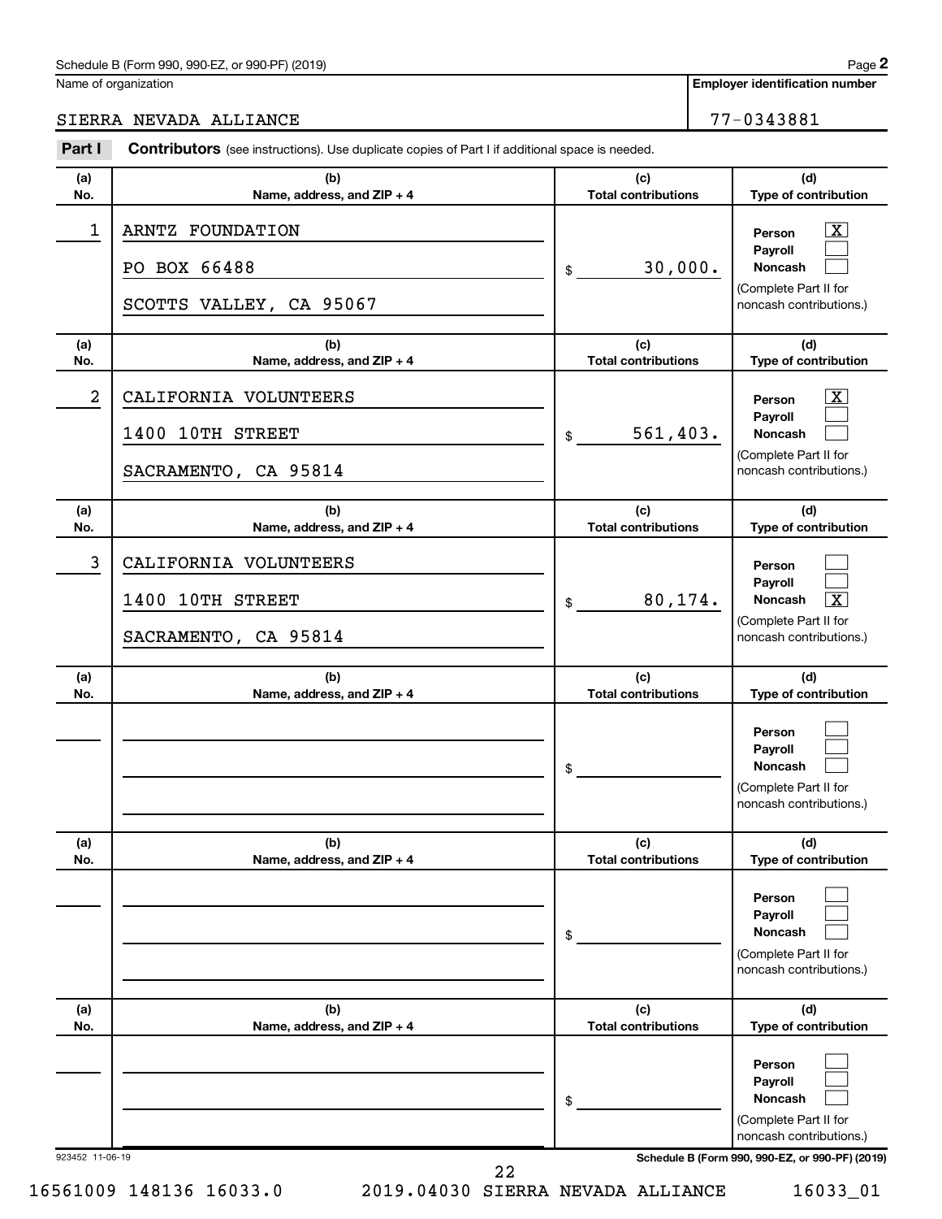Schedule B (Form 990, 990-EZ, or 990-PF) (2019)

Name of organization: SIERRA NEVADA ALLIANCE

Employer identification number: 77-0343881

**Part I** **Contributors** (see instructions). Use duplicate copies of Part I if additional space is needed.

| (a) No. | (b) Name, address, and ZIP + 4 | (c) Total contributions | (d) Type of contribution |
|---|---|---|---|
| 1 | ARNTZ FOUNDATION<br>PO BOX 66488<br>SCOTTS VALLEY, CA 95067 | $ 30,000. | Person [X]<br>Payroll [ ]<br>Noncash [ ]<br>(Complete Part II for noncash contributions.) |
| 2 | CALIFORNIA VOLUNTEERS<br>1400 10TH STREET<br>SACRAMENTO, CA 95814 | $ 561,403. | Person [X]<br>Payroll [ ]<br>Noncash [ ]<br>(Complete Part II for noncash contributions.) |
| 3 | CALIFORNIA VOLUNTEERS<br>1400 10TH STREET<br>SACRAMENTO, CA 95814 | $ 80,174. | Person [ ]<br>Payroll [ ]<br>Noncash [X]<br>(Complete Part II for noncash contributions.) |
| | | $ | Person [ ]<br>Payroll [ ]<br>Noncash [ ]<br>(Complete Part II for noncash contributions.) |
| | | $ | Person [ ]<br>Payroll [ ]<br>Noncash [ ]<br>(Complete Part II for noncash contributions.) |
| | | $ | Person [ ]<br>Payroll [ ]<br>Noncash [ ]<br>(Complete Part II for noncash contributions.) |

923452 11-06-19

Schedule B (Form 990, 990-EZ, or 990-PF) (2019)

16561009 148136 16033.0 2019.04030 SIERRA NEVADA ALLIANCE 16033_01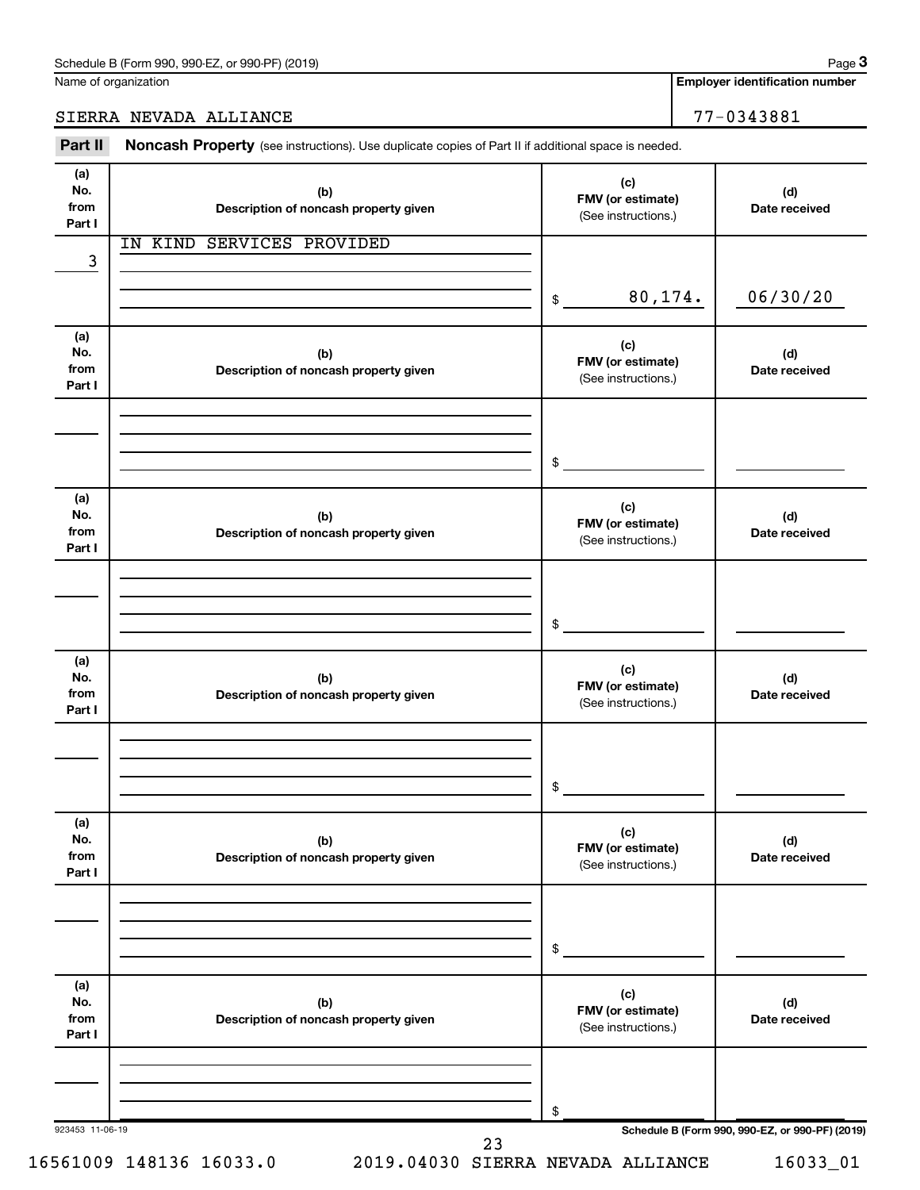Schedule B (Form 990, 990-EZ, or 990-PF) (2019)

Name of organization: SIERRA NEVADA ALLIANCE

**Employer identification number:** 77-0343881

## Part II Noncash Property

(see instructions). Use duplicate copies of Part II if additional space is needed.

| (a) No. from Part I | (b) Description of noncash property given | (c) FMV (or estimate) (See instructions.) | (d) Date received |
|---|---|---|---|
| 3 | IN KIND SERVICES PROVIDED | $ 80,174. | 06/30/20 |
| | | $ | |
| | | $ | |
| | | $ | |
| | | $ | |
| | | $ | |

923453 11-06-19

Schedule B (Form 990, 990-EZ, or 990-PF) (2019)

16561009 148136 16033.0 2019.04030 SIERRA NEVADA ALLIANCE 16033_01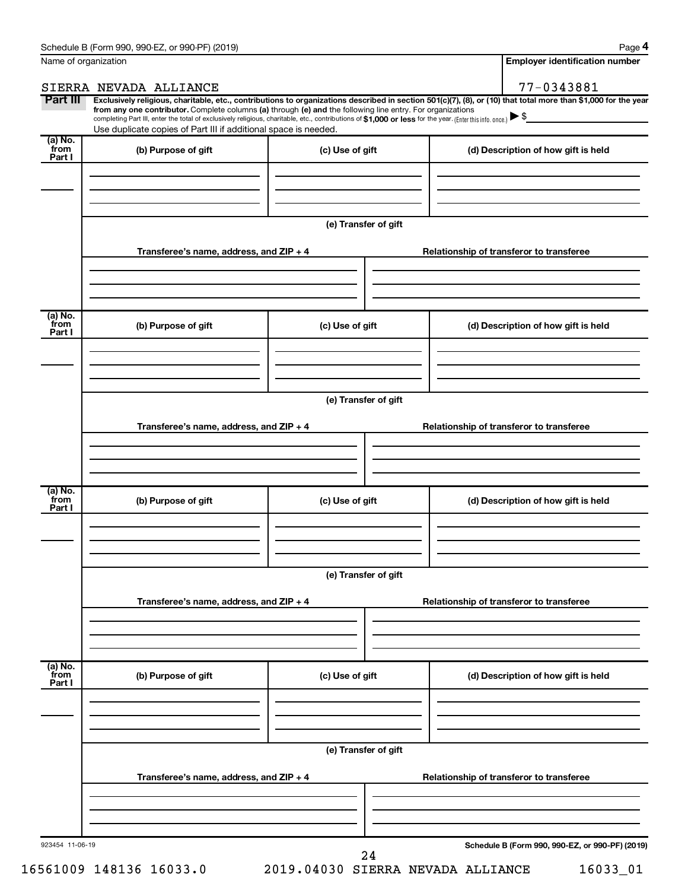Schedule B (Form 990, 990-EZ, or 990-PF) (2019)

Name of organization: SIERRA NEVADA ALLIANCE

Employer identification number: 77-0343881

**Part III** **Exclusively religious, charitable, etc., contributions to organizations described in section 501(c)(7), (8), or (10) that total more than $1,000 for the year from any one contributor.** Complete columns **(a)** through **(e)** and the following line entry. For organizations completing Part III, enter the total of exclusively religious, charitable, etc., contributions of **$1,000 or less** for the year. (Enter this info. once.) ▶ $

Use duplicate copies of Part III if additional space is needed.

| (a) No. from Part I | (b) Purpose of gift | (c) Use of gift | (d) Description of how gift is held |
|---|---|---|---|
| | | | |

**(e) Transfer of gift**

| Transferee's name, address, and ZIP + 4 | Relationship of transferor to transferee |
|---|---|
| | |

| (a) No. from Part I | (b) Purpose of gift | (c) Use of gift | (d) Description of how gift is held |
|---|---|---|---|
| | | | |

**(e) Transfer of gift**

| Transferee's name, address, and ZIP + 4 | Relationship of transferor to transferee |
|---|---|
| | |

| (a) No. from Part I | (b) Purpose of gift | (c) Use of gift | (d) Description of how gift is held |
|---|---|---|---|
| | | | |

**(e) Transfer of gift**

| Transferee's name, address, and ZIP + 4 | Relationship of transferor to transferee |
|---|---|
| | |

| (a) No. from Part I | (b) Purpose of gift | (c) Use of gift | (d) Description of how gift is held |
|---|---|---|---|
| | | | |

**(e) Transfer of gift**

| Transferee's name, address, and ZIP + 4 | Relationship of transferor to transferee |
|---|---|
| | |

923454 11-06-19

**Schedule B (Form 990, 990-EZ, or 990-PF) (2019)**

16561009 148136 16033.0 2019.04030 SIERRA NEVADA ALLIANCE 16033_01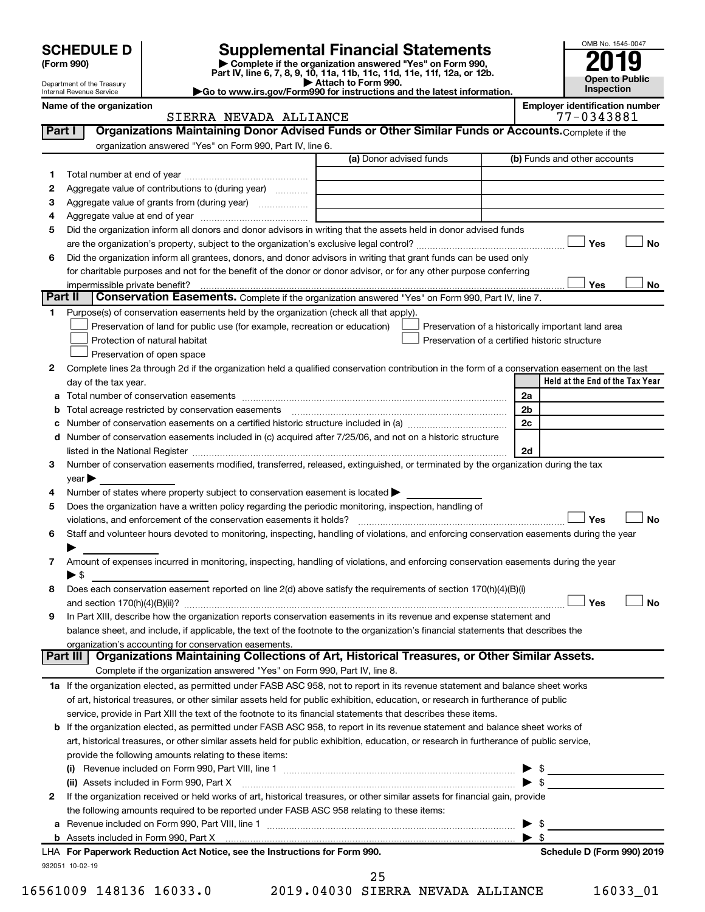# SCHEDULE D (Form 990)

Department of the Treasury
Internal Revenue Service

## Supplemental Financial Statements

▶ Complete if the organization answered "Yes" on Form 990, Part IV, line 6, 7, 8, 9, 10, 11a, 11b, 11c, 11d, 11e, 11f, 12a, or 12b.
▶ Attach to Form 990.
▶Go to www.irs.gov/Form990 for instructions and the latest information.

OMB No. 1545-0047
**2019**
**Open to Public Inspection**

**Name of the organization:** SIERRA NEVADA ALLIANCE
**Employer identification number:** 77-0343881

### Part I — Organizations Maintaining Donor Advised Funds or Other Similar Funds or Accounts. Complete if the organization answered "Yes" on Form 990, Part IV, line 6.

| | | (a) Donor advised funds | (b) Funds and other accounts |
|---|---|---|---|
| 1 | Total number at end of year | | |
| 2 | Aggregate value of contributions to (during year) | | |
| 3 | Aggregate value of grants from (during year) | | |
| 4 | Aggregate value at end of year | | |

5 Did the organization inform all donors and donor advisors in writing that the assets held in donor advised funds are the organization's property, subject to the organization's exclusive legal control? ☐ Yes ☐ No

6 Did the organization inform all grantees, donors, and donor advisors in writing that grant funds can be used only for charitable purposes and not for the benefit of the donor or donor advisor, or for any other purpose conferring impermissible private benefit? ☐ Yes ☐ No

### Part II — Conservation Easements. Complete if the organization answered "Yes" on Form 990, Part IV, line 7.

1 Purpose(s) of conservation easements held by the organization (check all that apply).
- ☐ Preservation of land for public use (for example, recreation or education)
- ☐ Protection of natural habitat
- ☐ Preservation of open space
- ☐ Preservation of a historically important land area
- ☐ Preservation of a certified historic structure

2 Complete lines 2a through 2d if the organization held a qualified conservation contribution in the form of a conservation easement on the last day of the tax year.

| | | | Held at the End of the Tax Year |
|---|---|---|---|
| a | Total number of conservation easements | 2a | |
| b | Total acreage restricted by conservation easements | 2b | |
| c | Number of conservation easements on a certified historic structure included in (a) | 2c | |
| d | Number of conservation easements included in (c) acquired after 7/25/06, and not on a historic structure listed in the National Register | 2d | |

3 Number of conservation easements modified, transferred, released, extinguished, or terminated by the organization during the tax year ▶

4 Number of states where property subject to conservation easement is located ▶

5 Does the organization have a written policy regarding the periodic monitoring, inspection, handling of violations, and enforcement of the conservation easements it holds? ☐ Yes ☐ No

6 Staff and volunteer hours devoted to monitoring, inspecting, handling of violations, and enforcing conservation easements during the year ▶

7 Amount of expenses incurred in monitoring, inspecting, handling of violations, and enforcing conservation easements during the year ▶ $

8 Does each conservation easement reported on line 2(d) above satisfy the requirements of section 170(h)(4)(B)(i) and section 170(h)(4)(B)(ii)? ☐ Yes ☐ No

9 In Part XIII, describe how the organization reports conservation easements in its revenue and expense statement and balance sheet, and include, if applicable, the text of the footnote to the organization's financial statements that describes the organization's accounting for conservation easements.

### Part III — Organizations Maintaining Collections of Art, Historical Treasures, or Other Similar Assets. Complete if the organization answered "Yes" on Form 990, Part IV, line 8.

1a If the organization elected, as permitted under FASB ASC 958, not to report in its revenue statement and balance sheet works of art, historical treasures, or other similar assets held for public exhibition, education, or research in furtherance of public service, provide in Part XIII the text of the footnote to its financial statements that describes these items.

b If the organization elected, as permitted under FASB ASC 958, to report in its revenue statement and balance sheet works of art, historical treasures, or other similar assets held for public exhibition, education, or research in furtherance of public service, provide the following amounts relating to these items:

(i) Revenue included on Form 990, Part VIII, line 1 ▶ $

(ii) Assets included in Form 990, Part X ▶ $

2 If the organization received or held works of art, historical treasures, or other similar assets for financial gain, provide the following amounts required to be reported under FASB ASC 958 relating to these items:

a Revenue included on Form 990, Part VIII, line 1 ▶ $

b Assets included in Form 990, Part X ▶ $

LHA **For Paperwork Reduction Act Notice, see the Instructions for Form 990.** **Schedule D (Form 990) 2019**

932051 10-02-19

16561009 148136 16033.0 2019.04030 SIERRA NEVADA ALLIANCE 16033_01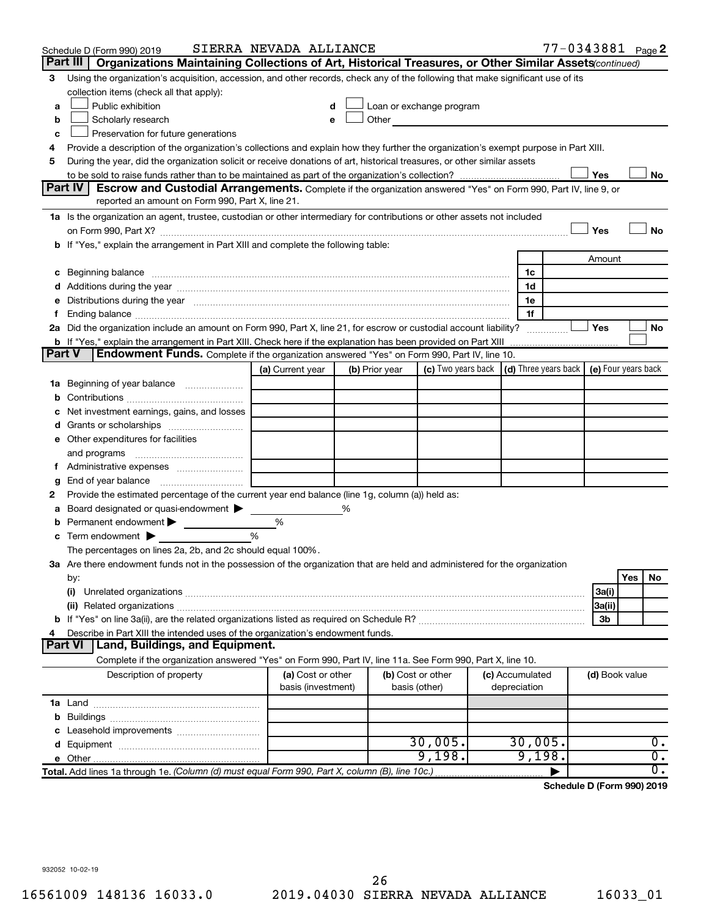Schedule D (Form 990) 2019 SIERRA NEVADA ALLIANCE 77-0343881 Page 2

## Part III Organizations Maintaining Collections of Art, Historical Treasures, or Other Similar Assets *(continued)*

3 Using the organization's acquisition, accession, and other records, check any of the following that make significant use of its collection items (check all that apply):

a ☐ Public exhibition
b ☐ Scholarly research
c ☐ Preservation for future generations
d ☐ Loan or exchange program
e ☐ Other

4 Provide a description of the organization's collections and explain how they further the organization's exempt purpose in Part XIII.

5 During the year, did the organization solicit or receive donations of art, historical treasures, or other similar assets to be sold to raise funds rather than to be maintained as part of the organization's collection? ☐ Yes ☐ No

## Part IV Escrow and Custodial Arrangements.

Complete if the organization answered "Yes" on Form 990, Part IV, line 9, or reported an amount on Form 990, Part X, line 21.

1a Is the organization an agent, trustee, custodian or other intermediary for contributions or other assets not included on Form 990, Part X? ☐ Yes ☐ No

b If "Yes," explain the arrangement in Part XIII and complete the following table:

| | | Amount |
|---|---|---|
| c Beginning balance | 1c | |
| d Additions during the year | 1d | |
| e Distributions during the year | 1e | |
| f Ending balance | 1f | |

2a Did the organization include an amount on Form 990, Part X, line 21, for escrow or custodial account liability? ☐ Yes ☐ No

b If "Yes," explain the arrangement in Part XIII. Check here if the explanation has been provided on Part XIII ☐

## Part V Endowment Funds.

Complete if the organization answered "Yes" on Form 990, Part IV, line 10.

| | (a) Current year | (b) Prior year | (c) Two years back | (d) Three years back | (e) Four years back |
|---|---|---|---|---|---|
| 1a Beginning of year balance | | | | | |
| b Contributions | | | | | |
| c Net investment earnings, gains, and losses | | | | | |
| d Grants or scholarships | | | | | |
| e Other expenditures for facilities and programs | | | | | |
| f Administrative expenses | | | | | |
| g End of year balance | | | | | |

2 Provide the estimated percentage of the current year end balance (line 1g, column (a)) held as:

a Board designated or quasi-endowment ▶ %
b Permanent endowment ▶ %
c Term endowment ▶ %

The percentages on lines 2a, 2b, and 2c should equal 100%.

3a Are there endowment funds not in the possession of the organization that are held and administered for the organization by:

| | | Yes | No |
|---|---|---|---|
| (i) Unrelated organizations | 3a(i) | | |
| (ii) Related organizations | 3a(ii) | | |
| b If "Yes" on line 3a(ii), are the related organizations listed as required on Schedule R? | 3b | | |

4 Describe in Part XIII the intended uses of the organization's endowment funds.

## Part VI Land, Buildings, and Equipment.

Complete if the organization answered "Yes" on Form 990, Part IV, line 11a. See Form 990, Part X, line 10.

| Description of property | (a) Cost or other basis (investment) | (b) Cost or other basis (other) | (c) Accumulated depreciation | (d) Book value |
|---|---|---|---|---|
| 1a Land | | | | |
| b Buildings | | | | |
| c Leasehold improvements | | | | |
| d Equipment | | 30,005. | 30,005. | 0. |
| e Other | | 9,198. | 9,198. | 0. |
| **Total.** Add lines 1a through 1e. *(Column (d) must equal Form 990, Part X, column (B), line 10c.)* | | | ▶ | 0. |

**Schedule D (Form 990) 2019**

932052 10-02-19

16561009 148136 16033.0 2019.04030 SIERRA NEVADA ALLIANCE 16033_01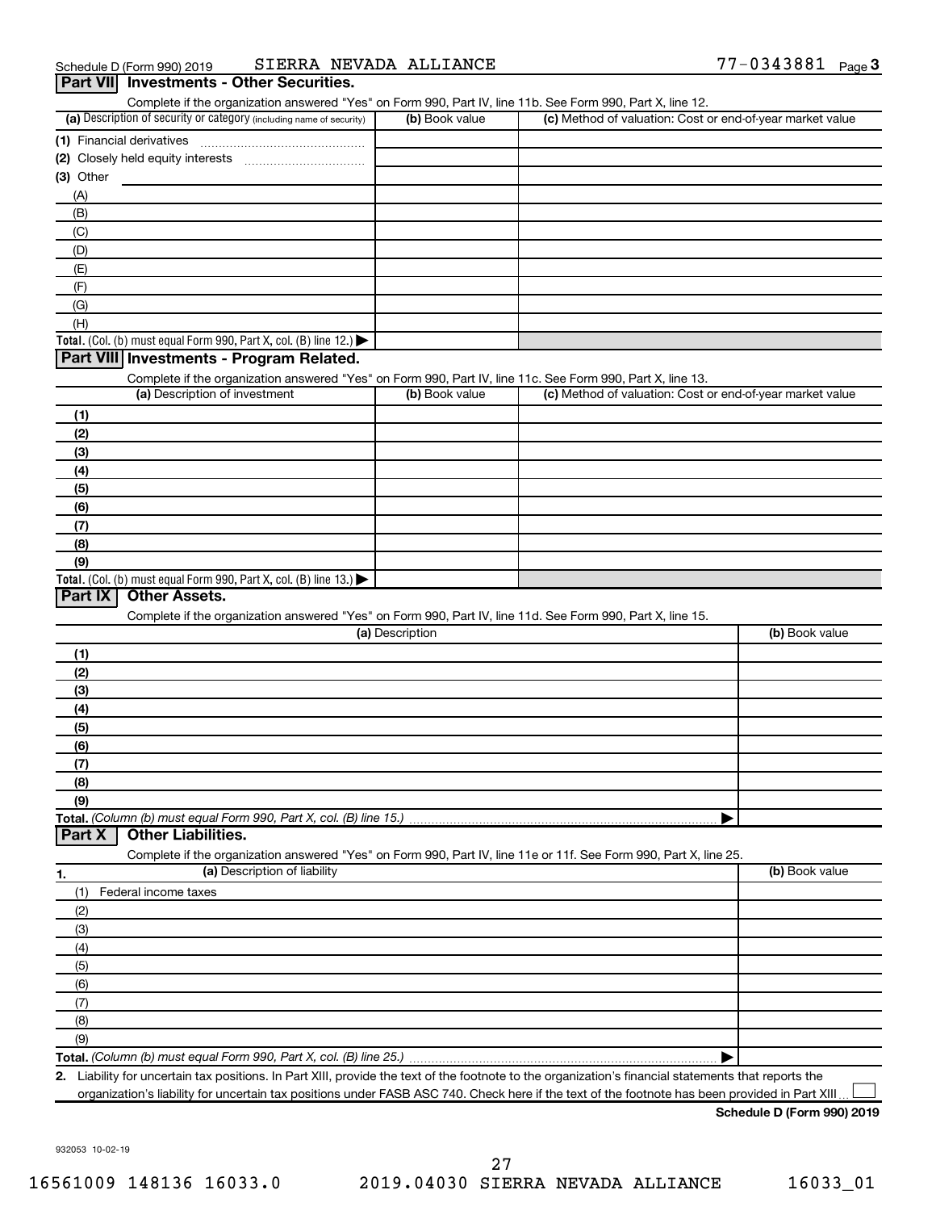Schedule D (Form 990) 2019 SIERRA NEVADA ALLIANCE 77-0343881 Page 3

## Part VII Investments - Other Securities.

Complete if the organization answered "Yes" on Form 990, Part IV, line 11b. See Form 990, Part X, line 12.

| (a) Description of security or category (including name of security) | (b) Book value | (c) Method of valuation: Cost or end-of-year market value |
|---|---|---|
| (1) Financial derivatives | | |
| (2) Closely held equity interests | | |
| (3) Other | | |
| (A) | | |
| (B) | | |
| (C) | | |
| (D) | | |
| (E) | | |
| (F) | | |
| (G) | | |
| (H) | | |
| **Total.** (Col. (b) must equal Form 990, Part X, col. (B) line 12.) | | |

## Part VIII Investments - Program Related.

Complete if the organization answered "Yes" on Form 990, Part IV, line 11c. See Form 990, Part X, line 13.

| (a) Description of investment | (b) Book value | (c) Method of valuation: Cost or end-of-year market value |
|---|---|---|
| (1) | | |
| (2) | | |
| (3) | | |
| (4) | | |
| (5) | | |
| (6) | | |
| (7) | | |
| (8) | | |
| (9) | | |
| **Total.** (Col. (b) must equal Form 990, Part X, col. (B) line 13.) | | |

## Part IX Other Assets.

Complete if the organization answered "Yes" on Form 990, Part IV, line 11d. See Form 990, Part X, line 15.

| (a) Description | (b) Book value |
|---|---|
| (1) | |
| (2) | |
| (3) | |
| (4) | |
| (5) | |
| (6) | |
| (7) | |
| (8) | |
| (9) | |
| **Total.** *(Column (b) must equal Form 990, Part X, col. (B) line 15.)* | |

## Part X Other Liabilities.

Complete if the organization answered "Yes" on Form 990, Part IV, line 11e or 11f. See Form 990, Part X, line 25.

| 1. (a) Description of liability | (b) Book value |
|---|---|
| (1) Federal income taxes | |
| (2) | |
| (3) | |
| (4) | |
| (5) | |
| (6) | |
| (7) | |
| (8) | |
| (9) | |
| **Total.** *(Column (b) must equal Form 990, Part X, col. (B) line 25.)* | |

**2.** Liability for uncertain tax positions. In Part XIII, provide the text of the footnote to the organization's financial statements that reports the organization's liability for uncertain tax positions under FASB ASC 740. Check here if the text of the footnote has been provided in Part XIII ☐

**Schedule D (Form 990) 2019**

932053 10-02-19

16561009 148136 16033.0 2019.04030 SIERRA NEVADA ALLIANCE 16033_01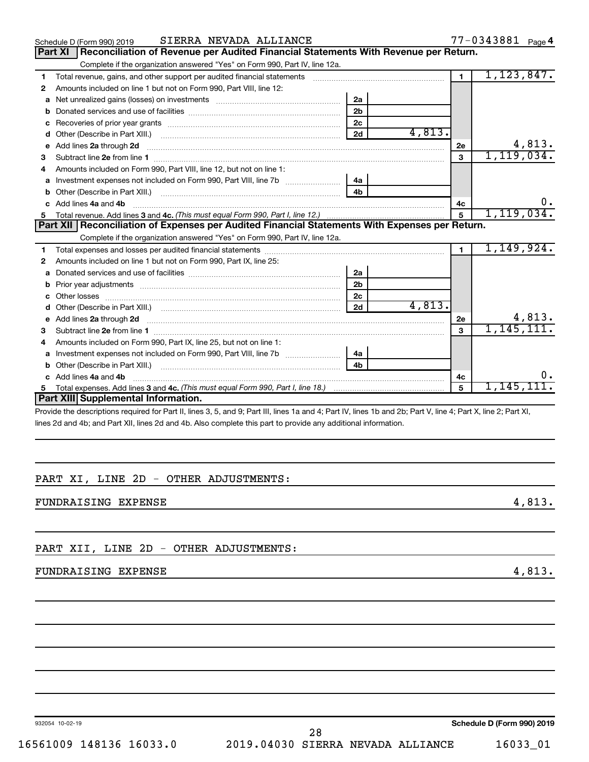Schedule D (Form 990) 2019 SIERRA NEVADA ALLIANCE 77-0343881 Page 4

## Part XI Reconciliation of Revenue per Audited Financial Statements With Revenue per Return.

Complete if the organization answered "Yes" on Form 990, Part IV, line 12a.

| | | | | | |
|---|---|---|---|---|---|
| 1 | Total revenue, gains, and other support per audited financial statements | | | 1 | 1,123,847. |
| 2 | Amounts included on line 1 but not on Form 990, Part VIII, line 12: | | | | |
| a | Net unrealized gains (losses) on investments | 2a | | | |
| b | Donated services and use of facilities | 2b | | | |
| c | Recoveries of prior year grants | 2c | | | |
| d | Other (Describe in Part XIII.) | 2d | 4,813. | | |
| e | Add lines 2a through 2d | | | 2e | 4,813. |
| 3 | Subtract line 2e from line 1 | | | 3 | 1,119,034. |
| 4 | Amounts included on Form 990, Part VIII, line 12, but not on line 1: | | | | |
| a | Investment expenses not included on Form 990, Part VIII, line 7b | 4a | | | |
| b | Other (Describe in Part XIII.) | 4b | | | |
| c | Add lines 4a and 4b | | | 4c | 0. |
| 5 | Total revenue. Add lines 3 and 4c. *(This must equal Form 990, Part I, line 12.)* | | | 5 | 1,119,034. |

## Part XII Reconciliation of Expenses per Audited Financial Statements With Expenses per Return.

Complete if the organization answered "Yes" on Form 990, Part IV, line 12a.

| | | | | | |
|---|---|---|---|---|---|
| 1 | Total expenses and losses per audited financial statements | | | 1 | 1,149,924. |
| 2 | Amounts included on line 1 but not on Form 990, Part IX, line 25: | | | | |
| a | Donated services and use of facilities | 2a | | | |
| b | Prior year adjustments | 2b | | | |
| c | Other losses | 2c | | | |
| d | Other (Describe in Part XIII.) | 2d | 4,813. | | |
| e | Add lines 2a through 2d | | | 2e | 4,813. |
| 3 | Subtract line 2e from line 1 | | | 3 | 1,145,111. |
| 4 | Amounts included on Form 990, Part IX, line 25, but not on line 1: | | | | |
| a | Investment expenses not included on Form 990, Part VIII, line 7b | 4a | | | |
| b | Other (Describe in Part XIII.) | 4b | | | |
| c | Add lines 4a and 4b | | | 4c | 0. |
| 5 | Total expenses. Add lines 3 and 4c. *(This must equal Form 990, Part I, line 18.)* | | | 5 | 1,145,111. |

## Part XIII Supplemental Information.

Provide the descriptions required for Part II, lines 3, 5, and 9; Part III, lines 1a and 4; Part IV, lines 1b and 2b; Part V, line 4; Part X, line 2; Part XI, lines 2d and 4b; and Part XII, lines 2d and 4b. Also complete this part to provide any additional information.

PART XI, LINE 2D - OTHER ADJUSTMENTS:

FUNDRAISING EXPENSE 4,813.

PART XII, LINE 2D - OTHER ADJUSTMENTS:

FUNDRAISING EXPENSE 4,813.

932054 10-02-19 Schedule D (Form 990) 2019

16561009 148136 16033.0 2019.04030 SIERRA NEVADA ALLIANCE 16033_01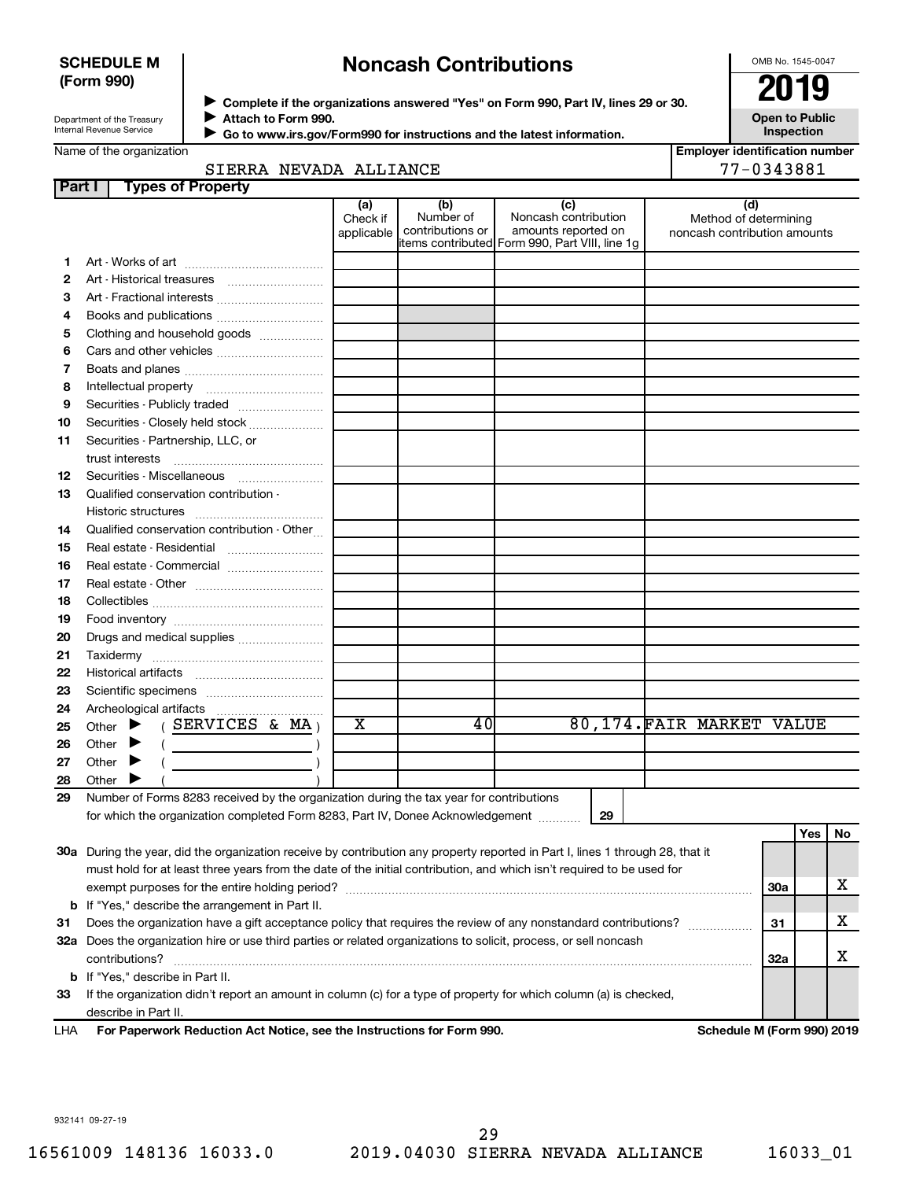**SCHEDULE M (Form 990)**

Department of the Treasury
Internal Revenue Service

# Noncash Contributions

▶ Complete if the organizations answered "Yes" on Form 990, Part IV, lines 29 or 30.
▶ Attach to Form 990.
▶ Go to www.irs.gov/Form990 for instructions and the latest information.

OMB No. 1545-0047

**2019**

**Open to Public Inspection**

Name of the organization: SIERRA NEVADA ALLIANCE

Employer identification number: 77-0343881

## Part I Types of Property

| | | (a) Check if applicable | (b) Number of contributions or items contributed | (c) Noncash contribution amounts reported on Form 990, Part VIII, line 1g | (d) Method of determining noncash contribution amounts |
|---|---|---|---|---|---|
| 1 | Art - Works of art | | | | |
| 2 | Art - Historical treasures | | | | |
| 3 | Art - Fractional interests | | | | |
| 4 | Books and publications | | | | |
| 5 | Clothing and household goods | | | | |
| 6 | Cars and other vehicles | | | | |
| 7 | Boats and planes | | | | |
| 8 | Intellectual property | | | | |
| 9 | Securities - Publicly traded | | | | |
| 10 | Securities - Closely held stock | | | | |
| 11 | Securities - Partnership, LLC, or trust interests | | | | |
| 12 | Securities - Miscellaneous | | | | |
| 13 | Qualified conservation contribution - Historic structures | | | | |
| 14 | Qualified conservation contribution - Other | | | | |
| 15 | Real estate - Residential | | | | |
| 16 | Real estate - Commercial | | | | |
| 17 | Real estate - Other | | | | |
| 18 | Collectibles | | | | |
| 19 | Food inventory | | | | |
| 20 | Drugs and medical supplies | | | | |
| 21 | Taxidermy | | | | |
| 22 | Historical artifacts | | | | |
| 23 | Scientific specimens | | | | |
| 24 | Archeological artifacts | | | | |
| 25 | Other ▶ ( SERVICES & MA ) | X | 40 | 80,174. | FAIR MARKET VALUE |
| 26 | Other ▶ ( ) | | | | |
| 27 | Other ▶ ( ) | | | | |
| 28 | Other ▶ ( ) | | | | |

29 Number of Forms 8283 received by the organization during the tax year for contributions for which the organization completed Form 8283, Part IV, Donee Acknowledgement ..... **29**

| | | | Yes | No |
|---|---|---|---|---|
| 30a | During the year, did the organization receive by contribution any property reported in Part I, lines 1 through 28, that it must hold for at least three years from the date of the initial contribution, and which isn't required to be used for exempt purposes for the entire holding period? | 30a | | X |
| b | If "Yes," describe the arrangement in Part II. | | | |
| 31 | Does the organization have a gift acceptance policy that requires the review of any nonstandard contributions? | 31 | | X |
| 32a | Does the organization hire or use third parties or related organizations to solicit, process, or sell noncash contributions? | 32a | | X |
| b | If "Yes," describe in Part II. | | | |
| 33 | If the organization didn't report an amount in column (c) for a type of property for which column (a) is checked, describe in Part II. | | | |

LHA **For Paperwork Reduction Act Notice, see the Instructions for Form 990.** **Schedule M (Form 990) 2019**

932141 09-27-19

16561009 148136 16033.0 2019.04030 SIERRA NEVADA ALLIANCE 16033_01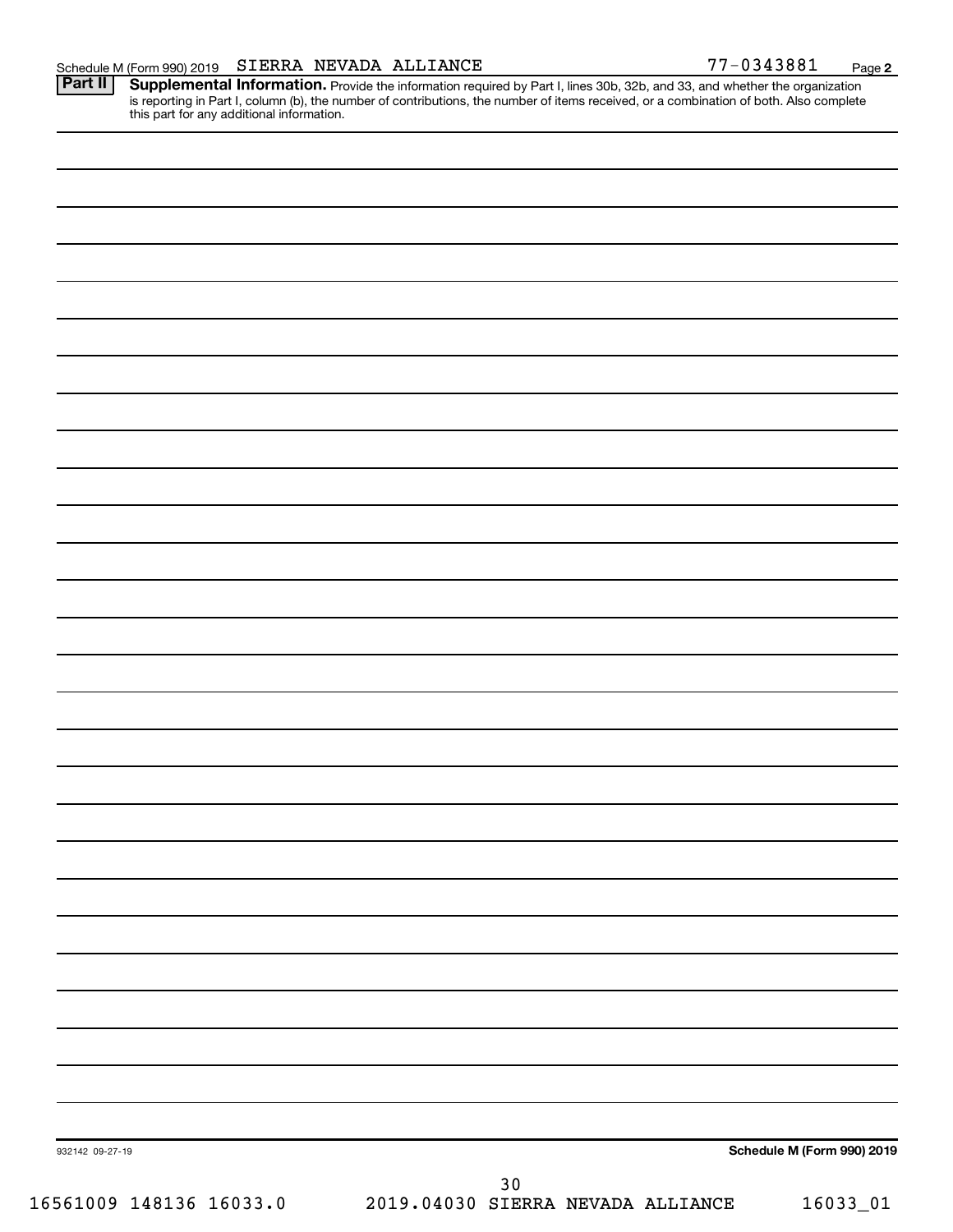Schedule M (Form 990) 2019 SIERRA NEVADA ALLIANCE 77-0343881 Page **2**

**Part II** **Supplemental Information.** Provide the information required by Part I, lines 30b, 32b, and 33, and whether the organization is reporting in Part I, column (b), the number of contributions, the number of items received, or a combination of both. Also complete this part for any additional information.

932142 09-27-19

**Schedule M (Form 990) 2019**

16561009 148136 16033.0 2019.04030 SIERRA NEVADA ALLIANCE 16033_01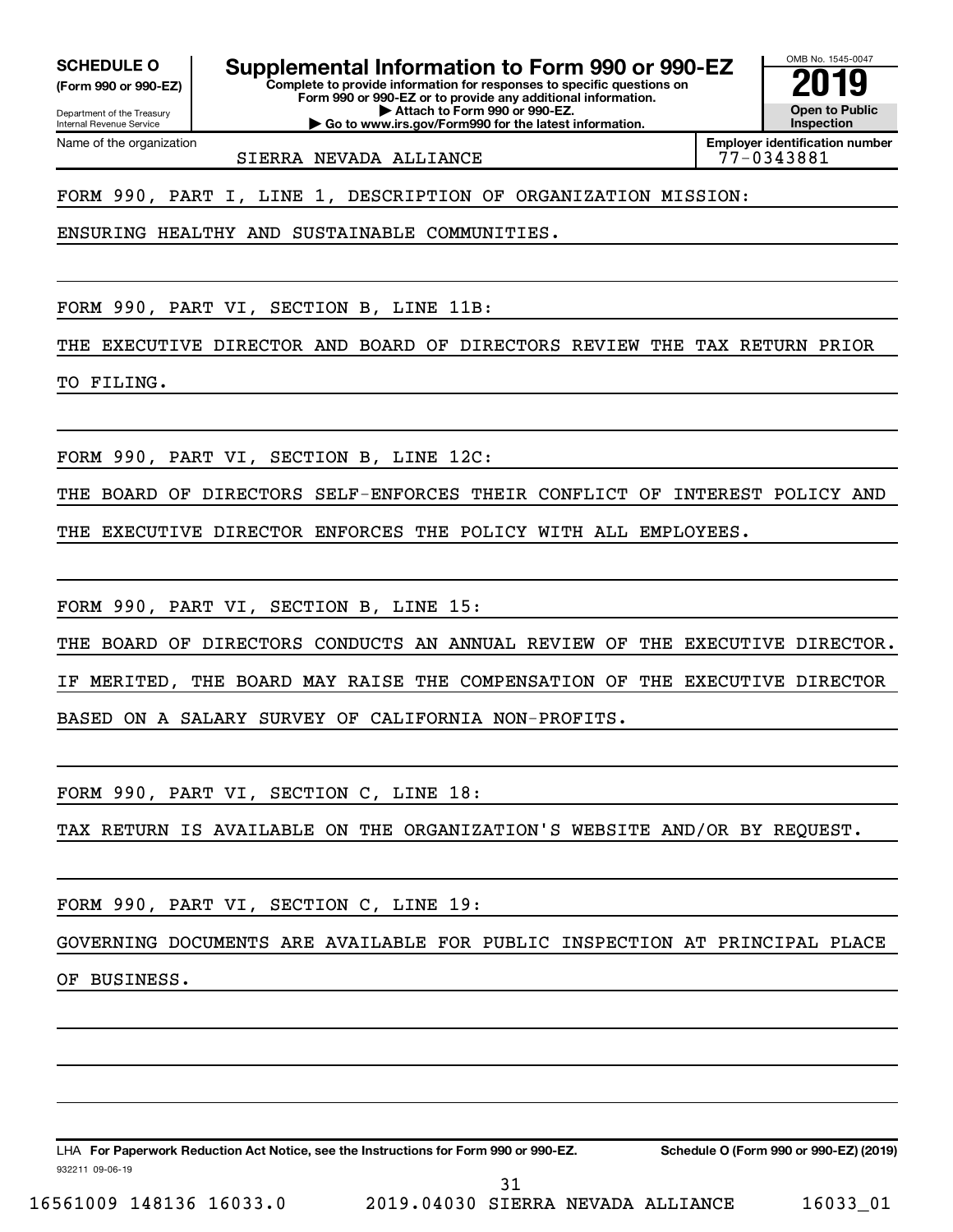**SCHEDULE O**
**(Form 990 or 990-EZ)**

Department of the Treasury
Internal Revenue Service

# Supplemental Information to Form 990 or 990-EZ

**Complete to provide information for responses to specific questions on Form 990 or 990-EZ or to provide any additional information.**
**▶ Attach to Form 990 or 990-EZ.**
**▶ Go to www.irs.gov/Form990 for the latest information.**

OMB No. 1545-0047

**2019**

**Open to Public Inspection**

Name of the organization: SIERRA NEVADA ALLIANCE

**Employer identification number:** 77-0343881

FORM 990, PART I, LINE 1, DESCRIPTION OF ORGANIZATION MISSION:

ENSURING HEALTHY AND SUSTAINABLE COMMUNITIES.

FORM 990, PART VI, SECTION B, LINE 11B:

THE EXECUTIVE DIRECTOR AND BOARD OF DIRECTORS REVIEW THE TAX RETURN PRIOR TO FILING.

FORM 990, PART VI, SECTION B, LINE 12C:

THE BOARD OF DIRECTORS SELF-ENFORCES THEIR CONFLICT OF INTEREST POLICY AND THE EXECUTIVE DIRECTOR ENFORCES THE POLICY WITH ALL EMPLOYEES.

FORM 990, PART VI, SECTION B, LINE 15:

THE BOARD OF DIRECTORS CONDUCTS AN ANNUAL REVIEW OF THE EXECUTIVE DIRECTOR. IF MERITED, THE BOARD MAY RAISE THE COMPENSATION OF THE EXECUTIVE DIRECTOR BASED ON A SALARY SURVEY OF CALIFORNIA NON-PROFITS.

FORM 990, PART VI, SECTION C, LINE 18:

TAX RETURN IS AVAILABLE ON THE ORGANIZATION'S WEBSITE AND/OR BY REQUEST.

FORM 990, PART VI, SECTION C, LINE 19:

GOVERNING DOCUMENTS ARE AVAILABLE FOR PUBLIC INSPECTION AT PRINCIPAL PLACE OF BUSINESS.

LHA **For Paperwork Reduction Act Notice, see the Instructions for Form 990 or 990-EZ.** **Schedule O (Form 990 or 990-EZ) (2019)**

932211 09-06-19

16561009 148136 16033.0 2019.04030 SIERRA NEVADA ALLIANCE 16033_01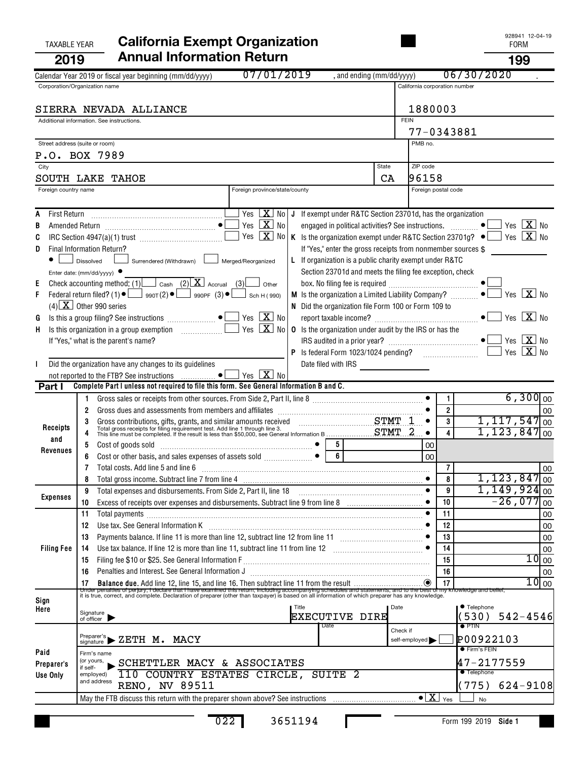TAXABLE YEAR **2019**

# California Exempt Organization Annual Information Return

FORM **199**

928941 12-04-19

Calendar Year 2019 or fiscal year beginning (mm/dd/yyyy) 07/01/2019 , and ending (mm/dd/yyyy) 06/30/2020 .

| Corporation/Organization name | California corporation number |
|---|---|
| SIERRA NEVADA ALLIANCE | 1880003 |
| Additional information. See instructions. | FEIN 77-0343881 |
| Street address (suite or room) P.O. BOX 7989 | PMB no. |
| City SOUTH LAKE TAHOE | State CA ZIP code 96158 |
| Foreign country name / Foreign province/state/county | Foreign postal code |

A First Return ☐ Yes ☒ No

B Amended Return ☐ Yes ☒ No

C IRC Section 4947(a)(1) trust ☐ Yes ☒ No

D Final Information Return? ☐ Dissolved ☐ Surrendered (Withdrawn) ☐ Merged/Reorganized
Enter date: (mm/dd/yyyy)

E Check accounting method: (1) ☐ Cash (2) ☒ Accrual (3) ☐ Other

F Federal return filed? (1) ☐ 990T (2) ☐ 990PF (3) ☐ Sch H (990) (4) ☒ Other 990 series

G Is this a group filing? See instructions ☐ Yes ☒ No

H Is this organization in a group exemption ☐ Yes ☒ No
If "Yes," what is the parent's name?

I Did the organization have any changes to its guidelines not reported to the FTB? See instructions ☐ Yes ☒ No

J If exempt under R&TC Section 23701d, has the organization engaged in political activities? See instructions. ☐ Yes ☒ No

K Is the organization exempt under R&TC Section 23701g? ☐ Yes ☒ No
If "Yes," enter the gross receipts from nonmember sources $

L If organization is a public charity exempt under R&TC Section 23701d and meets the filing fee exception, check box. No filing fee is required ☐

M Is the organization a Limited Liability Company? ☐ Yes ☒ No

N Did the organization file Form 100 or Form 109 to report taxable income? ☐ Yes ☒ No

O Is the organization under audit by the IRS or has the IRS audited in a prior year? ☐ Yes ☒ No

P Is federal Form 1023/1024 pending? ☐ Yes ☒ No
Date filed with IRS

## Part I Complete Part I unless not required to file this form. See General Information B and C.

| Section | Line | Description | | Amount |
|---|---|---|---|---|
| Receipts and Revenues | 1 | Gross sales or receipts from other sources. From Side 2, Part II, line 8 | 1 | 6,300 00 |
| | 2 | Gross dues and assessments from members and affiliates | 2 | 00 |
| | 3 | Gross contributions, gifts, grants, and similar amounts received STMT 1 | 3 | 1,117,547 00 |
| | 4 | Total gross receipts for filing requirement test. Add line 1 through line 3. This line must be completed. If the result is less than $50,000, see General Information B STMT 2 | 4 | 1,123,847 00 |
| | 5 | Cost of goods sold | 5 | 00 |
| | 6 | Cost or other basis, and sales expenses of assets sold | 6 | 00 |
| | 7 | Total costs. Add line 5 and line 6 | 7 | 00 |
| | 8 | Total gross income. Subtract line 7 from line 4 | 8 | 1,123,847 00 |
| Expenses | 9 | Total expenses and disbursements. From Side 2, Part II, line 18 | 9 | 1,149,924 00 |
| | 10 | Excess of receipts over expenses and disbursements. Subtract line 9 from line 8 | 10 | -26,077 00 |
| Filing Fee | 11 | Total payments | 11 | 00 |
| | 12 | Use tax. See General Information K | 12 | 00 |
| | 13 | Payments balance. If line 11 is more than line 12, subtract line 12 from line 11 | 13 | 00 |
| | 14 | Use tax balance. If line 12 is more than line 11, subtract line 11 from line 12 | 14 | 00 |
| | 15 | Filing fee $10 or $25. See General Information F | 15 | 10 00 |
| | 16 | Penalties and Interest. See General Information J | 16 | 00 |
| | 17 | **Balance due.** Add line 12, line 15, and line 16. Then subtract line 11 from the result | 17 | 10 00 |

Under penalties of perjury, I declare that I have examined this return, including accompanying schedules and statements, and to the best of my knowledge and belief, it is true, correct, and complete. Declaration of preparer (other than taxpayer) is based on all information of which preparer has any knowledge.

**Sign Here** — Signature of officer | Title: EXECUTIVE DIRE | Date | Telephone: (530) 542-4546

**Paid Preparer's Use Only** — Preparer's signature: ZETH M. MACY | Date | Check if self-employed ☐ | PTIN: P00922103
Firm's name (or yours, if self-employed) and address: SCHETTLER MACY & ASSOCIATES, 110 COUNTRY ESTATES CIRCLE, SUITE 2, RENO, NV 89511 | Firm's FEIN: 47-2177559 | Telephone: (775) 624-9108

May the FTB discuss this return with the preparer shown above? See instructions ☒ Yes ☐ No

022 3651194 Form 199 2019 Side 1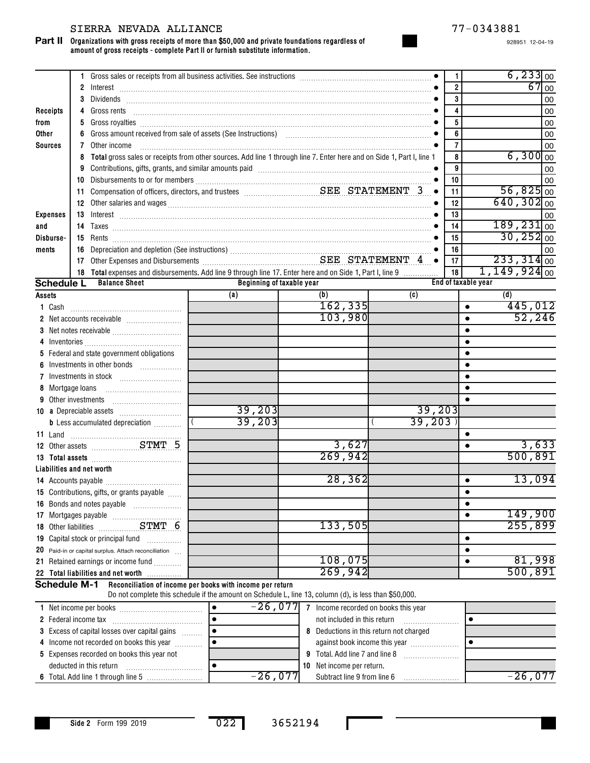SIERRA NEVADA ALLIANCE 77-0343881

**Part II** **Organizations with gross receipts of more than $50,000 and private foundations regardless of amount of gross receipts - complete Part II or furnish substitute information.**

928951 12-04-19

| Section | Line | Description | No. | Amount |
|---|---|---|---|---|
| Receipts from Other Sources | 1 | Gross sales or receipts from all business activities. See instructions | 1 | 6,233 00 |
| | 2 | Interest | 2 | 67 00 |
| | 3 | Dividends | 3 | 00 |
| | 4 | Gross rents | 4 | 00 |
| | 5 | Gross royalties | 5 | 00 |
| | 6 | Gross amount received from sale of assets (See Instructions) | 6 | 00 |
| | 7 | Other income | 7 | 00 |
| | 8 | **Total** gross sales or receipts from other sources. Add line 1 through line 7. Enter here and on Side 1, Part I, line 1 | 8 | 6,300 00 |
| Expenses and Disbursements | 9 | Contributions, gifts, grants, and similar amounts paid | 9 | 00 |
| | 10 | Disbursements to or for members | 10 | 00 |
| | 11 | Compensation of officers, directors, and trustees SEE STATEMENT 3 | 11 | 56,825 00 |
| | 12 | Other salaries and wages | 12 | 640,302 00 |
| | 13 | Interest | 13 | 00 |
| | 14 | Taxes | 14 | 189,231 00 |
| | 15 | Rents | 15 | 30,252 00 |
| | 16 | Depreciation and depletion (See instructions) | 16 | 00 |
| | 17 | Other Expenses and Disbursements SEE STATEMENT 4 | 17 | 233,314 00 |
| | 18 | **Total** expenses and disbursements. Add line 9 through line 17. Enter here and on Side 1, Part I, line 9 | 18 | 1,149,924 00 |

**Schedule L** **Balance Sheet**

| Assets | Beginning of taxable year (a) | Beginning of taxable year (b) | End of taxable year (c) | End of taxable year (d) |
|---|---|---|---|---|
| 1 Cash | | 162,335 | | 445,012 |
| 2 Net accounts receivable | | 103,980 | | 52,246 |
| 3 Net notes receivable | | | | |
| 4 Inventories | | | | |
| 5 Federal and state government obligations | | | | |
| 6 Investments in other bonds | | | | |
| 7 Investments in stock | | | | |
| 8 Mortgage loans | | | | |
| 9 Other investments | | | | |
| 10 a Depreciable assets | 39,203 | | 39,203 | |
| b Less accumulated depreciation | ( 39,203 | | ( 39,203 ) | |
| 11 Land | | | | |
| 12 Other assets STMT 5 | | 3,627 | | 3,633 |
| 13 **Total assets** | | 269,942 | | 500,891 |
| **Liabilities and net worth** | | | | |
| 14 Accounts payable | | 28,362 | | 13,094 |
| 15 Contributions, gifts, or grants payable | | | | |
| 16 Bonds and notes payable | | | | |
| 17 Mortgages payable | | | | 149,900 |
| 18 Other liabilities STMT 6 | | 133,505 | | 255,899 |
| 19 Capital stock or principal fund | | | | |
| 20 Paid-in or capital surplus. Attach reconciliation | | | | |
| 21 Retained earnings or income fund | | 108,075 | | 81,998 |
| 22 **Total liabilities and net worth** | | 269,942 | | 500,891 |

**Schedule M-1** **Reconciliation of income per books with income per return**

Do not complete this schedule if the amount on Schedule L, line 13, column (d), is less than $50,000.

| | | | |
|---|---|---|---|
| 1 Net income per books | -26,077 | 7 Income recorded on books this year not included in this return | |
| 2 Federal income tax | | | |
| 3 Excess of capital losses over capital gains | | 8 Deductions in this return not charged against book income this year | |
| 4 Income not recorded on books this year | | | |
| 5 Expenses recorded on books this year not deducted in this return | | 9 Total. Add line 7 and line 8 | |
| | | 10 Net income per return. Subtract line 9 from line 6 | -26,077 |
| 6 Total. Add line 1 through line 5 | -26,077 | | |

Side 2 Form 199 2019 022 3652194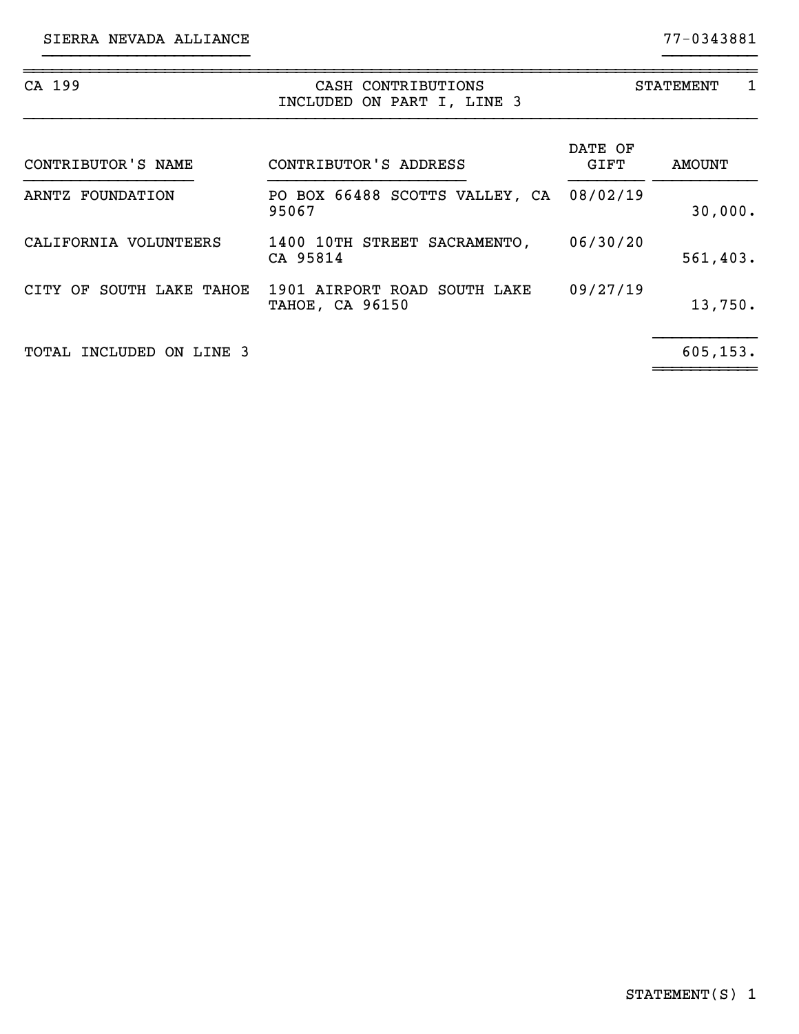SIERRA NEVADA ALLIANCE 77-0343881

CA 199 | CASH CONTRIBUTIONS INCLUDED ON PART I, LINE 3 | STATEMENT 1

| CONTRIBUTOR'S NAME | CONTRIBUTOR'S ADDRESS | DATE OF GIFT | AMOUNT |
|---|---|---|---|
| ARNTZ FOUNDATION | PO BOX 66488 SCOTTS VALLEY, CA 95067 | 08/02/19 | 30,000. |
| CALIFORNIA VOLUNTEERS | 1400 10TH STREET SACRAMENTO, CA 95814 | 06/30/20 | 561,403. |
| CITY OF SOUTH LAKE TAHOE | 1901 AIRPORT ROAD SOUTH LAKE TAHOE, CA 96150 | 09/27/19 | 13,750. |
| TOTAL INCLUDED ON LINE 3 | | | 605,153. |

STATEMENT(S) 1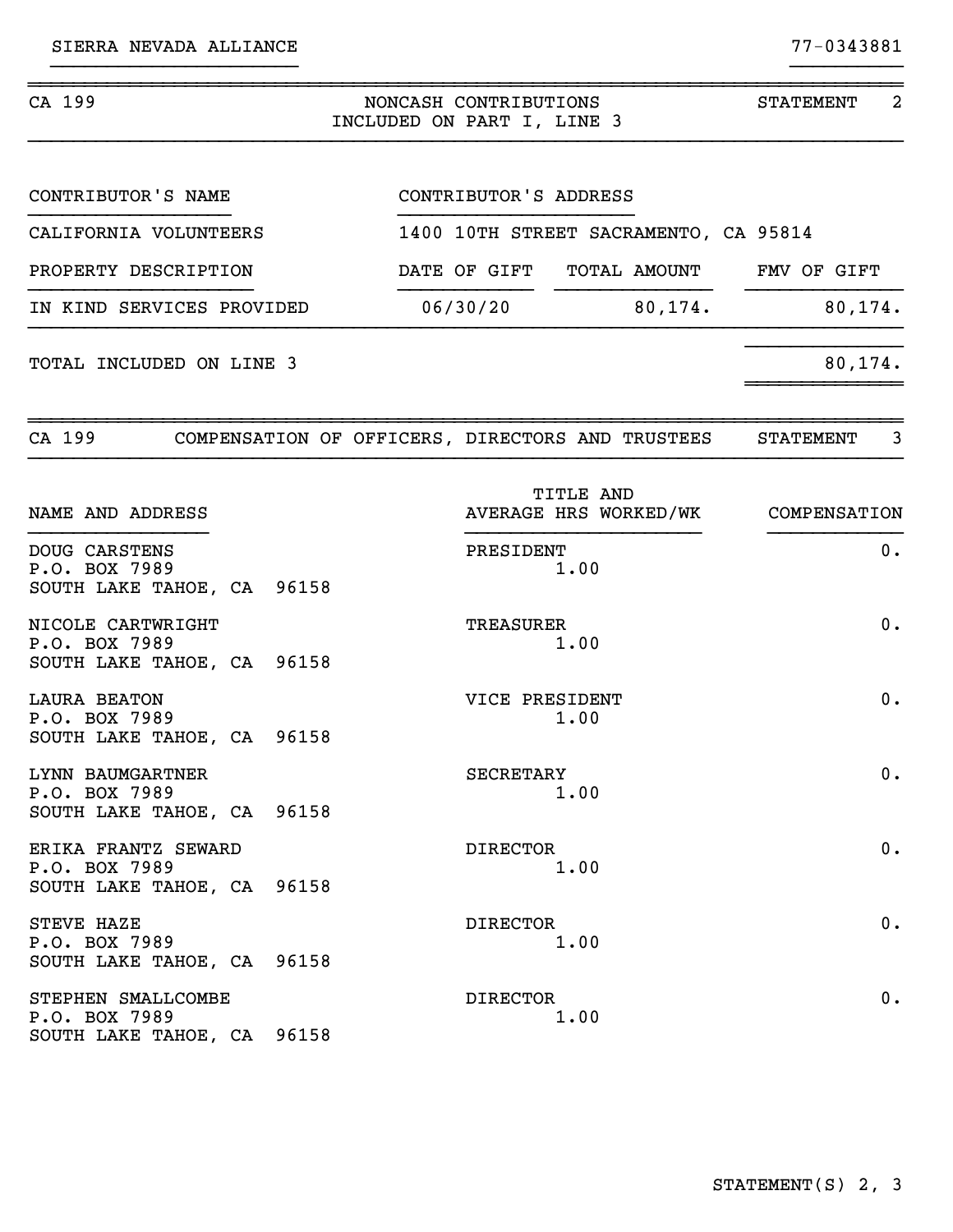SIERRA NEVADA ALLIANCE 77-0343881

## CA 199 — NONCASH CONTRIBUTIONS INCLUDED ON PART I, LINE 3 — STATEMENT 2

| CONTRIBUTOR'S NAME | CONTRIBUTOR'S ADDRESS | | |
|---|---|---|---|
| CALIFORNIA VOLUNTEERS | 1400 10TH STREET SACRAMENTO, CA 95814 | | |
| **PROPERTY DESCRIPTION** | **DATE OF GIFT** | **TOTAL AMOUNT** | **FMV OF GIFT** |
| IN KIND SERVICES PROVIDED | 06/30/20 | 80,174. | 80,174. |
| TOTAL INCLUDED ON LINE 3 | | | 80,174. |

## CA 199 — COMPENSATION OF OFFICERS, DIRECTORS AND TRUSTEES — STATEMENT 3

| NAME AND ADDRESS | TITLE AND AVERAGE HRS WORKED/WK | COMPENSATION |
|---|---|---|
| DOUG CARSTENS<br>P.O. BOX 7989<br>SOUTH LAKE TAHOE, CA 96158 | PRESIDENT<br>1.00 | 0. |
| NICOLE CARTWRIGHT<br>P.O. BOX 7989<br>SOUTH LAKE TAHOE, CA 96158 | TREASURER<br>1.00 | 0. |
| LAURA BEATON<br>P.O. BOX 7989<br>SOUTH LAKE TAHOE, CA 96158 | VICE PRESIDENT<br>1.00 | 0. |
| LYNN BAUMGARTNER<br>P.O. BOX 7989<br>SOUTH LAKE TAHOE, CA 96158 | SECRETARY<br>1.00 | 0. |
| ERIKA FRANTZ SEWARD<br>P.O. BOX 7989<br>SOUTH LAKE TAHOE, CA 96158 | DIRECTOR<br>1.00 | 0. |
| STEVE HAZE<br>P.O. BOX 7989<br>SOUTH LAKE TAHOE, CA 96158 | DIRECTOR<br>1.00 | 0. |
| STEPHEN SMALLCOMBE<br>P.O. BOX 7989<br>SOUTH LAKE TAHOE, CA 96158 | DIRECTOR<br>1.00 | 0. |

STATEMENT(S) 2, 3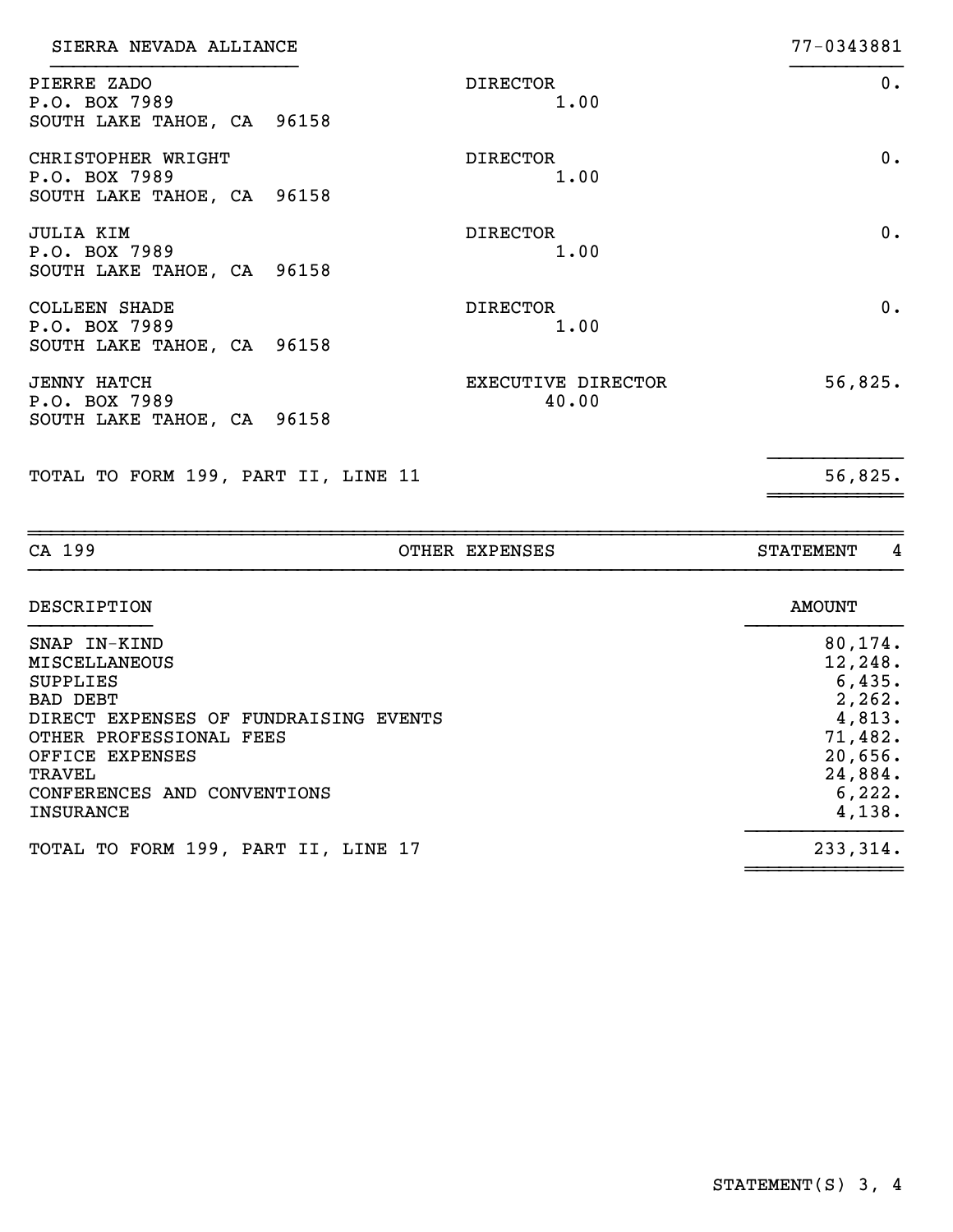SIERRA NEVADA ALLIANCE 77-0343881

| Name and Address | Title / Hours | Compensation |
|---|---|---|
| PIERRE ZADO<br>P.O. BOX 7989<br>SOUTH LAKE TAHOE, CA 96158 | DIRECTOR<br>1.00 | 0. |
| CHRISTOPHER WRIGHT<br>P.O. BOX 7989<br>SOUTH LAKE TAHOE, CA 96158 | DIRECTOR<br>1.00 | 0. |
| JULIA KIM<br>P.O. BOX 7989<br>SOUTH LAKE TAHOE, CA 96158 | DIRECTOR<br>1.00 | 0. |
| COLLEEN SHADE<br>P.O. BOX 7989<br>SOUTH LAKE TAHOE, CA 96158 | DIRECTOR<br>1.00 | 0. |
| JENNY HATCH<br>P.O. BOX 7989<br>SOUTH LAKE TAHOE, CA 96158 | EXECUTIVE DIRECTOR<br>40.00 | 56,825. |
| TOTAL TO FORM 199, PART II, LINE 11 | | 56,825. |

CA 199 OTHER EXPENSES STATEMENT 4

| DESCRIPTION | AMOUNT |
|---|---|
| SNAP IN-KIND | 80,174. |
| MISCELLANEOUS | 12,248. |
| SUPPLIES | 6,435. |
| BAD DEBT | 2,262. |
| DIRECT EXPENSES OF FUNDRAISING EVENTS | 4,813. |
| OTHER PROFESSIONAL FEES | 71,482. |
| OFFICE EXPENSES | 20,656. |
| TRAVEL | 24,884. |
| CONFERENCES AND CONVENTIONS | 6,222. |
| INSURANCE | 4,138. |
| TOTAL TO FORM 199, PART II, LINE 17 | 233,314. |

STATEMENT(S) 3, 4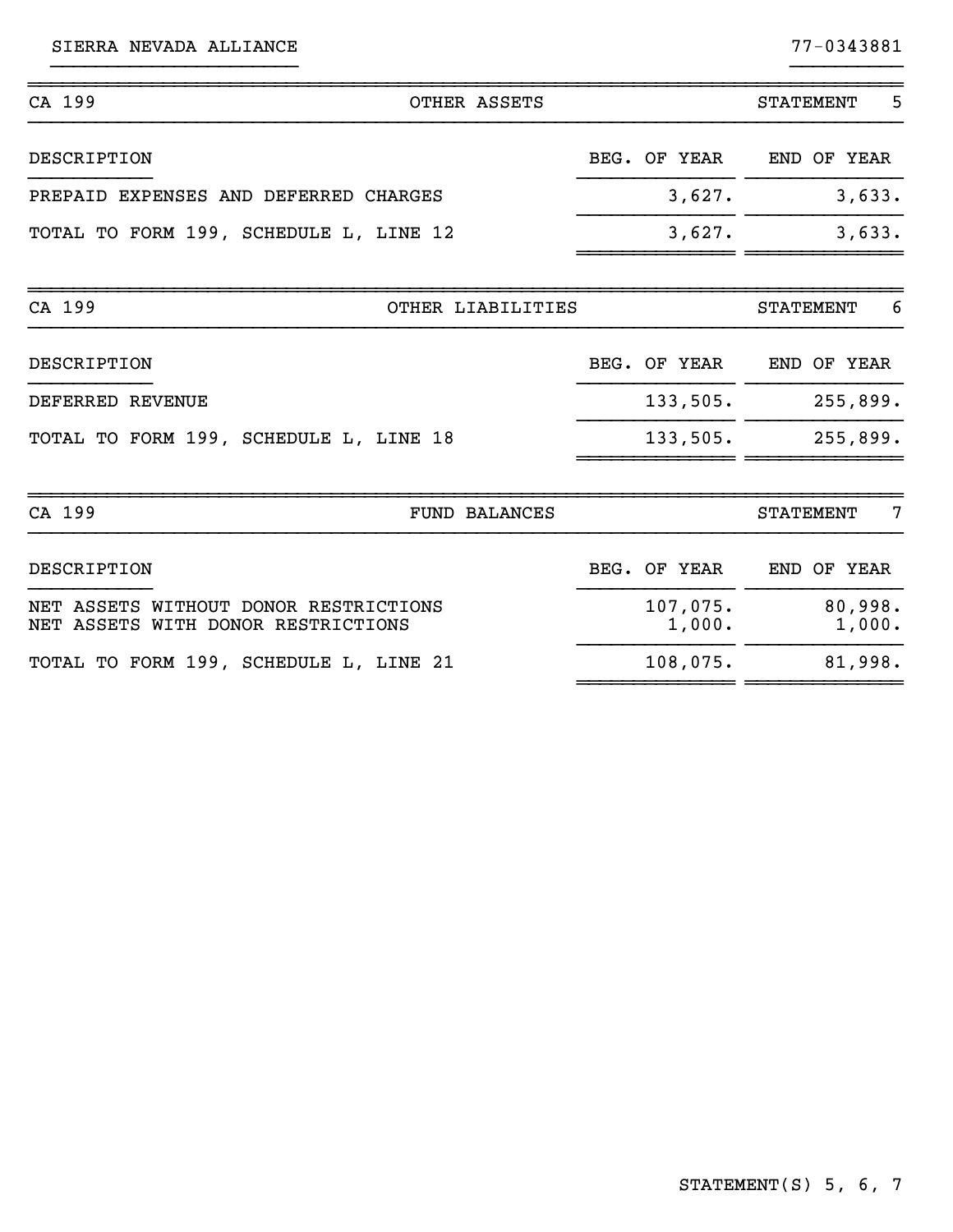SIERRA NEVADA ALLIANCE 77-0343881

## CA 199 — OTHER ASSETS — STATEMENT 5

| DESCRIPTION | BEG. OF YEAR | END OF YEAR |
|---|---|---|
| PREPAID EXPENSES AND DEFERRED CHARGES | 3,627. | 3,633. |
| TOTAL TO FORM 199, SCHEDULE L, LINE 12 | 3,627. | 3,633. |

## CA 199 — OTHER LIABILITIES — STATEMENT 6

| DESCRIPTION | BEG. OF YEAR | END OF YEAR |
|---|---|---|
| DEFERRED REVENUE | 133,505. | 255,899. |
| TOTAL TO FORM 199, SCHEDULE L, LINE 18 | 133,505. | 255,899. |

## CA 199 — FUND BALANCES — STATEMENT 7

| DESCRIPTION | BEG. OF YEAR | END OF YEAR |
|---|---|---|
| NET ASSETS WITHOUT DONOR RESTRICTIONS | 107,075. | 80,998. |
| NET ASSETS WITH DONOR RESTRICTIONS | 1,000. | 1,000. |
| TOTAL TO FORM 199, SCHEDULE L, LINE 21 | 108,075. | 81,998. |

STATEMENT(S) 5, 6, 7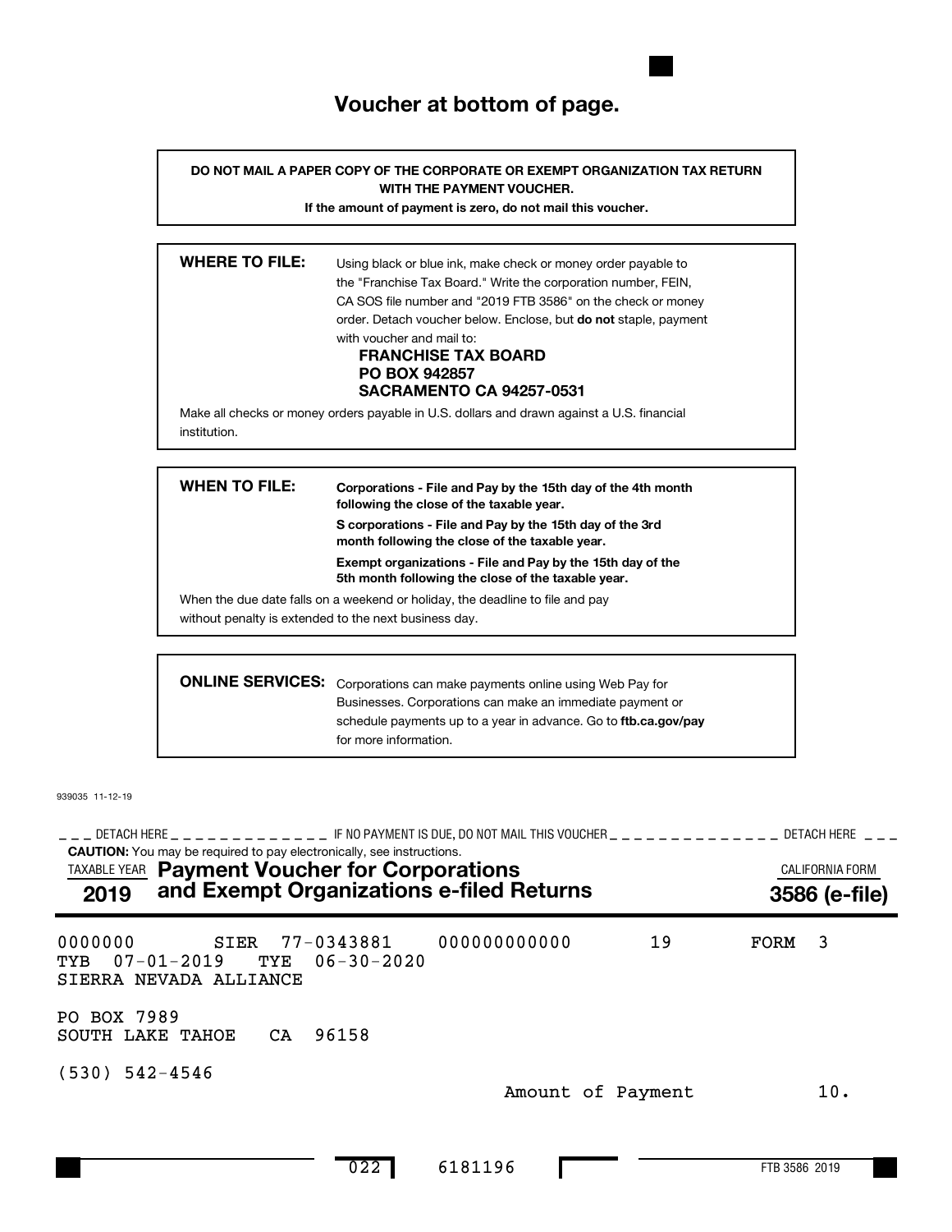# Voucher at bottom of page.

**DO NOT MAIL A PAPER COPY OF THE CORPORATE OR EXEMPT ORGANIZATION TAX RETURN WITH THE PAYMENT VOUCHER.**

**If the amount of payment is zero, do not mail this voucher.**

**WHERE TO FILE:** Using black or blue ink, make check or money order payable to the "Franchise Tax Board." Write the corporation number, FEIN, CA SOS file number and "2019 FTB 3586" on the check or money order. Detach voucher below. Enclose, but **do not** staple, payment with voucher and mail to:

**FRANCHISE TAX BOARD**
**PO BOX 942857**
**SACRAMENTO CA 94257-0531**

Make all checks or money orders payable in U.S. dollars and drawn against a U.S. financial institution.

**WHEN TO FILE:** **Corporations - File and Pay by the 15th day of the 4th month following the close of the taxable year.**

**S corporations - File and Pay by the 15th day of the 3rd month following the close of the taxable year.**

**Exempt organizations - File and Pay by the 15th day of the 5th month following the close of the taxable year.**

When the due date falls on a weekend or holiday, the deadline to file and pay without penalty is extended to the next business day.

**ONLINE SERVICES:** Corporations can make payments online using Web Pay for Businesses. Corporations can make an immediate payment or schedule payments up to a year in advance. Go to **ftb.ca.gov/pay** for more information.

939035 11-12-19

DETACH HERE — IF NO PAYMENT IS DUE, DO NOT MAIL THIS VOUCHER — DETACH HERE

**CAUTION:** You may be required to pay electronically, see instructions.

TAXABLE YEAR **2019** **Payment Voucher for Corporations and Exempt Organizations e-filed Returns** CALIFORNIA FORM **3586 (e-file)**

0000000 SIER 77-0343881 000000000000 19 FORM 3
TYB 07-01-2019 TYE 06-30-2020
SIERRA NEVADA ALLIANCE

PO BOX 7989
SOUTH LAKE TAHOE CA 96158

(530) 542-4546

Amount of Payment 10.

022 6181196

FTB 3586 2019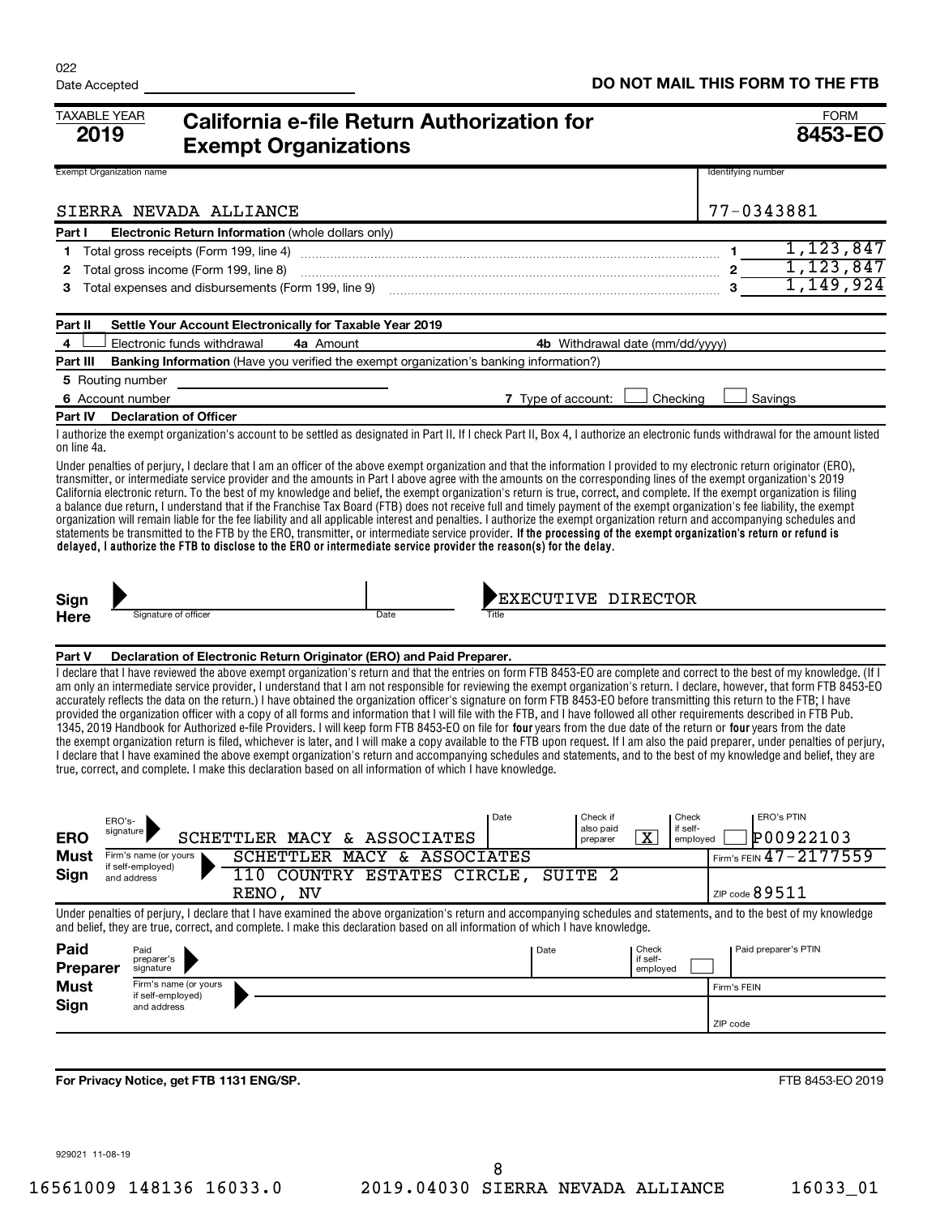022

Date Accepted

**DO NOT MAIL THIS FORM TO THE FTB**

TAXABLE YEAR **2019**

# California e-file Return Authorization for Exempt Organizations

FORM **8453-EO**

| Exempt Organization name | Identifying number |
|---|---|
| SIERRA NEVADA ALLIANCE | 77-0343881 |

**Part I Electronic Return Information** (whole dollars only)

| | | | |
|---|---|---|---|
| 1 | Total gross receipts (Form 199, line 4) | 1 | 1,123,847 |
| 2 | Total gross income (Form 199, line 8) | 2 | 1,123,847 |
| 3 | Total expenses and disbursements (Form 199, line 9) | 3 | 1,149,924 |

**Part II Settle Your Account Electronically for Taxable Year 2019**

4 ☐ Electronic funds withdrawal **4a** Amount **4b** Withdrawal date (mm/dd/yyyy)

**Part III Banking Information** (Have you verified the exempt organization's banking information?)

**5** Routing number

**6** Account number **7** Type of account: ☐ Checking ☐ Savings

**Part IV Declaration of Officer**

I authorize the exempt organization's account to be settled as designated in Part II. If I check Part II, Box 4, I authorize an electronic funds withdrawal for the amount listed on line 4a.

Under penalties of perjury, I declare that I am an officer of the above exempt organization and that the information I provided to my electronic return originator (ERO), transmitter, or intermediate service provider and the amounts in Part I above agree with the amounts on the corresponding lines of the exempt organization's 2019 California electronic return. To the best of my knowledge and belief, the exempt organization's return is true, correct, and complete. If the exempt organization is filing a balance due return, I understand that if the Franchise Tax Board (FTB) does not receive full and timely payment of the exempt organization's fee liability, the exempt organization will remain liable for the fee liability and all applicable interest and penalties. I authorize the exempt organization return and accompanying schedules and statements be transmitted to the FTB by the ERO, transmitter, or intermediate service provider. **If the processing of the exempt organization's return or refund is delayed, I authorize the FTB to disclose to the ERO or intermediate service provider the reason(s) for the delay.**

**Sign Here** Signature of officer Date Title: EXECUTIVE DIRECTOR

**Part V Declaration of Electronic Return Originator (ERO) and Paid Preparer.**

I declare that I have reviewed the above exempt organization's return and that the entries on form FTB 8453-EO are complete and correct to the best of my knowledge. (If I am only an intermediate service provider, I understand that I am not responsible for reviewing the exempt organization's return. I declare, however, that form FTB 8453-EO accurately reflects the data on the return.) I have obtained the organization officer's signature on form FTB 8453-EO before transmitting this return to the FTB; I have provided the organization officer with a copy of all forms and information that I will file with the FTB, and I have followed all other requirements described in FTB Pub. 1345, 2019 Handbook for Authorized e-file Providers. I will keep form FTB 8453-EO on file for **four** years from the due date of the return or **four** years from the date the exempt organization return is filed, whichever is later, and I will make a copy available to the FTB upon request. If I am also the paid preparer, under penalties of perjury, I declare that I have examined the above exempt organization's return and accompanying schedules and statements, and to the best of my knowledge and belief, they are true, correct, and complete. I make this declaration based on all information of which I have knowledge.

**ERO Must Sign**

| | | | |
|---|---|---|---|
| ERO's-signature | SCHETTLER MACY & ASSOCIATES | Date | Check if also paid preparer [X] | Check if self-employed ☐ | ERO's PTIN P00922103 |
| Firm's name (or yours if self-employed) and address | SCHETTLER MACY & ASSOCIATES<br>110 COUNTRY ESTATES CIRCLE, SUITE 2<br>RENO, NV | Firm's FEIN 47-2177559<br>ZIP code 89511 |

Under penalties of perjury, I declare that I have examined the above organization's return and accompanying schedules and statements, and to the best of my knowledge and belief, they are true, correct, and complete. I make this declaration based on all information of which I have knowledge.

**Paid Preparer Must Sign**

| | | | |
|---|---|---|---|
| Paid preparer's signature | | Date | Check if self-employed ☐ | Paid preparer's PTIN |
| Firm's name (or yours if self-employed) and address | | Firm's FEIN<br>ZIP code |

**For Privacy Notice, get FTB 1131 ENG/SP.**

FTB 8453-EO 2019

929021 11-08-19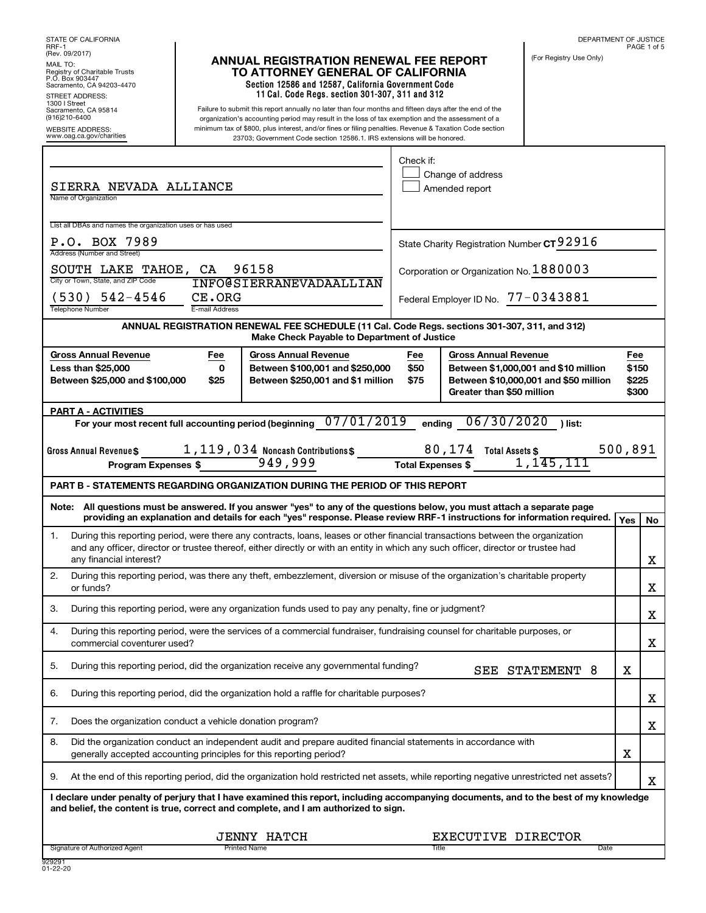STATE OF CALIFORNIA
RRF-1
(Rev. 09/2017)

MAIL TO:
Registry of Charitable Trusts
P.O. Box 903447
Sacramento, CA 94203-4470

STREET ADDRESS:
1300 I Street
Sacramento, CA 95814
(916)210-6400

WEBSITE ADDRESS:
www.oag.ca.gov/charities

# ANNUAL REGISTRATION RENEWAL FEE REPORT TO ATTORNEY GENERAL OF CALIFORNIA

**Section 12586 and 12587, California Government Code**
**11 Cal. Code Regs. section 301-307, 311 and 312**

Failure to submit this report annually no later than four months and fifteen days after the end of the organization's accounting period may result in the loss of tax exemption and the assessment of a minimum tax of $800, plus interest, and/or fines or filing penalties. Revenue & Taxation Code section 23703; Government Code section 12586.1. IRS extensions will be honored.

DEPARTMENT OF JUSTICE

(For Registry Use Only)

Check if:
- [ ] Change of address
- [ ] Amended report

Name of Organization: SIERRA NEVADA ALLIANCE

List all DBAs and names the organization uses or has used:

Address (Number and Street): P.O. BOX 7989

City or Town, State, and ZIP Code: SOUTH LAKE TAHOE, CA 96158

Telephone Number: (530) 542-4546

E-mail Address: INFO@SIERRANEVADAALLIANCE.ORG

State Charity Registration Number CT 92916

Corporation or Organization No. 1880003

Federal Employer ID No. 77-0343881

**ANNUAL REGISTRATION RENEWAL FEE SCHEDULE (11 Cal. Code Regs. sections 301-307, 311, and 312)**
**Make Check Payable to Department of Justice**

| Gross Annual Revenue | Fee | Gross Annual Revenue | Fee | Gross Annual Revenue | Fee |
|---|---|---|---|---|---|
| Less than $25,000 | 0 | Between $100,001 and $250,000 | $50 | Between $1,000,001 and $10 million | $150 |
| Between $25,000 and $100,000 | $25 | Between $250,001 and $1 million | $75 | Between $10,000,001 and $50 million | $225 |
| | | | | Greater than $50 million | $300 |

**PART A - ACTIVITIES**

For your most recent full accounting period (beginning 07/01/2019 ending 06/30/2020 ) list:

Gross Annual Revenue $ 1,119,034 Noncash Contributions $ 80,174 Total Assets $ 500,891

Program Expenses $ 949,999 Total Expenses $ 1,145,111

**PART B - STATEMENTS REGARDING ORGANIZATION DURING THE PERIOD OF THIS REPORT**

**Note: All questions must be answered. If you answer "yes" to any of the questions below, you must attach a separate page providing an explanation and details for each "yes" response. Please review RRF-1 instructions for information required.**

| | Question | Yes | No |
|---|---|---|---|
| 1. | During this reporting period, were there any contracts, loans, leases or other financial transactions between the organization and any officer, director or trustee thereof, either directly or with an entity in which any such officer, director or trustee had any financial interest? | | X |
| 2. | During this reporting period, was there any theft, embezzlement, diversion or misuse of the organization's charitable property or funds? | | X |
| 3. | During this reporting period, were any organization funds used to pay any penalty, fine or judgment? | | X |
| 4. | During this reporting period, were the services of a commercial fundraiser, fundraising counsel for charitable purposes, or commercial coventurer used? | | X |
| 5. | During this reporting period, did the organization receive any governmental funding? SEE STATEMENT 8 | X | |
| 6. | During this reporting period, did the organization hold a raffle for charitable purposes? | | X |
| 7. | Does the organization conduct a vehicle donation program? | | X |
| 8. | Did the organization conduct an independent audit and prepare audited financial statements in accordance with generally accepted accounting principles for this reporting period? | X | |
| 9. | At the end of this reporting period, did the organization hold restricted net assets, while reporting negative unrestricted net assets? | | X |

**I declare under penalty of perjury that I have examined this report, including accompanying documents, and to the best of my knowledge and belief, the content is true, correct and complete, and I am authorized to sign.**

| Signature of Authorized Agent | Printed Name | Title | Date |
|---|---|---|---|
| | JENNY HATCH | EXECUTIVE DIRECTOR | |

929291
01-22-20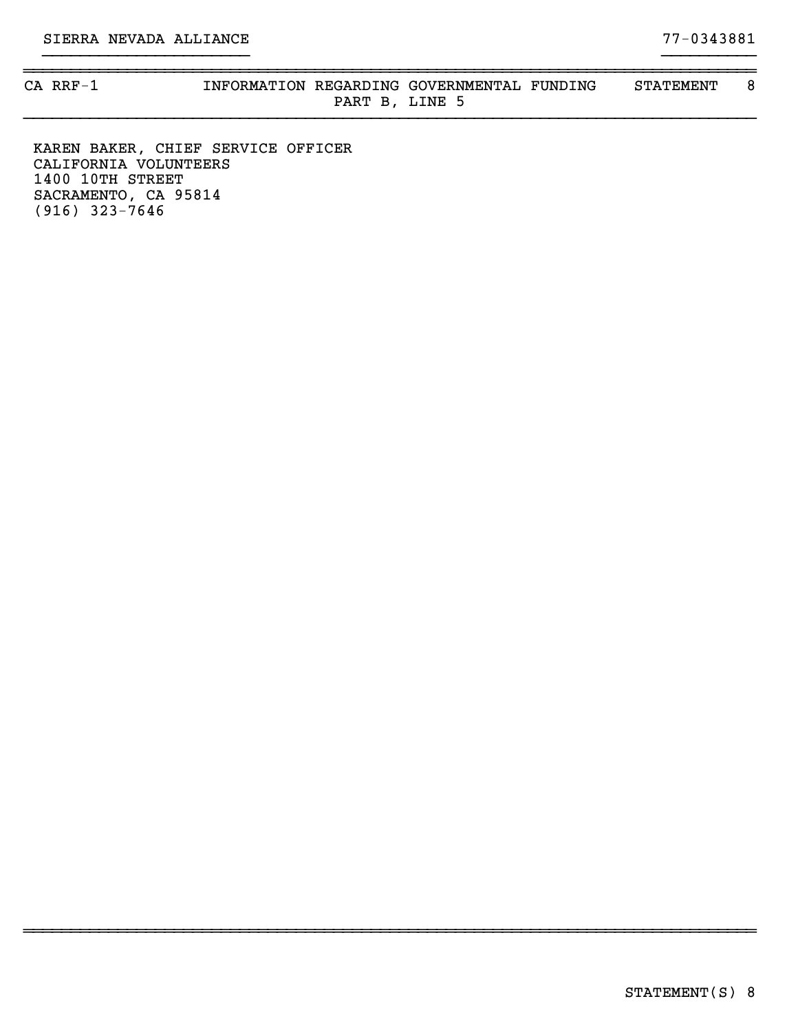SIERRA NEVADA ALLIANCE 77-0343881

CA RRF-1 INFORMATION REGARDING GOVERNMENTAL FUNDING STATEMENT 8
PART B, LINE 5

KAREN BAKER, CHIEF SERVICE OFFICER
CALIFORNIA VOLUNTEERS
1400 10TH STREET
SACRAMENTO, CA 95814
(916) 323-7646

STATEMENT(S) 8